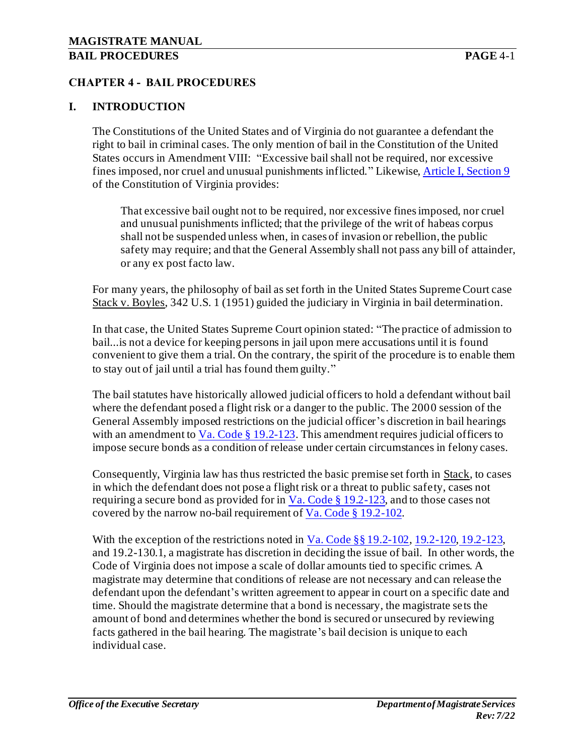# CHAPTER 4 - BAIL PROCEDURES

## I. INTRODUCTION

The Constitutions of the United States and of Virginia do not guarantee a defendant the right to bail in criminal cases. The only mention of bail in the Constitution of the United States occurs in Amendment VIII: "Excessive bail shall not be required, nor excessive fines imposed, nor cruel and unusual punishments inflicted." Likewise, Article I, Section 9 of the Constitution of Virginia provides:

> That excessive bail ought not to be required, nor excessive fines imposed, nor cruel and unusual punishments inflicted; that the privilege of the writ of habeas corpus shall not be suspended unless when, in cases of invasion or rebellion, the public safety may require; and that the General Assembly shall not pass any bill of attainder, or any ex post facto law.

For many years, the philosophy of bail as set forth in the United States Supreme Court case Stack v. Boyles, 342 U.S. 1 (1951) guided the judiciary in Virginia in bail determination.

In that case, the United States Supreme Court opinion stated: "The practice of admission to bail...is not a device for keeping persons in jail upon mere accusations until it is found convenient to give them a trial. On the contrary, the spirit of the procedure is to enable them to stay out of jail until a trial has found them guilty."

The bail statutes have historically allowed judicial officers to hold a defendant without bail where the defendant posed a flight risk or a danger to the public. The 2000 session of the General Assembly imposed restrictions on the judicial officer's discretion in bail hearings with an amendment to Va. Code § 19.2-123. This amendment requires judicial officers to impose secure bonds as a condition of release under certain circumstances in felony cases.

Consequently, Virginia law has thus restricted the basic premise set forth in Stack, to cases in which the defendant does not pose a flight risk or a threat to public safety, cases not requiring a secure bond as provided for in Va. Code § 19.2-123, and to those cases not covered by the narrow no-bail requirement of Va. Code § 19.2-102.

With the exception of the restrictions noted in Va. Code §§ 19.2-102, 19.2-120, 19.2-123, and 19.2-130.1, a magistrate has discretion in deciding the issue of bail. In other words, the Code of Virginia does not impose a scale of dollar amounts tied to specific crimes. A magistrate may determine that conditions of release are not necessary and can release the defendant upon the defendant's written agreement to appear in court on a specific date and time. Should the magistrate determine that a bond is necessary, the magistrate sets the amount of bond and determines whether the bond is secured or unsecured by reviewing facts gathered in the bail hearing. The magistrate's bail decision is unique to each individual case.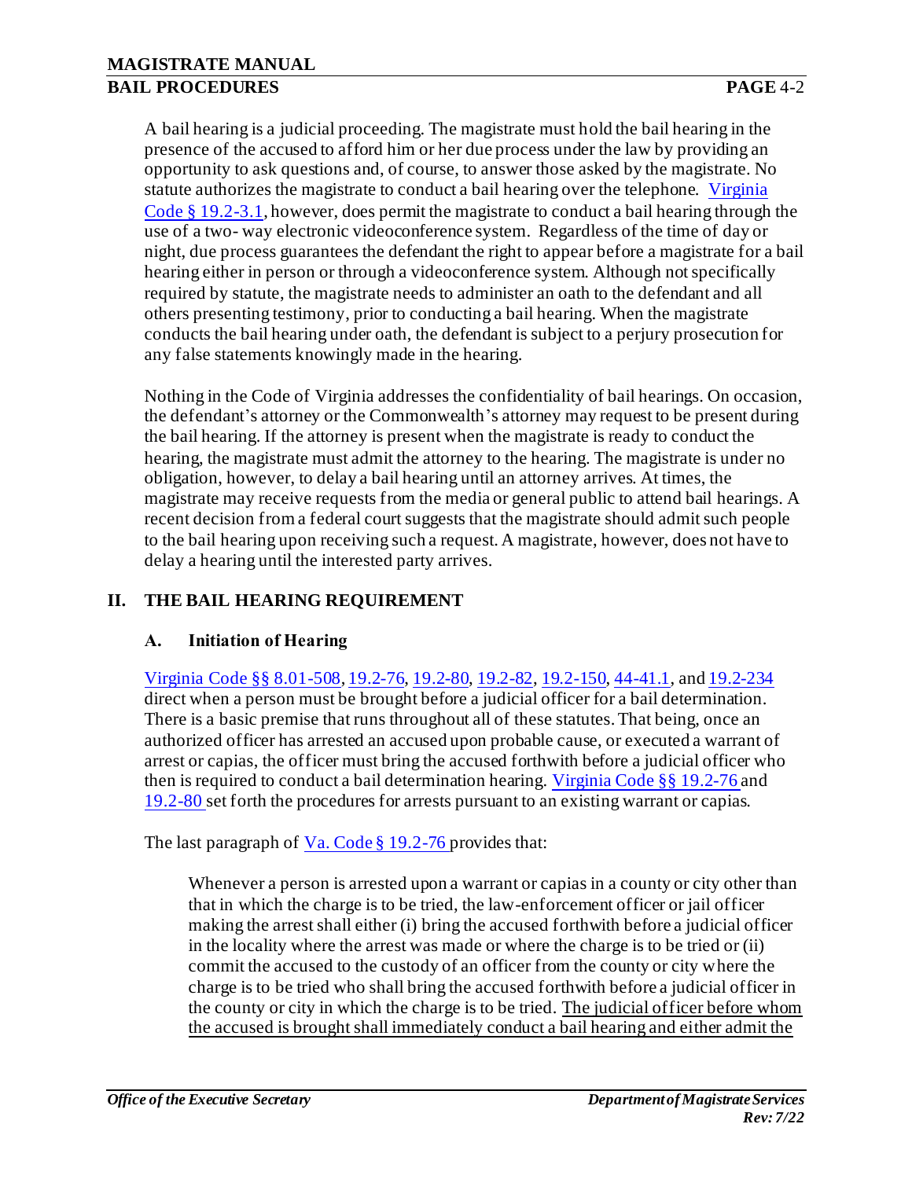A bail hearing is a judicial proceeding. The magistrate must hold the bail hearing in the presence of the accused to afford him or her due process under the law by providing an opportunity to ask questions and, of course, to answer those asked by the magistrate. No statute authorizes the magistrate to conduct a bail hearing over the telephone. [Virginia Code § 19.2-3.1](), however, does permit the magistrate to conduct a bail hearing through the use of a two- way electronic videoconference system. Regardless of the time of day or night, due process guarantees the defendant the right to appear before a magistrate for a bail hearing either in person or through a videoconference system. Although not specifically required by statute, the magistrate needs to administer an oath to the defendant and all others presenting testimony, prior to conducting a bail hearing. When the magistrate conducts the bail hearing under oath, the defendant is subject to a perjury prosecution for any false statements knowingly made in the hearing.

Nothing in the Code of Virginia addresses the confidentiality of bail hearings. On occasion, the defendant's attorney or the Commonwealth's attorney may request to be present during the bail hearing. If the attorney is present when the magistrate is ready to conduct the hearing, the magistrate must admit the attorney to the hearing. The magistrate is under no obligation, however, to delay a bail hearing until an attorney arrives. At times, the magistrate may receive requests from the media or general public to attend bail hearings. A recent decision from a federal court suggests that the magistrate should admit such people to the bail hearing upon receiving such a request. A magistrate, however, does not have to delay a hearing until the interested party arrives.

## II. THE BAIL HEARING REQUIREMENT

### A. Initiation of Hearing

Virginia Code §§ 8.01-508, 19.2-76, 19.2-80, 19.2-82, 19.2-150, 44-41.1, and 19.2-234 direct when a person must be brought before a judicial officer for a bail determination. There is a basic premise that runs throughout all of these statutes. That being, once an authorized officer has arrested an accused upon probable cause, or executed a warrant of arrest or capias, the officer must bring the accused forthwith before a judicial officer who then is required to conduct a bail determination hearing. Virginia Code §§ 19.2-76 and 19.2-80 set forth the procedures for arrests pursuant to an existing warrant or capias.

The last paragraph of Va. Code § 19.2-76 provides that:

> Whenever a person is arrested upon a warrant or capias in a county or city other than that in which the charge is to be tried, the law-enforcement officer or jail officer making the arrest shall either (i) bring the accused forthwith before a judicial officer in the locality where the arrest was made or where the charge is to be tried or (ii) commit the accused to the custody of an officer from the county or city where the charge is to be tried who shall bring the accused forthwith before a judicial officer in the county or city in which the charge is to be tried. <u>The judicial officer before whom the accused is brought shall immediately conduct a bail hearing and either admit the</u>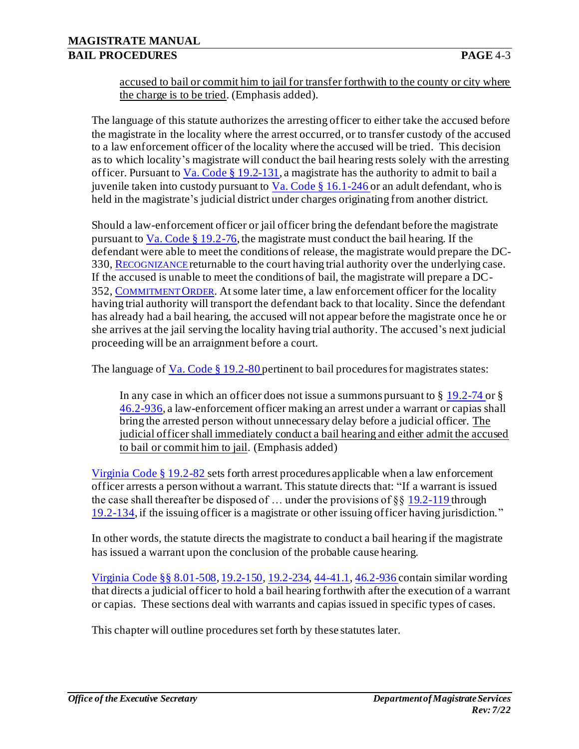> accused to bail or commit him to jail for transfer forthwith to the county or city where the charge is to be tried. (Emphasis added).

The language of this statute authorizes the arresting officer to either take the accused before the magistrate in the locality where the arrest occurred, or to transfer custody of the accused to a law enforcement officer of the locality where the accused will be tried. This decision as to which locality's magistrate will conduct the bail hearing rests solely with the arresting officer. Pursuant to Va. Code § 19.2-131, a magistrate has the authority to admit to bail a juvenile taken into custody pursuant to Va. Code § 16.1-246 or an adult defendant, who is held in the magistrate's judicial district under charges originating from another district.

Should a law-enforcement officer or jail officer bring the defendant before the magistrate pursuant to Va. Code § 19.2-76, the magistrate must conduct the bail hearing. If the defendant were able to meet the conditions of release, the magistrate would prepare the DC-330, RECOGNIZANCE returnable to the court having trial authority over the underlying case. If the accused is unable to meet the conditions of bail, the magistrate will prepare a DC-352, COMMITMENT ORDER. At some later time, a law enforcement officer for the locality having trial authority will transport the defendant back to that locality. Since the defendant has already had a bail hearing, the accused will not appear before the magistrate once he or she arrives at the jail serving the locality having trial authority. The accused's next judicial proceeding will be an arraignment before a court.

The language of Va. Code § 19.2-80 pertinent to bail procedures for magistrates states:

> In any case in which an officer does not issue a summons pursuant to § 19.2-74 or § 46.2-936, a law-enforcement officer making an arrest under a warrant or capias shall bring the arrested person without unnecessary delay before a judicial officer. The judicial officer shall immediately conduct a bail hearing and either admit the accused to bail or commit him to jail. (Emphasis added)

Virginia Code § 19.2-82 sets forth arrest procedures applicable when a law enforcement officer arrests a person without a warrant. This statute directs that: "If a warrant is issued the case shall thereafter be disposed of … under the provisions of §§ 19.2-119 through 19.2-134, if the issuing officer is a magistrate or other issuing officer having jurisdiction."

In other words, the statute directs the magistrate to conduct a bail hearing if the magistrate has issued a warrant upon the conclusion of the probable cause hearing.

Virginia Code §§ 8.01-508, 19.2-150, 19.2-234, 44-41.1, 46.2-936 contain similar wording that directs a judicial officer to hold a bail hearing forthwith after the execution of a warrant or capias. These sections deal with warrants and capias issued in specific types of cases.

This chapter will outline procedures set forth by these statutes later.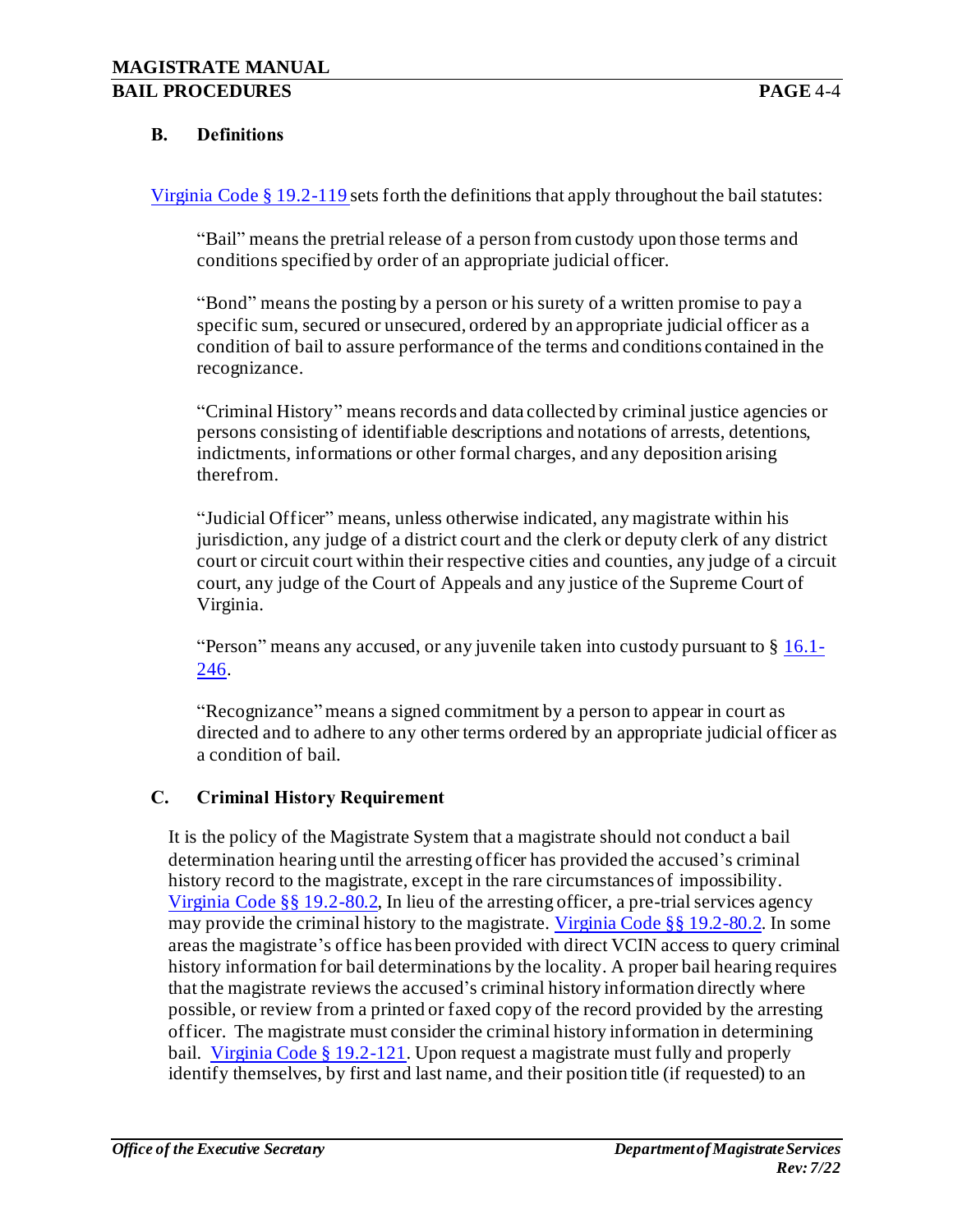### B. Definitions

Virginia Code § 19.2-119 sets forth the definitions that apply throughout the bail statutes:

> "Bail" means the pretrial release of a person from custody upon those terms and conditions specified by order of an appropriate judicial officer.
>
> "Bond" means the posting by a person or his surety of a written promise to pay a specific sum, secured or unsecured, ordered by an appropriate judicial officer as a condition of bail to assure performance of the terms and conditions contained in the recognizance.
>
> "Criminal History" means records and data collected by criminal justice agencies or persons consisting of identifiable descriptions and notations of arrests, detentions, indictments, informations or other formal charges, and any deposition arising therefrom.
>
> "Judicial Officer" means, unless otherwise indicated, any magistrate within his jurisdiction, any judge of a district court and the clerk or deputy clerk of any district court or circuit court within their respective cities and counties, any judge of a circuit court, any judge of the Court of Appeals and any justice of the Supreme Court of Virginia.
>
> "Person" means any accused, or any juvenile taken into custody pursuant to § 16.1-246.
>
> "Recognizance" means a signed commitment by a person to appear in court as directed and to adhere to any other terms ordered by an appropriate judicial officer as a condition of bail.

### C. Criminal History Requirement

It is the policy of the Magistrate System that a magistrate should not conduct a bail determination hearing until the arresting officer has provided the accused's criminal history record to the magistrate, except in the rare circumstances of impossibility. Virginia Code §§ 19.2-80.2, In lieu of the arresting officer, a pre-trial services agency may provide the criminal history to the magistrate. Virginia Code §§ 19.2-80.2. In some areas the magistrate's office has been provided with direct VCIN access to query criminal history information for bail determinations by the locality. A proper bail hearing requires that the magistrate reviews the accused's criminal history information directly where possible, or review from a printed or faxed copy of the record provided by the arresting officer. The magistrate must consider the criminal history information in determining bail. Virginia Code § 19.2-121. Upon request a magistrate must fully and properly identify themselves, by first and last name, and their position title (if requested) to an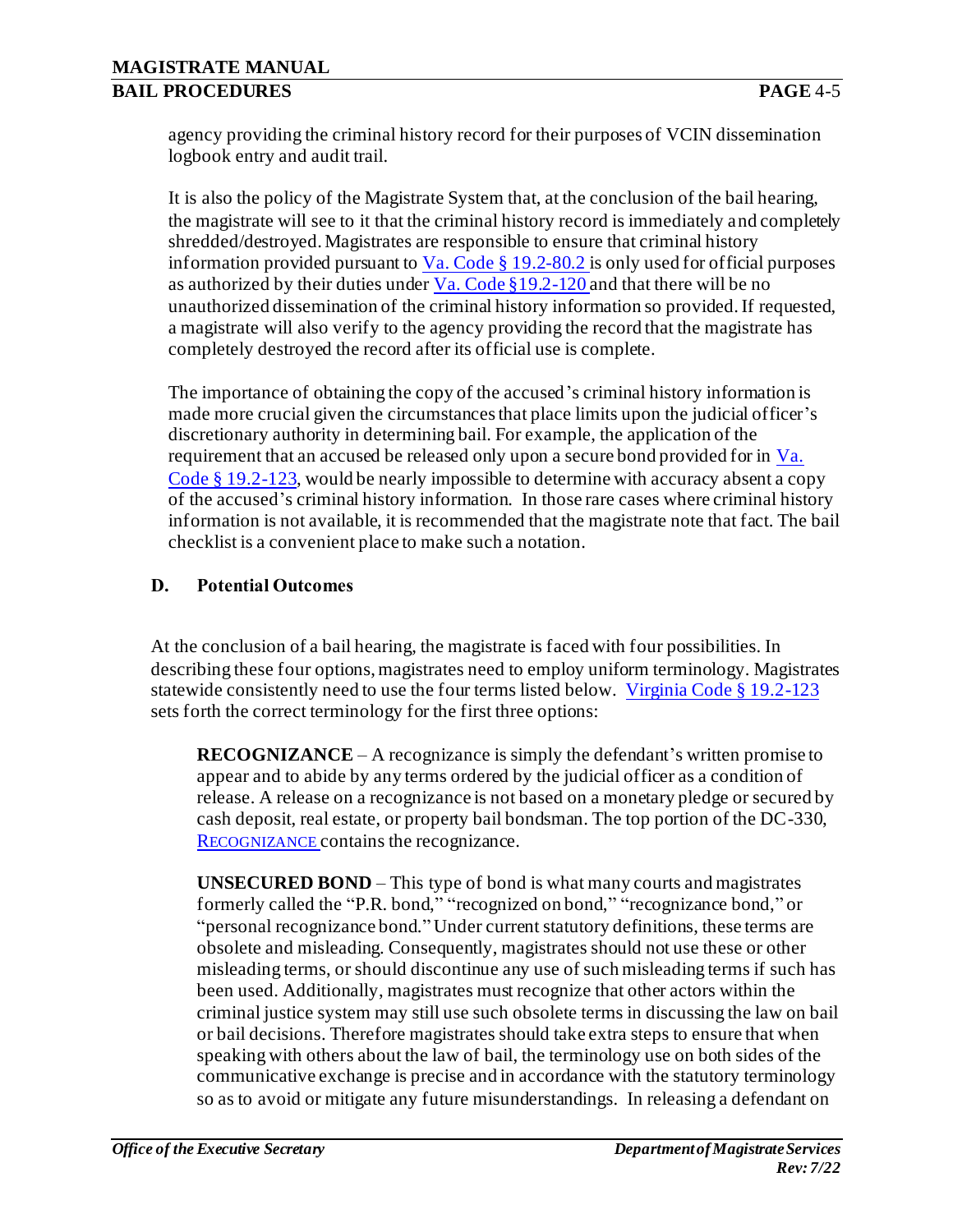agency providing the criminal history record for their purposes of VCIN dissemination logbook entry and audit trail.

It is also the policy of the Magistrate System that, at the conclusion of the bail hearing, the magistrate will see to it that the criminal history record is immediately and completely shredded/destroyed. Magistrates are responsible to ensure that criminal history information provided pursuant to Va. Code § 19.2-80.2 is only used for official purposes as authorized by their duties under Va. Code §19.2-120 and that there will be no unauthorized dissemination of the criminal history information so provided. If requested, a magistrate will also verify to the agency providing the record that the magistrate has completely destroyed the record after its official use is complete.

The importance of obtaining the copy of the accused's criminal history information is made more crucial given the circumstances that place limits upon the judicial officer's discretionary authority in determining bail. For example, the application of the requirement that an accused be released only upon a secure bond provided for in Va. Code § 19.2-123, would be nearly impossible to determine with accuracy absent a copy of the accused's criminal history information. In those rare cases where criminal history information is not available, it is recommended that the magistrate note that fact. The bail checklist is a convenient place to make such a notation.

### D. Potential Outcomes

At the conclusion of a bail hearing, the magistrate is faced with four possibilities. In describing these four options, magistrates need to employ uniform terminology. Magistrates statewide consistently need to use the four terms listed below. Virginia Code § 19.2-123 sets forth the correct terminology for the first three options:

**RECOGNIZANCE** – A recognizance is simply the defendant's written promise to appear and to abide by any terms ordered by the judicial officer as a condition of release. A release on a recognizance is not based on a monetary pledge or secured by cash deposit, real estate, or property bail bondsman. The top portion of the DC-330, RECOGNIZANCE contains the recognizance.

**UNSECURED BOND** – This type of bond is what many courts and magistrates formerly called the "P.R. bond," "recognized on bond," "recognizance bond," or "personal recognizance bond." Under current statutory definitions, these terms are obsolete and misleading. Consequently, magistrates should not use these or other misleading terms, or should discontinue any use of such misleading terms if such has been used. Additionally, magistrates must recognize that other actors within the criminal justice system may still use such obsolete terms in discussing the law on bail or bail decisions. Therefore magistrates should take extra steps to ensure that when speaking with others about the law of bail, the terminology use on both sides of the communicative exchange is precise and in accordance with the statutory terminology so as to avoid or mitigate any future misunderstandings. In releasing a defendant on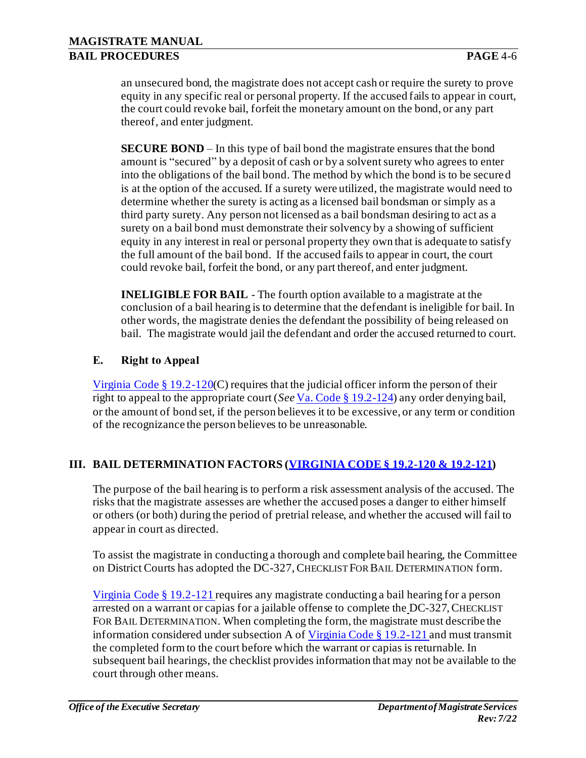an unsecured bond, the magistrate does not accept cash or require the surety to prove equity in any specific real or personal property. If the accused fails to appear in court, the court could revoke bail, forfeit the monetary amount on the bond, or any part thereof, and enter judgment.

**SECURE BOND** – In this type of bail bond the magistrate ensures that the bond amount is "secured" by a deposit of cash or by a solvent surety who agrees to enter into the obligations of the bail bond. The method by which the bond is to be secured is at the option of the accused. If a surety were utilized, the magistrate would need to determine whether the surety is acting as a licensed bail bondsman or simply as a third party surety. Any person not licensed as a bail bondsman desiring to act as a surety on a bail bond must demonstrate their solvency by a showing of sufficient equity in any interest in real or personal property they own that is adequate to satisfy the full amount of the bail bond. If the accused fails to appear in court, the court could revoke bail, forfeit the bond, or any part thereof, and enter judgment.

**INELIGIBLE FOR BAIL** - The fourth option available to a magistrate at the conclusion of a bail hearing is to determine that the defendant is ineligible for bail. In other words, the magistrate denies the defendant the possibility of being released on bail. The magistrate would jail the defendant and order the accused returned to court.

### E. Right to Appeal

Virginia Code § 19.2-120(C) requires that the judicial officer inform the person of their right to appeal to the appropriate court (*See* Va. Code § 19.2-124) any order denying bail, or the amount of bond set, if the person believes it to be excessive, or any term or condition of the recognizance the person believes to be unreasonable.

## III. BAIL DETERMINATION FACTORS (VIRGINIA CODE § 19.2-120 & 19.2-121)

The purpose of the bail hearing is to perform a risk assessment analysis of the accused. The risks that the magistrate assesses are whether the accused poses a danger to either himself or others (or both) during the period of pretrial release, and whether the accused will fail to appear in court as directed.

To assist the magistrate in conducting a thorough and complete bail hearing, the Committee on District Courts has adopted the DC-327, CHECKLIST FOR BAIL DETERMINATION form.

Virginia Code § 19.2-121 requires any magistrate conducting a bail hearing for a person arrested on a warrant or capias for a jailable offense to complete the DC-327, CHECKLIST FOR BAIL DETERMINATION. When completing the form, the magistrate must describe the information considered under subsection A of Virginia Code § 19.2-121 and must transmit the completed form to the court before which the warrant or capias is returnable. In subsequent bail hearings, the checklist provides information that may not be available to the court through other means.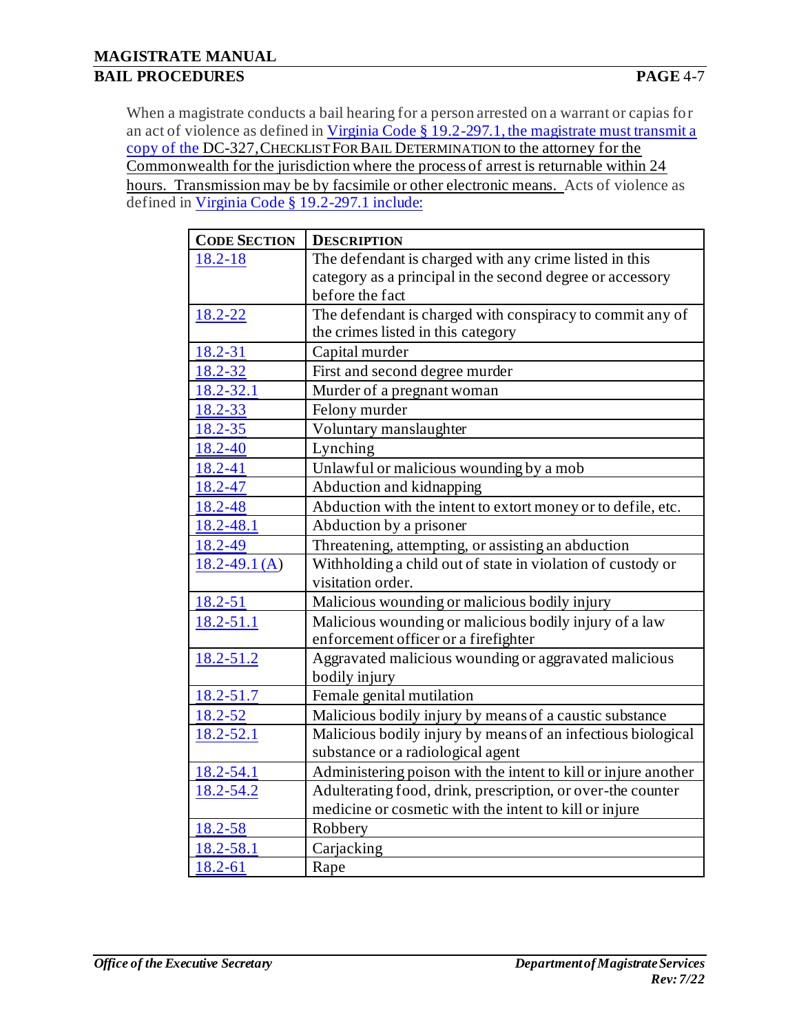When a magistrate conducts a bail hearing for a person arrested on a warrant or capias for an act of violence as defined in Virginia Code § 19.2-297.1, the magistrate must transmit a copy of the DC-327, CHECKLIST FOR BAIL DETERMINATION to the attorney for the Commonwealth for the jurisdiction where the process of arrest is returnable within 24 hours. Transmission may be by facsimile or other electronic means. Acts of violence as defined in Virginia Code § 19.2-297.1 include:

| CODE SECTION | DESCRIPTION |
|---|---|
| 18.2-18 | The defendant is charged with any crime listed in this category as a principal in the second degree or accessory before the fact |
| 18.2-22 | The defendant is charged with conspiracy to commit any of the crimes listed in this category |
| 18.2-31 | Capital murder |
| 18.2-32 | First and second degree murder |
| 18.2-32.1 | Murder of a pregnant woman |
| 18.2-33 | Felony murder |
| 18.2-35 | Voluntary manslaughter |
| 18.2-40 | Lynching |
| 18.2-41 | Unlawful or malicious wounding by a mob |
| 18.2-47 | Abduction and kidnapping |
| 18.2-48 | Abduction with the intent to extort money or to defile, etc. |
| 18.2-48.1 | Abduction by a prisoner |
| 18.2-49 | Threatening, attempting, or assisting an abduction |
| 18.2-49.1 (A) | Withholding a child out of state in violation of custody or visitation order. |
| 18.2-51 | Malicious wounding or malicious bodily injury |
| 18.2-51.1 | Malicious wounding or malicious bodily injury of a law enforcement officer or a firefighter |
| 18.2-51.2 | Aggravated malicious wounding or aggravated malicious bodily injury |
| 18.2-51.7 | Female genital mutilation |
| 18.2-52 | Malicious bodily injury by means of a caustic substance |
| 18.2-52.1 | Malicious bodily injury by means of an infectious biological substance or a radiological agent |
| 18.2-54.1 | Administering poison with the intent to kill or injure another |
| 18.2-54.2 | Adulterating food, drink, prescription, or over-the counter medicine or cosmetic with the intent to kill or injure |
| 18.2-58 | Robbery |
| 18.2-58.1 | Carjacking |
| 18.2-61 | Rape |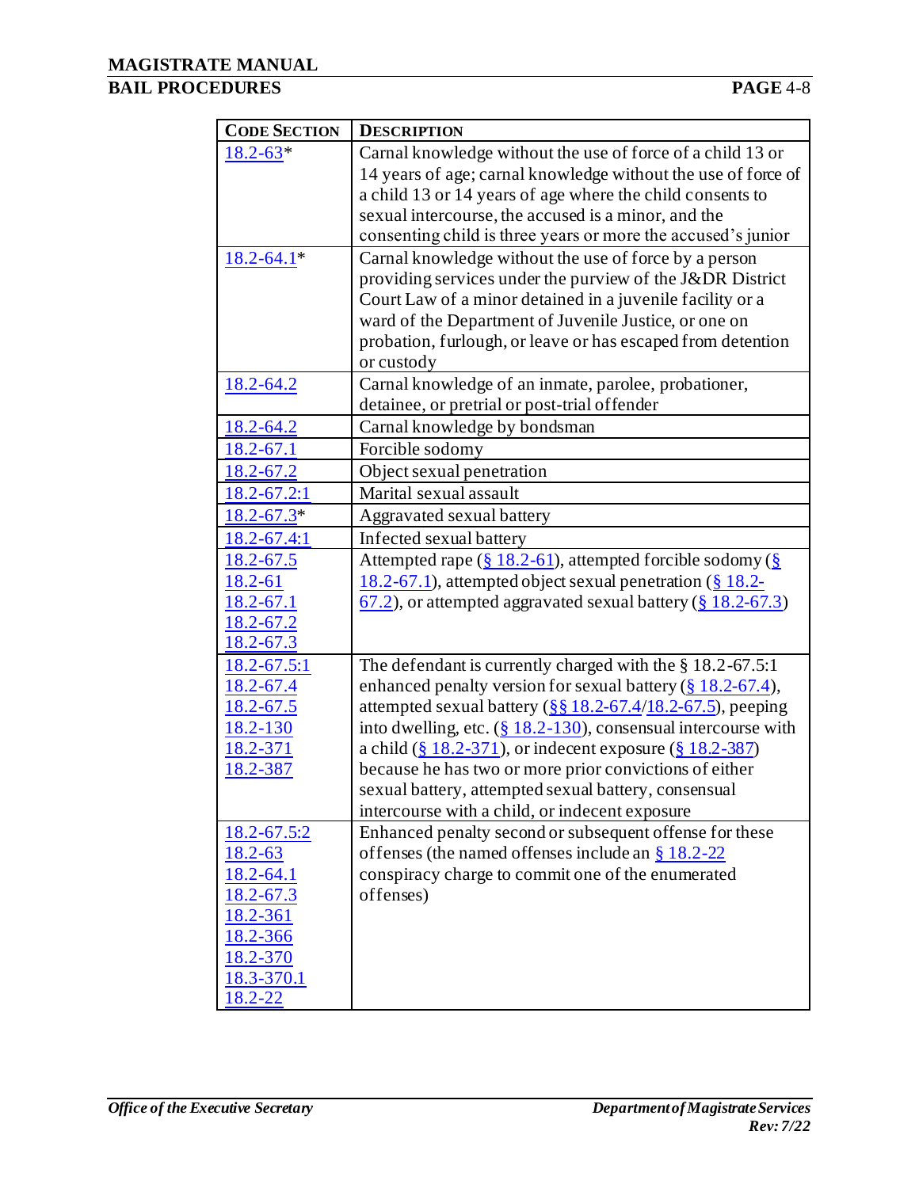| CODE SECTION | DESCRIPTION |
|---|---|
| 18.2-63* | Carnal knowledge without the use of force of a child 13 or 14 years of age; carnal knowledge without the use of force of a child 13 or 14 years of age where the child consents to sexual intercourse, the accused is a minor, and the consenting child is three years or more the accused's junior |
| 18.2-64.1* | Carnal knowledge without the use of force by a person providing services under the purview of the J&DR District Court Law of a minor detained in a juvenile facility or a ward of the Department of Juvenile Justice, or one on probation, furlough, or leave or has escaped from detention or custody |
| 18.2-64.2 | Carnal knowledge of an inmate, parolee, probationer, detainee, or pretrial or post-trial offender |
| 18.2-64.2 | Carnal knowledge by bondsman |
| 18.2-67.1 | Forcible sodomy |
| 18.2-67.2 | Object sexual penetration |
| 18.2-67.2:1 | Marital sexual assault |
| 18.2-67.3* | Aggravated sexual battery |
| 18.2-67.4:1 | Infected sexual battery |
| 18.2-67.5<br>18.2-61<br>18.2-67.1<br>18.2-67.2<br>18.2-67.3 | Attempted rape (§ 18.2-61), attempted forcible sodomy (§ 18.2-67.1), attempted object sexual penetration (§ 18.2-67.2), or attempted aggravated sexual battery (§ 18.2-67.3) |
| 18.2-67.5:1<br>18.2-67.4<br>18.2-67.5<br>18.2-130<br>18.2-371<br>18.2-387 | The defendant is currently charged with the § 18.2-67.5:1 enhanced penalty version for sexual battery (§ 18.2-67.4), attempted sexual battery (§§ 18.2-67.4/18.2-67.5), peeping into dwelling, etc. (§ 18.2-130), consensual intercourse with a child (§ 18.2-371), or indecent exposure (§ 18.2-387) because he has two or more prior convictions of either sexual battery, attempted sexual battery, consensual intercourse with a child, or indecent exposure |
| 18.2-67.5:2<br>18.2-63<br>18.2-64.1<br>18.2-67.3<br>18.2-361<br>18.2-366<br>18.2-370<br>18.3-370.1<br>18.2-22 | Enhanced penalty second or subsequent offense for these offenses (the named offenses include an § 18.2-22 conspiracy charge to commit one of the enumerated offenses) |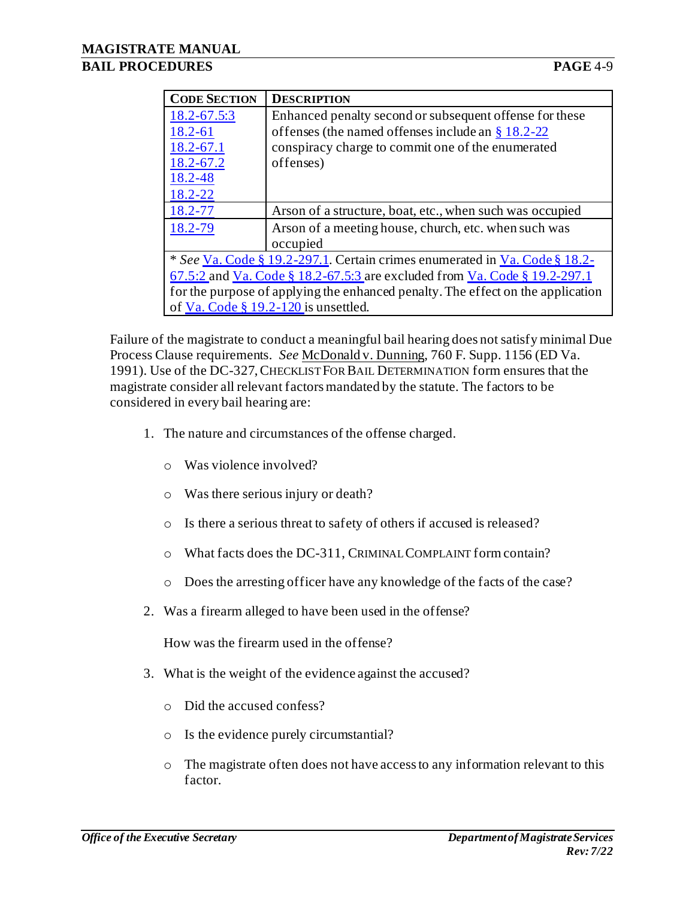| CODE SECTION | DESCRIPTION |
|---|---|
| 18.2-67.5:3<br>18.2-61<br>18.2-67.1<br>18.2-67.2<br>18.2-48<br>18.2-22 | Enhanced penalty second or subsequent offense for these offenses (the named offenses include an § 18.2-22 conspiracy charge to commit one of the enumerated offenses) |
| 18.2-77 | Arson of a structure, boat, etc., when such was occupied |
| 18.2-79 | Arson of a meeting house, church, etc. when such was occupied |
| * *See* Va. Code § 19.2-297.1. Certain crimes enumerated in Va. Code § 18.2-67.5:2 and Va. Code § 18.2-67.5:3 are excluded from Va. Code § 19.2-297.1 for the purpose of applying the enhanced penalty. The effect on the application of Va. Code § 19.2-120 is unsettled. | |

Failure of the magistrate to conduct a meaningful bail hearing does not satisfy minimal Due Process Clause requirements. *See* McDonald v. Dunning, 760 F. Supp. 1156 (ED Va. 1991). Use of the DC-327, CHECKLIST FOR BAIL DETERMINATION form ensures that the magistrate consider all relevant factors mandated by the statute. The factors to be considered in every bail hearing are:

1. The nature and circumstances of the offense charged.
   - Was violence involved?
   - Was there serious injury or death?
   - Is there a serious threat to safety of others if accused is released?
   - What facts does the DC-311, CRIMINAL COMPLAINT form contain?
   - Does the arresting officer have any knowledge of the facts of the case?
2. Was a firearm alleged to have been used in the offense?

   How was the firearm used in the offense?
3. What is the weight of the evidence against the accused?
   - Did the accused confess?
   - Is the evidence purely circumstantial?
   - The magistrate often does not have access to any information relevant to this factor.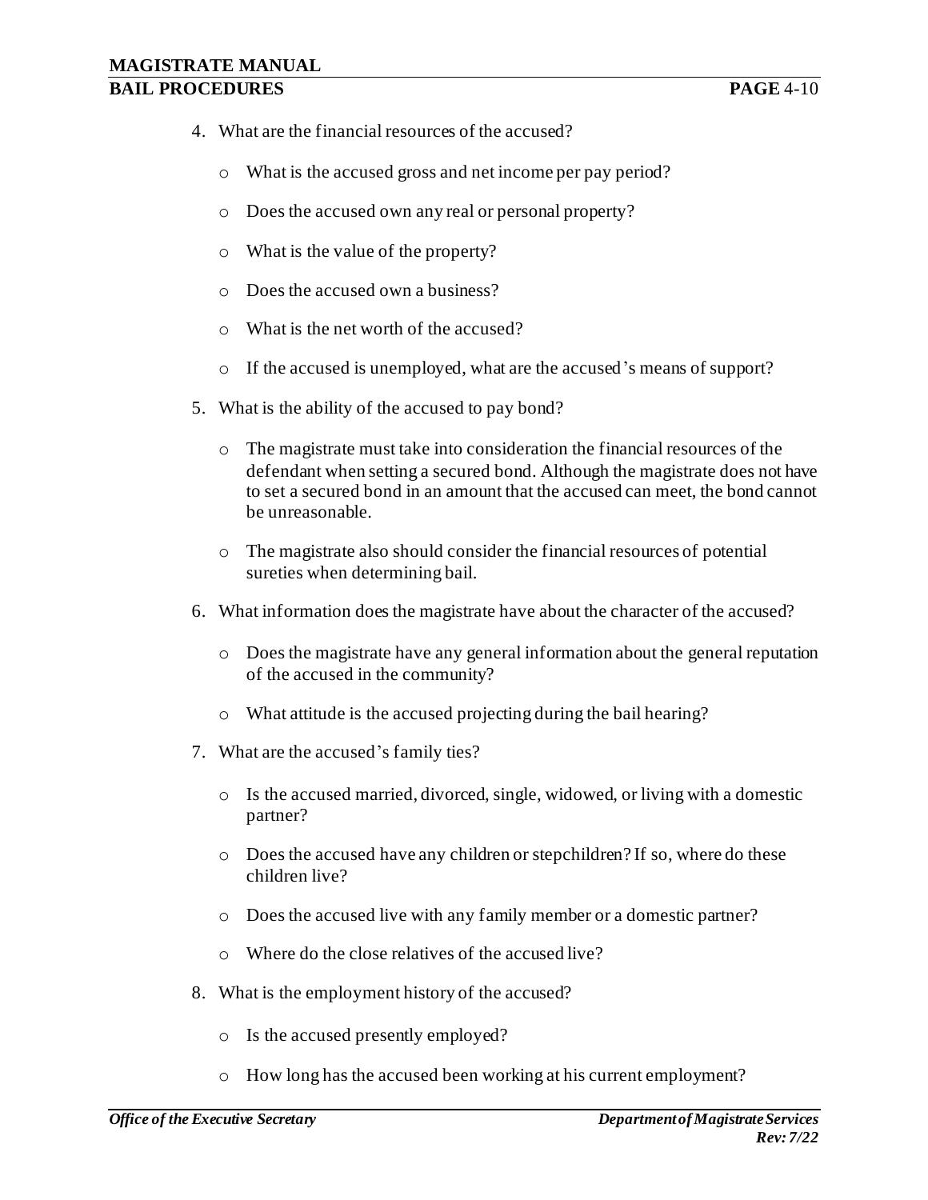4. What are the financial resources of the accused?
    - What is the accused gross and net income per pay period?
    - Does the accused own any real or personal property?
    - What is the value of the property?
    - Does the accused own a business?
    - What is the net worth of the accused?
    - If the accused is unemployed, what are the accused's means of support?
5. What is the ability of the accused to pay bond?
    - The magistrate must take into consideration the financial resources of the defendant when setting a secured bond. Although the magistrate does not have to set a secured bond in an amount that the accused can meet, the bond cannot be unreasonable.
    - The magistrate also should consider the financial resources of potential sureties when determining bail.
6. What information does the magistrate have about the character of the accused?
    - Does the magistrate have any general information about the general reputation of the accused in the community?
    - What attitude is the accused projecting during the bail hearing?
7. What are the accused's family ties?
    - Is the accused married, divorced, single, widowed, or living with a domestic partner?
    - Does the accused have any children or stepchildren? If so, where do these children live?
    - Does the accused live with any family member or a domestic partner?
    - Where do the close relatives of the accused live?
8. What is the employment history of the accused?
    - Is the accused presently employed?
    - How long has the accused been working at his current employment?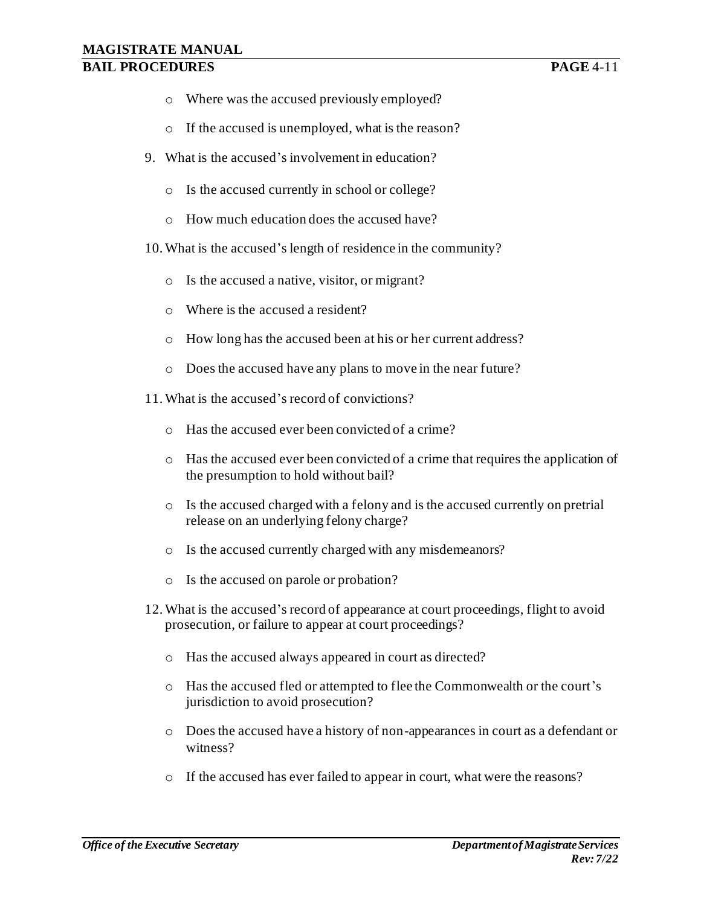- Where was the accused previously employed?
  - If the accused is unemployed, what is the reason?

9. What is the accused's involvement in education?
   - Is the accused currently in school or college?
   - How much education does the accused have?

10. What is the accused's length of residence in the community?
    - Is the accused a native, visitor, or migrant?
    - Where is the accused a resident?
    - How long has the accused been at his or her current address?
    - Does the accused have any plans to move in the near future?

11. What is the accused's record of convictions?
    - Has the accused ever been convicted of a crime?
    - Has the accused ever been convicted of a crime that requires the application of the presumption to hold without bail?
    - Is the accused charged with a felony and is the accused currently on pretrial release on an underlying felony charge?
    - Is the accused currently charged with any misdemeanors?
    - Is the accused on parole or probation?

12. What is the accused's record of appearance at court proceedings, flight to avoid prosecution, or failure to appear at court proceedings?
    - Has the accused always appeared in court as directed?
    - Has the accused fled or attempted to flee the Commonwealth or the court's jurisdiction to avoid prosecution?
    - Does the accused have a history of non-appearances in court as a defendant or witness?
    - If the accused has ever failed to appear in court, what were the reasons?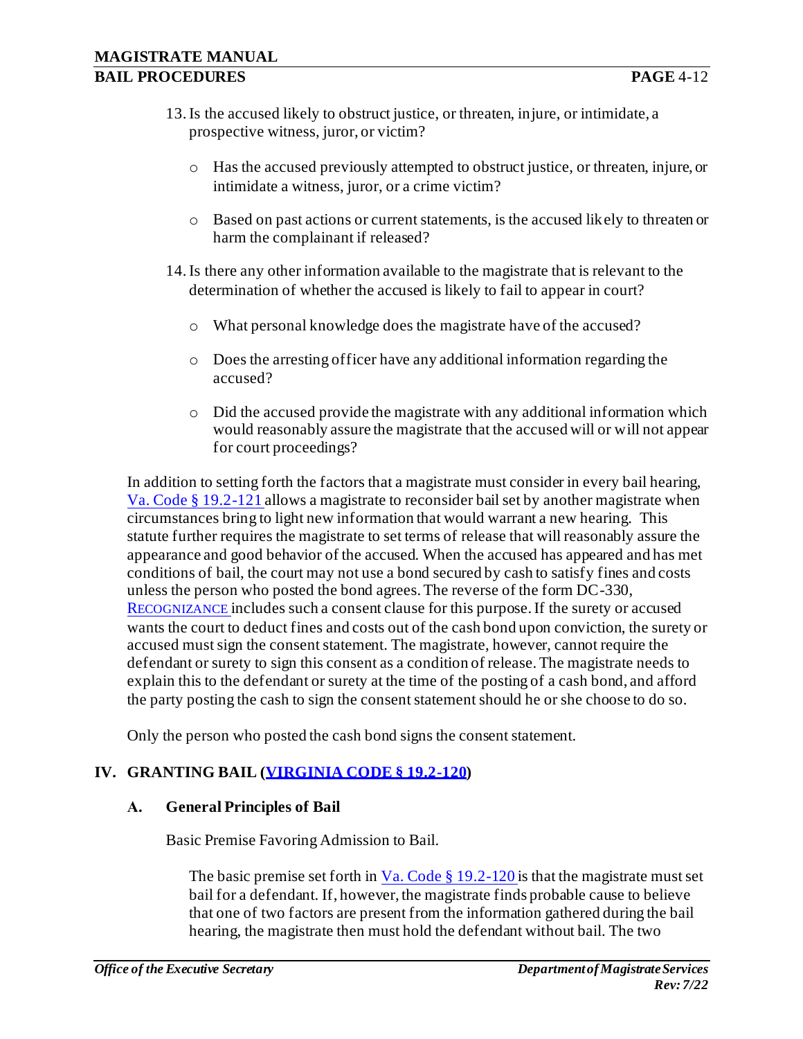13. Is the accused likely to obstruct justice, or threaten, injure, or intimidate, a prospective witness, juror, or victim?

    - Has the accused previously attempted to obstruct justice, or threaten, injure, or intimidate a witness, juror, or a crime victim?

    - Based on past actions or current statements, is the accused likely to threaten or harm the complainant if released?

14. Is there any other information available to the magistrate that is relevant to the determination of whether the accused is likely to fail to appear in court?

    - What personal knowledge does the magistrate have of the accused?

    - Does the arresting officer have any additional information regarding the accused?

    - Did the accused provide the magistrate with any additional information which would reasonably assure the magistrate that the accused will or will not appear for court proceedings?

In addition to setting forth the factors that a magistrate must consider in every bail hearing, Va. Code § 19.2-121 allows a magistrate to reconsider bail set by another magistrate when circumstances bring to light new information that would warrant a new hearing. This statute further requires the magistrate to set terms of release that will reasonably assure the appearance and good behavior of the accused. When the accused has appeared and has met conditions of bail, the court may not use a bond secured by cash to satisfy fines and costs unless the person who posted the bond agrees. The reverse of the form DC-330, RECOGNIZANCE includes such a consent clause for this purpose. If the surety or accused wants the court to deduct fines and costs out of the cash bond upon conviction, the surety or accused must sign the consent statement. The magistrate, however, cannot require the defendant or surety to sign this consent as a condition of release. The magistrate needs to explain this to the defendant or surety at the time of the posting of a cash bond, and afford the party posting the cash to sign the consent statement should he or she choose to do so.

Only the person who posted the cash bond signs the consent statement.

## IV. GRANTING BAIL (VIRGINIA CODE § 19.2-120)

### A. General Principles of Bail

Basic Premise Favoring Admission to Bail.

The basic premise set forth in Va. Code § 19.2-120 is that the magistrate must set bail for a defendant. If, however, the magistrate finds probable cause to believe that one of two factors are present from the information gathered during the bail hearing, the magistrate then must hold the defendant without bail. The two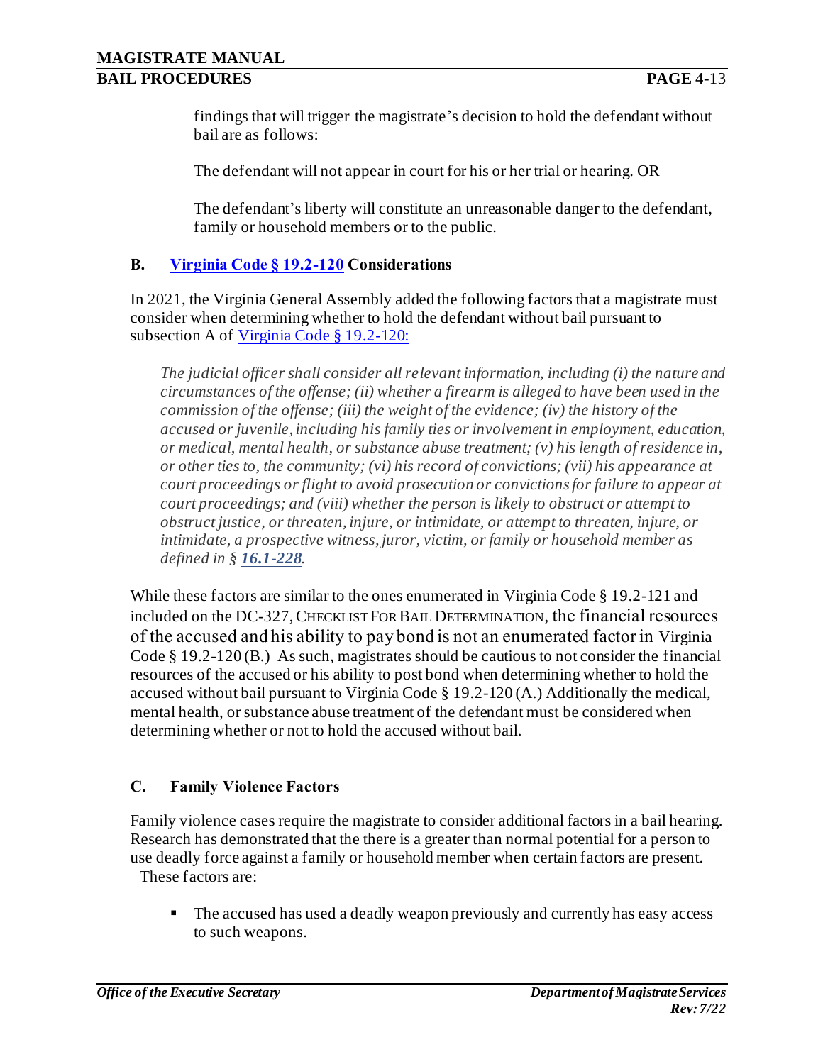findings that will trigger the magistrate's decision to hold the defendant without bail are as follows:

The defendant will not appear in court for his or her trial or hearing. OR

The defendant's liberty will constitute an unreasonable danger to the defendant, family or household members or to the public.

### B. Virginia Code § 19.2-120 Considerations

In 2021, the Virginia General Assembly added the following factors that a magistrate must consider when determining whether to hold the defendant without bail pursuant to subsection A of Virginia Code § 19.2-120:

> *The judicial officer shall consider all relevant information, including (i) the nature and circumstances of the offense; (ii) whether a firearm is alleged to have been used in the commission of the offense; (iii) the weight of the evidence; (iv) the history of the accused or juvenile, including his family ties or involvement in employment, education, or medical, mental health, or substance abuse treatment; (v) his length of residence in, or other ties to, the community; (vi) his record of convictions; (vii) his appearance at court proceedings or flight to avoid prosecution or convictions for failure to appear at court proceedings; and (viii) whether the person is likely to obstruct or attempt to obstruct justice, or threaten, injure, or intimidate, or attempt to threaten, injure, or intimidate, a prospective witness, juror, victim, or family or household member as defined in § **16.1-228**.*

While these factors are similar to the ones enumerated in Virginia Code § 19.2-121 and included on the DC-327, CHECKLIST FOR BAIL DETERMINATION, the financial resources of the accused and his ability to pay bond is not an enumerated factor in Virginia Code § 19.2-120 (B.) As such, magistrates should be cautious to not consider the financial resources of the accused or his ability to post bond when determining whether to hold the accused without bail pursuant to Virginia Code § 19.2-120 (A.) Additionally the medical, mental health, or substance abuse treatment of the defendant must be considered when determining whether or not to hold the accused without bail.

### C. Family Violence Factors

Family violence cases require the magistrate to consider additional factors in a bail hearing. Research has demonstrated that the there is a greater than normal potential for a person to use deadly force against a family or household member when certain factors are present. These factors are:

- The accused has used a deadly weapon previously and currently has easy access to such weapons.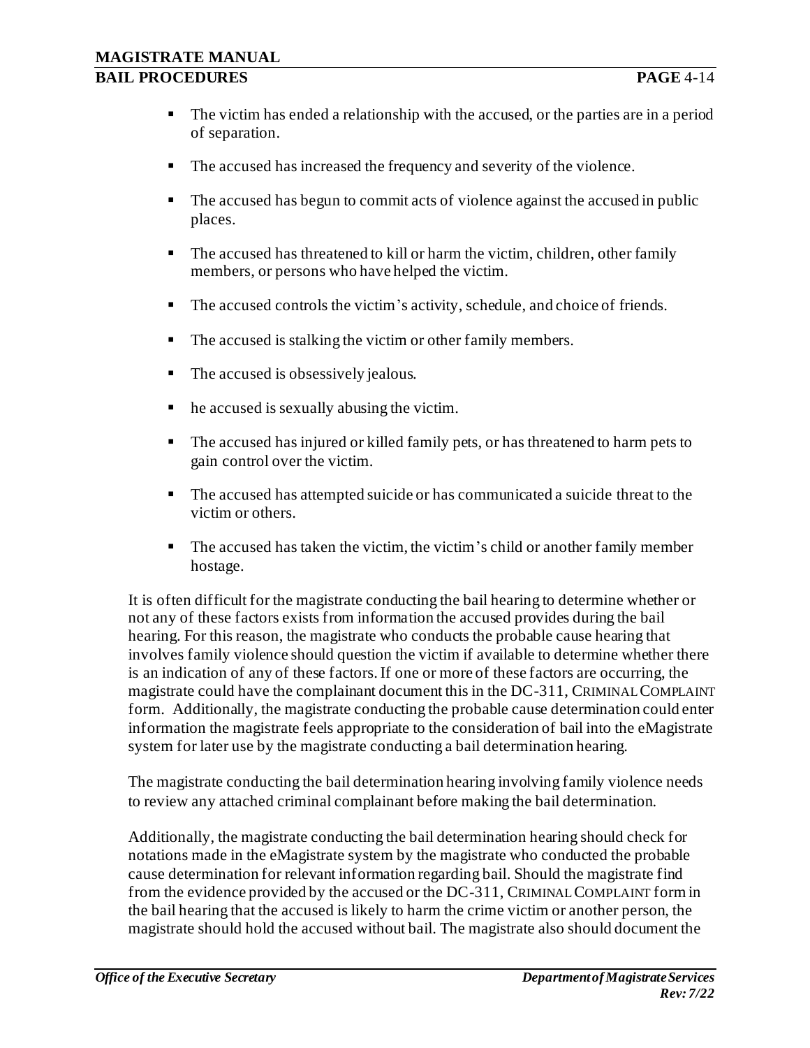- The victim has ended a relationship with the accused, or the parties are in a period of separation.
- The accused has increased the frequency and severity of the violence.
- The accused has begun to commit acts of violence against the accused in public places.
- The accused has threatened to kill or harm the victim, children, other family members, or persons who have helped the victim.
- The accused controls the victim's activity, schedule, and choice of friends.
- The accused is stalking the victim or other family members.
- The accused is obsessively jealous.
- he accused is sexually abusing the victim.
- The accused has injured or killed family pets, or has threatened to harm pets to gain control over the victim.
- The accused has attempted suicide or has communicated a suicide threat to the victim or others.
- The accused has taken the victim, the victim's child or another family member hostage.

It is often difficult for the magistrate conducting the bail hearing to determine whether or not any of these factors exists from information the accused provides during the bail hearing. For this reason, the magistrate who conducts the probable cause hearing that involves family violence should question the victim if available to determine whether there is an indication of any of these factors. If one or more of these factors are occurring, the magistrate could have the complainant document this in the DC-311, CRIMINAL COMPLAINT form. Additionally, the magistrate conducting the probable cause determination could enter information the magistrate feels appropriate to the consideration of bail into the eMagistrate system for later use by the magistrate conducting a bail determination hearing.

The magistrate conducting the bail determination hearing involving family violence needs to review any attached criminal complainant before making the bail determination.

Additionally, the magistrate conducting the bail determination hearing should check for notations made in the eMagistrate system by the magistrate who conducted the probable cause determination for relevant information regarding bail. Should the magistrate find from the evidence provided by the accused or the DC-311, CRIMINAL COMPLAINT form in the bail hearing that the accused is likely to harm the crime victim or another person, the magistrate should hold the accused without bail. The magistrate also should document the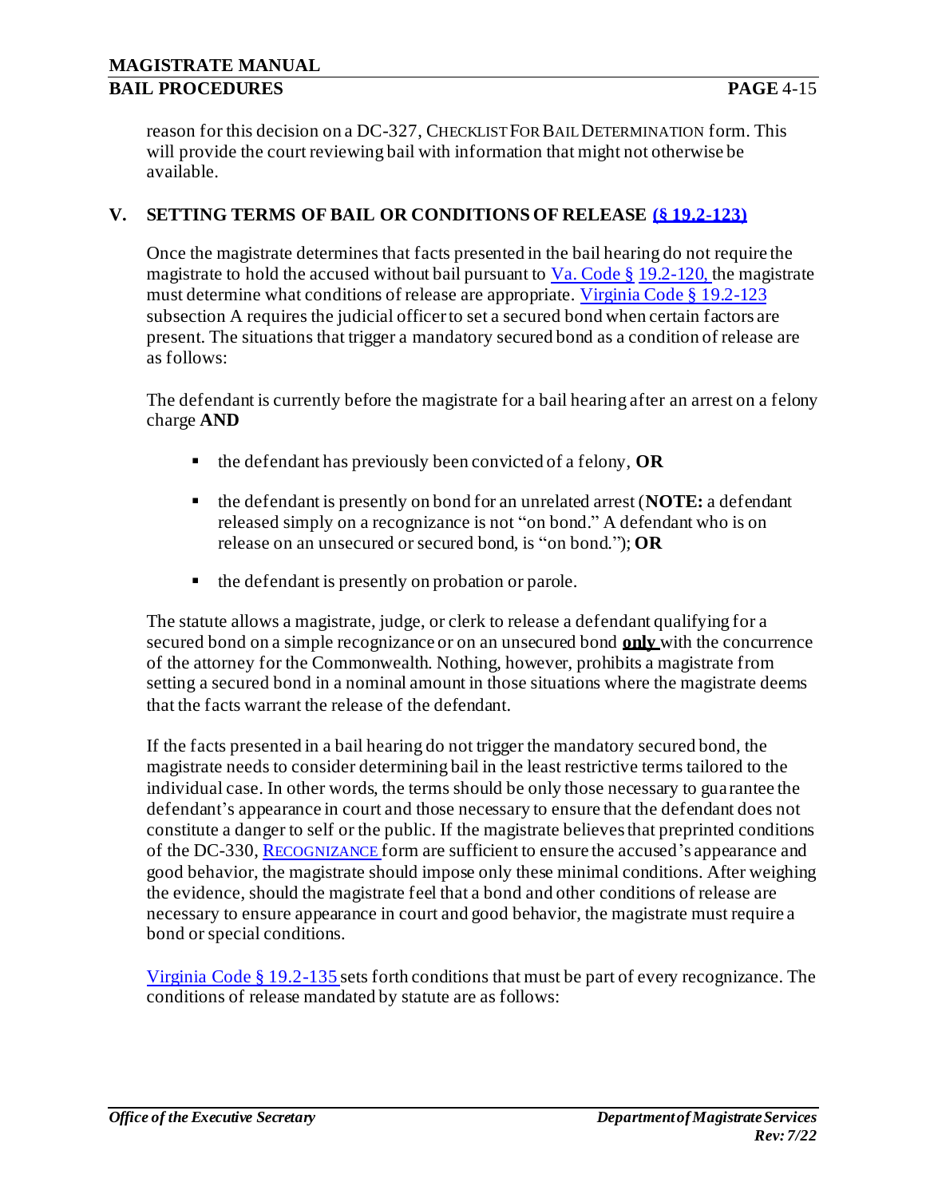reason for this decision on a DC-327, CHECKLIST FOR BAIL DETERMINATION form. This will provide the court reviewing bail with information that might not otherwise be available.

## V. SETTING TERMS OF BAIL OR CONDITIONS OF RELEASE (§ 19.2-123)

Once the magistrate determines that facts presented in the bail hearing do not require the magistrate to hold the accused without bail pursuant to Va. Code § 19.2-120, the magistrate must determine what conditions of release are appropriate. Virginia Code § 19.2-123 subsection A requires the judicial officer to set a secured bond when certain factors are present. The situations that trigger a mandatory secured bond as a condition of release are as follows:

The defendant is currently before the magistrate for a bail hearing after an arrest on a felony charge **AND**

- the defendant has previously been convicted of a felony, **OR**
- the defendant is presently on bond for an unrelated arrest (**NOTE:** a defendant released simply on a recognizance is not "on bond." A defendant who is on release on an unsecured or secured bond, is "on bond."); **OR**
- the defendant is presently on probation or parole.

The statute allows a magistrate, judge, or clerk to release a defendant qualifying for a secured bond on a simple recognizance or on an unsecured bond **only** with the concurrence of the attorney for the Commonwealth. Nothing, however, prohibits a magistrate from setting a secured bond in a nominal amount in those situations where the magistrate deems that the facts warrant the release of the defendant.

If the facts presented in a bail hearing do not trigger the mandatory secured bond, the magistrate needs to consider determining bail in the least restrictive terms tailored to the individual case. In other words, the terms should be only those necessary to guarantee the defendant's appearance in court and those necessary to ensure that the defendant does not constitute a danger to self or the public. If the magistrate believes that preprinted conditions of the DC-330, RECOGNIZANCE form are sufficient to ensure the accused's appearance and good behavior, the magistrate should impose only these minimal conditions. After weighing the evidence, should the magistrate feel that a bond and other conditions of release are necessary to ensure appearance in court and good behavior, the magistrate must require a bond or special conditions.

Virginia Code § 19.2-135 sets forth conditions that must be part of every recognizance. The conditions of release mandated by statute are as follows: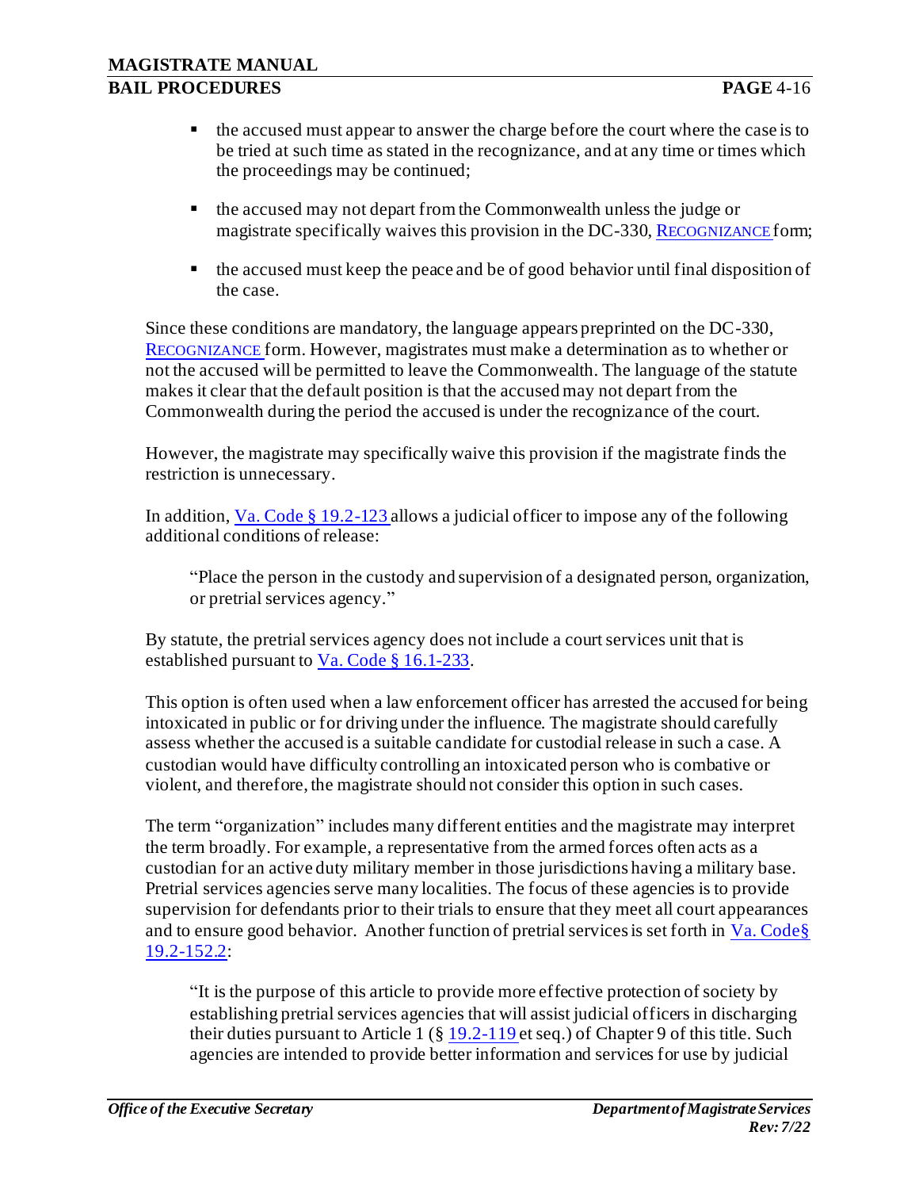- the accused must appear to answer the charge before the court where the case is to be tried at such time as stated in the recognizance, and at any time or times which the proceedings may be continued;
- the accused may not depart from the Commonwealth unless the judge or magistrate specifically waives this provision in the DC-330, RECOGNIZANCE form;
- the accused must keep the peace and be of good behavior until final disposition of the case.

Since these conditions are mandatory, the language appears preprinted on the DC-330, RECOGNIZANCE form. However, magistrates must make a determination as to whether or not the accused will be permitted to leave the Commonwealth. The language of the statute makes it clear that the default position is that the accused may not depart from the Commonwealth during the period the accused is under the recognizance of the court.

However, the magistrate may specifically waive this provision if the magistrate finds the restriction is unnecessary.

In addition, Va. Code § 19.2-123 allows a judicial officer to impose any of the following additional conditions of release:

> "Place the person in the custody and supervision of a designated person, organization, or pretrial services agency."

By statute, the pretrial services agency does not include a court services unit that is established pursuant to Va. Code § 16.1-233.

This option is often used when a law enforcement officer has arrested the accused for being intoxicated in public or for driving under the influence. The magistrate should carefully assess whether the accused is a suitable candidate for custodial release in such a case. A custodian would have difficulty controlling an intoxicated person who is combative or violent, and therefore, the magistrate should not consider this option in such cases.

The term "organization" includes many different entities and the magistrate may interpret the term broadly. For example, a representative from the armed forces often acts as a custodian for an active duty military member in those jurisdictions having a military base. Pretrial services agencies serve many localities. The focus of these agencies is to provide supervision for defendants prior to their trials to ensure that they meet all court appearances and to ensure good behavior. Another function of pretrial services is set forth in Va. Code§ 19.2-152.2:

> "It is the purpose of this article to provide more effective protection of society by establishing pretrial services agencies that will assist judicial officers in discharging their duties pursuant to Article 1 (§ 19.2-119 et seq.) of Chapter 9 of this title. Such agencies are intended to provide better information and services for use by judicial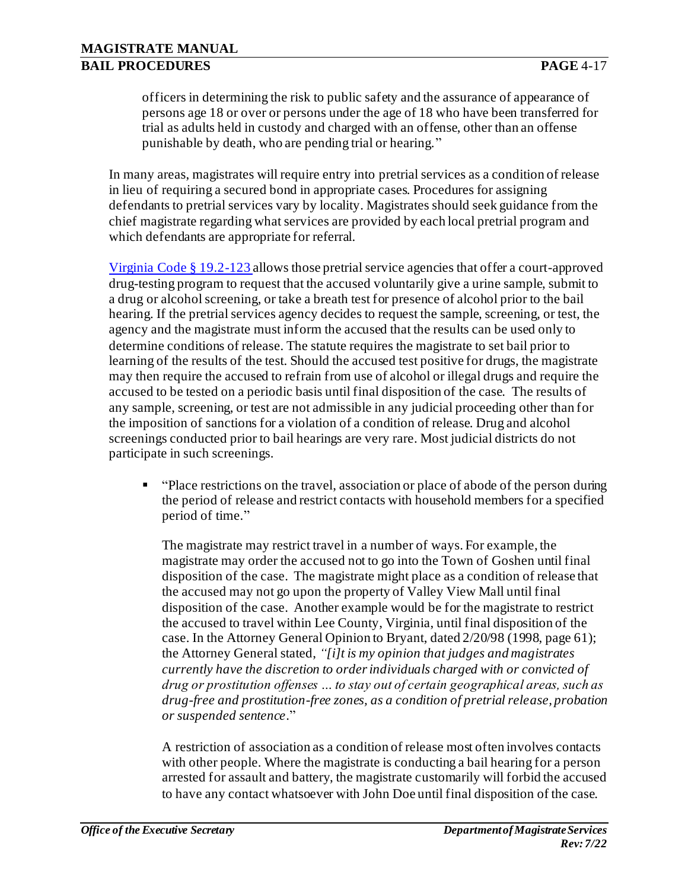officers in determining the risk to public safety and the assurance of appearance of persons age 18 or over or persons under the age of 18 who have been transferred for trial as adults held in custody and charged with an offense, other than an offense punishable by death, who are pending trial or hearing."

In many areas, magistrates will require entry into pretrial services as a condition of release in lieu of requiring a secured bond in appropriate cases. Procedures for assigning defendants to pretrial services vary by locality. Magistrates should seek guidance from the chief magistrate regarding what services are provided by each local pretrial program and which defendants are appropriate for referral.

Virginia Code § 19.2-123 allows those pretrial service agencies that offer a court-approved drug-testing program to request that the accused voluntarily give a urine sample, submit to a drug or alcohol screening, or take a breath test for presence of alcohol prior to the bail hearing. If the pretrial services agency decides to request the sample, screening, or test, the agency and the magistrate must inform the accused that the results can be used only to determine conditions of release. The statute requires the magistrate to set bail prior to learning of the results of the test. Should the accused test positive for drugs, the magistrate may then require the accused to refrain from use of alcohol or illegal drugs and require the accused to be tested on a periodic basis until final disposition of the case. The results of any sample, screening, or test are not admissible in any judicial proceeding other than for the imposition of sanctions for a violation of a condition of release. Drug and alcohol screenings conducted prior to bail hearings are very rare. Most judicial districts do not participate in such screenings.

- "Place restrictions on the travel, association or place of abode of the person during the period of release and restrict contacts with household members for a specified period of time."

  The magistrate may restrict travel in a number of ways. For example, the magistrate may order the accused not to go into the Town of Goshen until final disposition of the case. The magistrate might place as a condition of release that the accused may not go upon the property of Valley View Mall until final disposition of the case. Another example would be for the magistrate to restrict the accused to travel within Lee County, Virginia, until final disposition of the case. In the Attorney General Opinion to Bryant, dated 2/20/98 (1998, page 61); the Attorney General stated, *"[i]t is my opinion that judges and magistrates currently have the discretion to order individuals charged with or convicted of drug or prostitution offenses ... to stay out of certain geographical areas, such as drug-free and prostitution-free zones, as a condition of pretrial release, probation or suspended sentence*."

  A restriction of association as a condition of release most often involves contacts with other people. Where the magistrate is conducting a bail hearing for a person arrested for assault and battery, the magistrate customarily will forbid the accused to have any contact whatsoever with John Doe until final disposition of the case.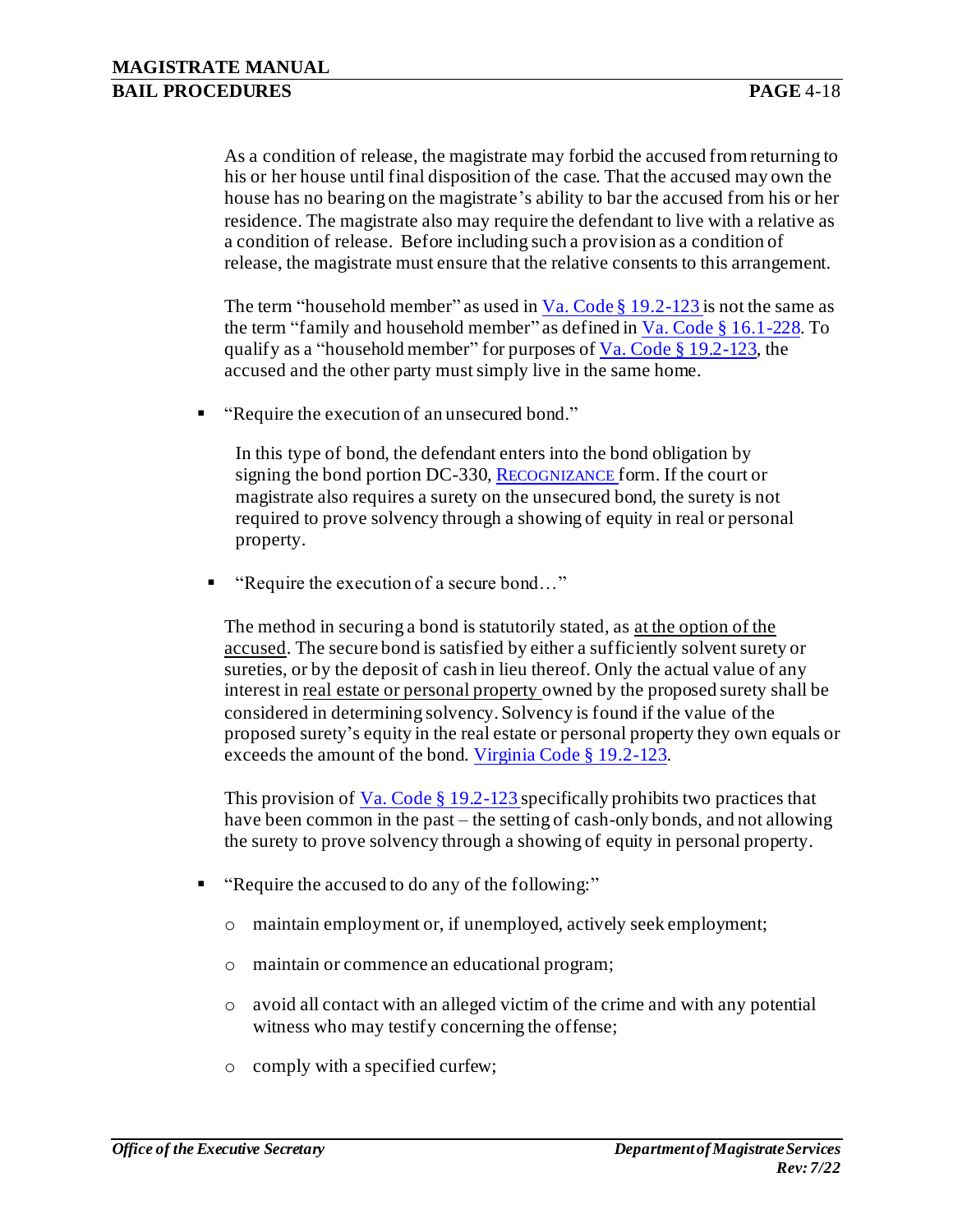As a condition of release, the magistrate may forbid the accused from returning to his or her house until final disposition of the case. That the accused may own the house has no bearing on the magistrate's ability to bar the accused from his or her residence. The magistrate also may require the defendant to live with a relative as a condition of release. Before including such a provision as a condition of release, the magistrate must ensure that the relative consents to this arrangement.

The term "household member" as used in Va. Code § 19.2-123 is not the same as the term "family and household member" as defined in Va. Code § 16.1-228. To qualify as a "household member" for purposes of Va. Code § 19.2-123, the accused and the other party must simply live in the same home.

- "Require the execution of an unsecured bond."

  In this type of bond, the defendant enters into the bond obligation by signing the bond portion DC-330, RECOGNIZANCE form. If the court or magistrate also requires a surety on the unsecured bond, the surety is not required to prove solvency through a showing of equity in real or personal property.

- "Require the execution of a secure bond…"

  The method in securing a bond is statutorily stated, as <u>at the option of the accused</u>. The secure bond is satisfied by either a sufficiently solvent surety or sureties, or by the deposit of cash in lieu thereof. Only the actual value of any interest in <u>real estate or personal property</u> owned by the proposed surety shall be considered in determining solvency. Solvency is found if the value of the proposed surety's equity in the real estate or personal property they own equals or exceeds the amount of the bond. Virginia Code § 19.2-123.

  This provision of Va. Code § 19.2-123 specifically prohibits two practices that have been common in the past – the setting of cash-only bonds, and not allowing the surety to prove solvency through a showing of equity in personal property.

- "Require the accused to do any of the following:"
  - maintain employment or, if unemployed, actively seek employment;
  - maintain or commence an educational program;
  - avoid all contact with an alleged victim of the crime and with any potential witness who may testify concerning the offense;
  - comply with a specified curfew;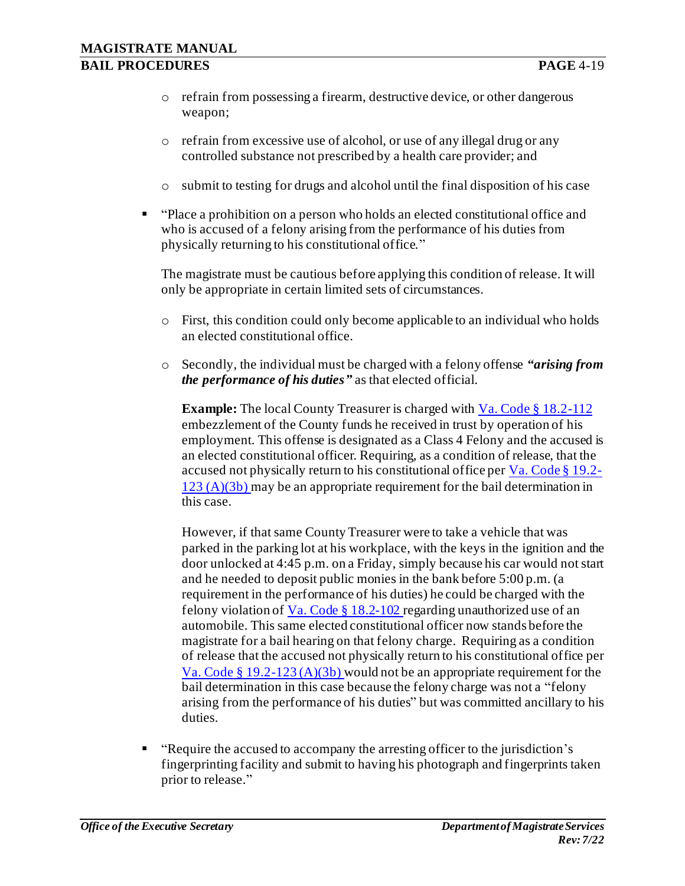- refrain from possessing a firearm, destructive device, or other dangerous weapon;
    - refrain from excessive use of alcohol, or use of any illegal drug or any controlled substance not prescribed by a health care provider; and
    - submit to testing for drugs and alcohol until the final disposition of his case

- "Place a prohibition on a person who holds an elected constitutional office and who is accused of a felony arising from the performance of his duties from physically returning to his constitutional office."

  The magistrate must be cautious before applying this condition of release. It will only be appropriate in certain limited sets of circumstances.

    - First, this condition could only become applicable to an individual who holds an elected constitutional office.
    - Secondly, the individual must be charged with a felony offense ***"arising from the performance of his duties"*** as that elected official.

      **Example:** The local County Treasurer is charged with [Va. Code § 18.2-112](#) embezzlement of the County funds he received in trust by operation of his employment. This offense is designated as a Class 4 Felony and the accused is an elected constitutional officer. Requiring, as a condition of release, that the accused not physically return to his constitutional office per [Va. Code § 19.2-123 (A)(3b)](#) may be an appropriate requirement for the bail determination in this case.

      However, if that same County Treasurer were to take a vehicle that was parked in the parking lot at his workplace, with the keys in the ignition and the door unlocked at 4:45 p.m. on a Friday, simply because his car would not start and he needed to deposit public monies in the bank before 5:00 p.m. (a requirement in the performance of his duties) he could be charged with the felony violation of [Va. Code § 18.2-102](#) regarding unauthorized use of an automobile. This same elected constitutional officer now stands before the magistrate for a bail hearing on that felony charge. Requiring as a condition of release that the accused not physically return to his constitutional office per [Va. Code § 19.2-123 (A)(3b)](#) would not be an appropriate requirement for the bail determination in this case because the felony charge was not a "felony arising from the performance of his duties" but was committed ancillary to his duties.

- "Require the accused to accompany the arresting officer to the jurisdiction's fingerprinting facility and submit to having his photograph and fingerprints taken prior to release."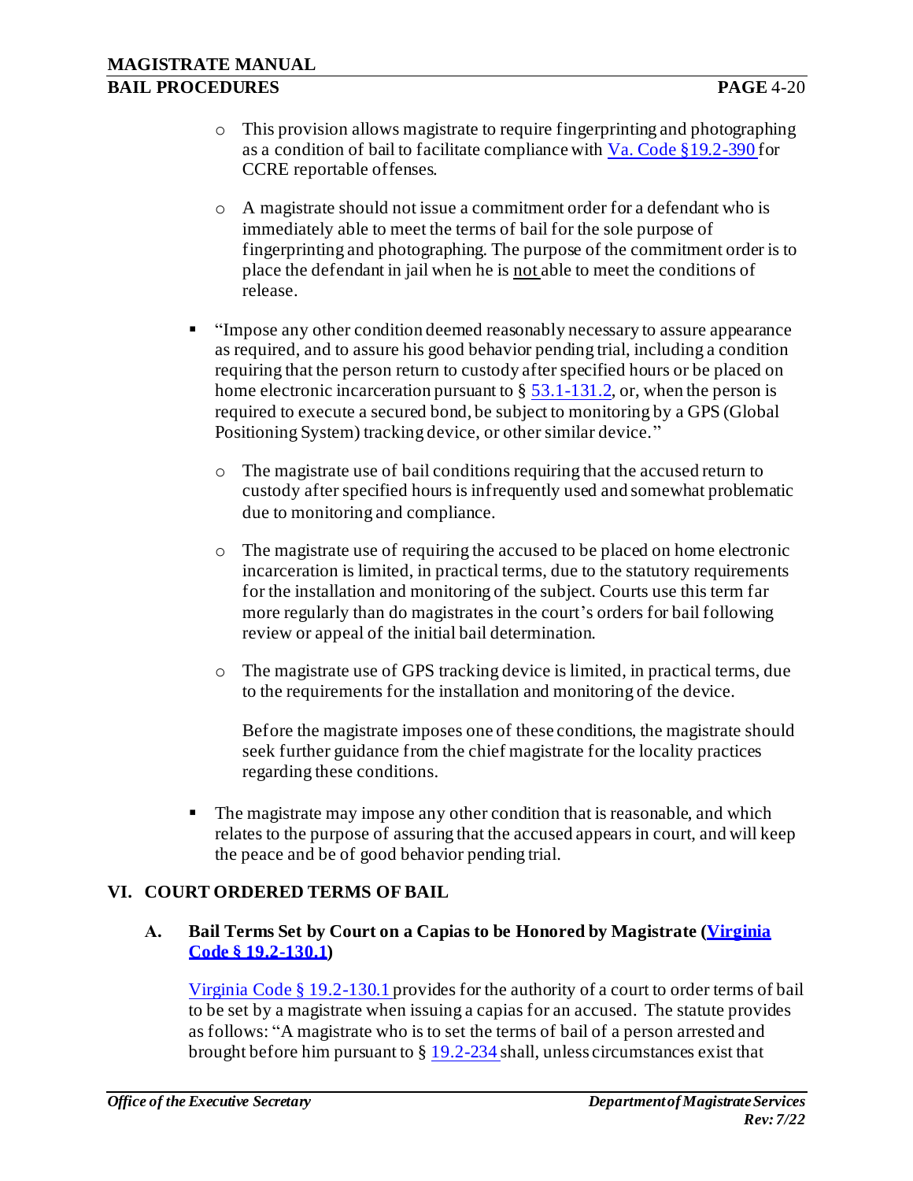- This provision allows magistrate to require fingerprinting and photographing as a condition of bail to facilitate compliance with [Va. Code §19.2-390](#) for CCRE reportable offenses.

  - A magistrate should not issue a commitment order for a defendant who is immediately able to meet the terms of bail for the sole purpose of fingerprinting and photographing. The purpose of the commitment order is to place the defendant in jail when he is <u>not</u> able to meet the conditions of release.

- "Impose any other condition deemed reasonably necessary to assure appearance as required, and to assure his good behavior pending trial, including a condition requiring that the person return to custody after specified hours or be placed on home electronic incarceration pursuant to § [53.1-131.2](#), or, when the person is required to execute a secured bond, be subject to monitoring by a GPS (Global Positioning System) tracking device, or other similar device."

  - The magistrate use of bail conditions requiring that the accused return to custody after specified hours is infrequently used and somewhat problematic due to monitoring and compliance.

  - The magistrate use of requiring the accused to be placed on home electronic incarceration is limited, in practical terms, due to the statutory requirements for the installation and monitoring of the subject. Courts use this term far more regularly than do magistrates in the court's orders for bail following review or appeal of the initial bail determination.

  - The magistrate use of GPS tracking device is limited, in practical terms, due to the requirements for the installation and monitoring of the device.

    Before the magistrate imposes one of these conditions, the magistrate should seek further guidance from the chief magistrate for the locality practices regarding these conditions.

- The magistrate may impose any other condition that is reasonable, and which relates to the purpose of assuring that the accused appears in court, and will keep the peace and be of good behavior pending trial.

## VI. COURT ORDERED TERMS OF BAIL

### A. Bail Terms Set by Court on a Capias to be Honored by Magistrate ([Virginia Code § 19.2-130.1](#))

[Virginia Code § 19.2-130.1](#) provides for the authority of a court to order terms of bail to be set by a magistrate when issuing a capias for an accused. The statute provides as follows: "A magistrate who is to set the terms of bail of a person arrested and brought before him pursuant to § [19.2-234](#) shall, unless circumstances exist that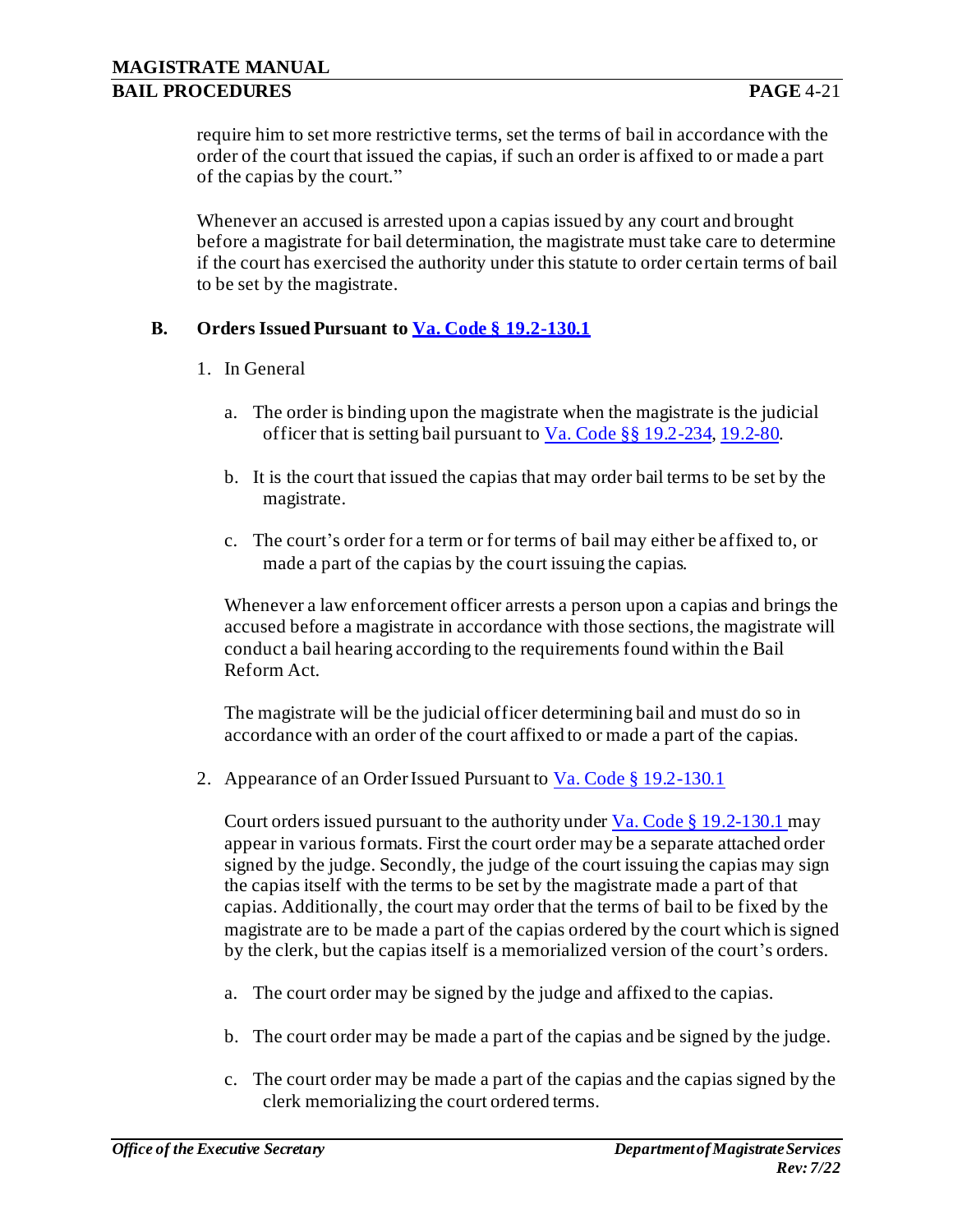require him to set more restrictive terms, set the terms of bail in accordance with the order of the court that issued the capias, if such an order is affixed to or made a part of the capias by the court."

Whenever an accused is arrested upon a capias issued by any court and brought before a magistrate for bail determination, the magistrate must take care to determine if the court has exercised the authority under this statute to order certain terms of bail to be set by the magistrate.

## B. Orders Issued Pursuant to Va. Code § 19.2-130.1

1. In General

   a. The order is binding upon the magistrate when the magistrate is the judicial officer that is setting bail pursuant to Va. Code §§ 19.2-234, 19.2-80.

   b. It is the court that issued the capias that may order bail terms to be set by the magistrate.

   c. The court's order for a term or for terms of bail may either be affixed to, or made a part of the capias by the court issuing the capias.

   Whenever a law enforcement officer arrests a person upon a capias and brings the accused before a magistrate in accordance with those sections, the magistrate will conduct a bail hearing according to the requirements found within the Bail Reform Act.

   The magistrate will be the judicial officer determining bail and must do so in accordance with an order of the court affixed to or made a part of the capias.

2. Appearance of an Order Issued Pursuant to Va. Code § 19.2-130.1

   Court orders issued pursuant to the authority under Va. Code § 19.2-130.1 may appear in various formats. First the court order may be a separate attached order signed by the judge. Secondly, the judge of the court issuing the capias may sign the capias itself with the terms to be set by the magistrate made a part of that capias. Additionally, the court may order that the terms of bail to be fixed by the magistrate are to be made a part of the capias ordered by the court which is signed by the clerk, but the capias itself is a memorialized version of the court's orders.

   a. The court order may be signed by the judge and affixed to the capias.

   b. The court order may be made a part of the capias and be signed by the judge.

   c. The court order may be made a part of the capias and the capias signed by the clerk memorializing the court ordered terms.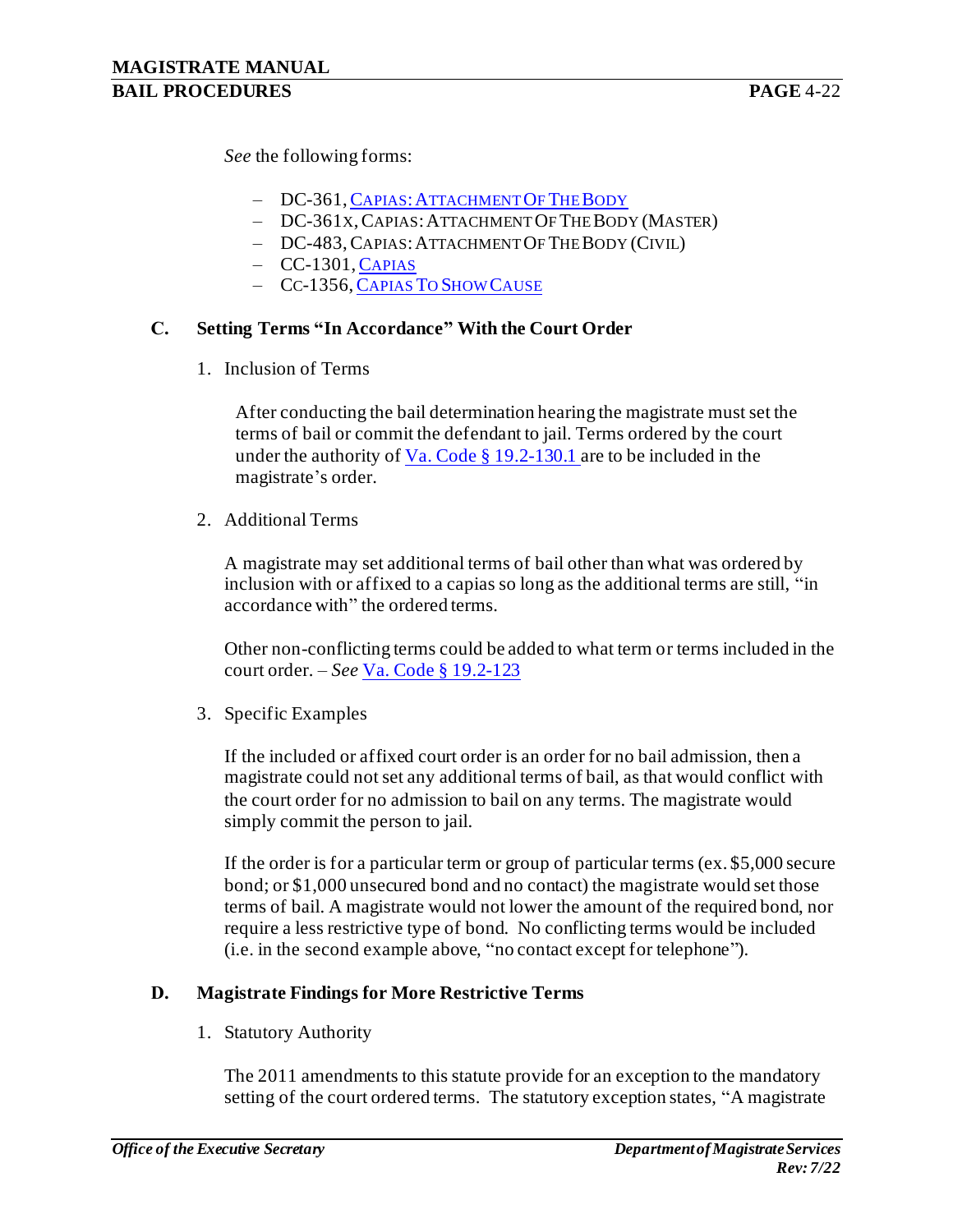*See* the following forms:

- DC-361, CAPIAS: ATTACHMENT OF THE BODY
- DC-361X, CAPIAS: ATTACHMENT OF THE BODY (MASTER)
- DC-483, CAPIAS: ATTACHMENT OF THE BODY (CIVIL)
- CC-1301, CAPIAS
- CC-1356, CAPIAS TO SHOW CAUSE

## C. Setting Terms "In Accordance" With the Court Order

1. Inclusion of Terms

After conducting the bail determination hearing the magistrate must set the terms of bail or commit the defendant to jail. Terms ordered by the court under the authority of Va. Code § 19.2-130.1 are to be included in the magistrate's order.

2. Additional Terms

A magistrate may set additional terms of bail other than what was ordered by inclusion with or affixed to a capias so long as the additional terms are still, "in accordance with" the ordered terms.

Other non-conflicting terms could be added to what term or terms included in the court order. – *See* Va. Code § 19.2-123

3. Specific Examples

If the included or affixed court order is an order for no bail admission, then a magistrate could not set any additional terms of bail, as that would conflict with the court order for no admission to bail on any terms. The magistrate would simply commit the person to jail.

If the order is for a particular term or group of particular terms (ex. $5,000 secure bond; or $1,000 unsecured bond and no contact) the magistrate would set those terms of bail. A magistrate would not lower the amount of the required bond, nor require a less restrictive type of bond. No conflicting terms would be included (i.e. in the second example above, "no contact except for telephone").

## D. Magistrate Findings for More Restrictive Terms

1. Statutory Authority

The 2011 amendments to this statute provide for an exception to the mandatory setting of the court ordered terms. The statutory exception states, "A magistrate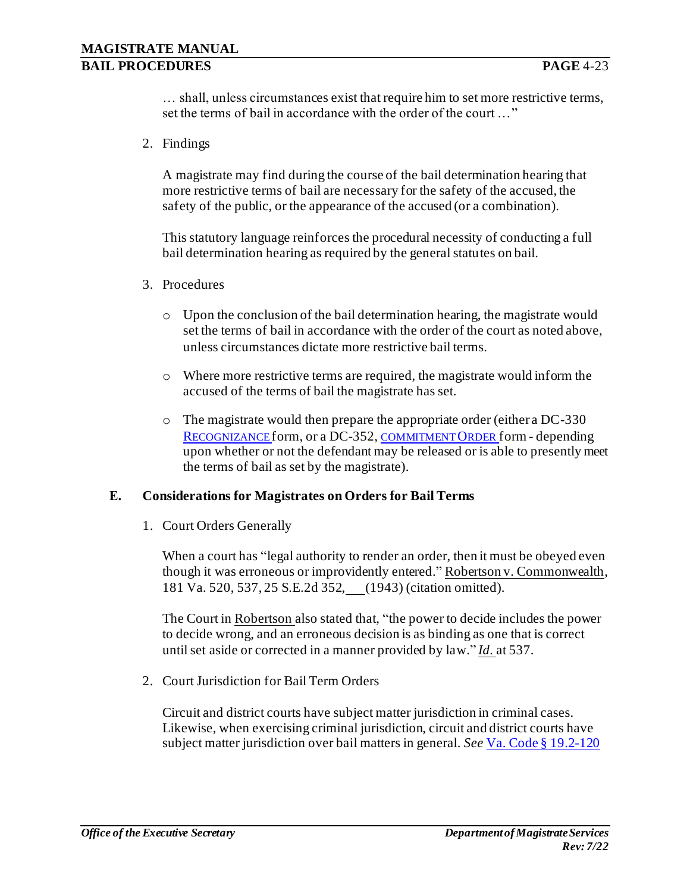… shall, unless circumstances exist that require him to set more restrictive terms, set the terms of bail in accordance with the order of the court …"

2. Findings

   A magistrate may find during the course of the bail determination hearing that more restrictive terms of bail are necessary for the safety of the accused, the safety of the public, or the appearance of the accused (or a combination).

   This statutory language reinforces the procedural necessity of conducting a full bail determination hearing as required by the general statutes on bail.

3. Procedures

   - Upon the conclusion of the bail determination hearing, the magistrate would set the terms of bail in accordance with the order of the court as noted above, unless circumstances dictate more restrictive bail terms.

   - Where more restrictive terms are required, the magistrate would inform the accused of the terms of bail the magistrate has set.

   - The magistrate would then prepare the appropriate order (either a DC-330 RECOGNIZANCE form, or a DC-352, COMMITMENT ORDER form - depending upon whether or not the defendant may be released or is able to presently meet the terms of bail as set by the magistrate).

### E. Considerations for Magistrates on Orders for Bail Terms

1. Court Orders Generally

   When a court has "legal authority to render an order, then it must be obeyed even though it was erroneous or improvidently entered." Robertson v. Commonwealth, 181 Va. 520, 537, 25 S.E.2d 352, ___ (1943) (citation omitted).

   The Court in Robertson also stated that, "the power to decide includes the power to decide wrong, and an erroneous decision is as binding as one that is correct until set aside or corrected in a manner provided by law." *Id.* at 537.

2. Court Jurisdiction for Bail Term Orders

   Circuit and district courts have subject matter jurisdiction in criminal cases. Likewise, when exercising criminal jurisdiction, circuit and district courts have subject matter jurisdiction over bail matters in general. *See* Va. Code § 19.2-120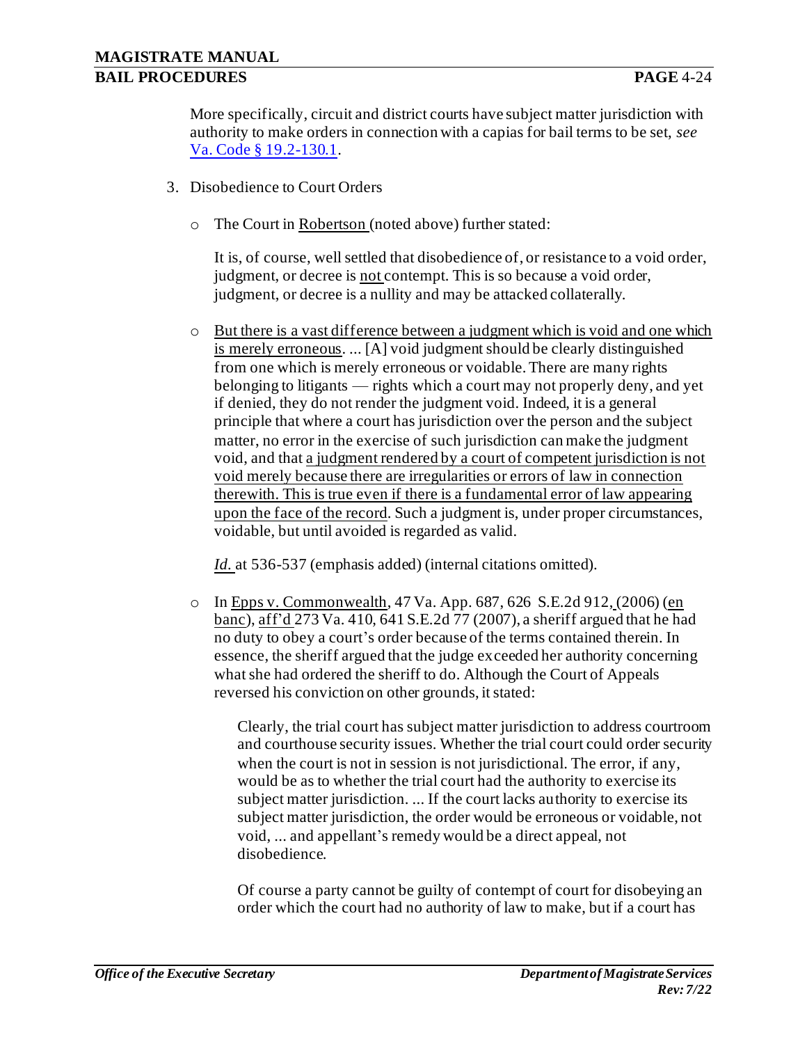More specifically, circuit and district courts have subject matter jurisdiction with authority to make orders in connection with a capias for bail terms to be set, *see* Va. Code § 19.2-130.1.

3. Disobedience to Court Orders

   - The Court in Robertson (noted above) further stated:

     It is, of course, well settled that disobedience of, or resistance to a void order, judgment, or decree is not contempt. This is so because a void order, judgment, or decree is a nullity and may be attacked collaterally.

   - But there is a vast difference between a judgment which is void and one which is merely erroneous. ... [A] void judgment should be clearly distinguished from one which is merely erroneous or voidable. There are many rights belonging to litigants — rights which a court may not properly deny, and yet if denied, they do not render the judgment void. Indeed, it is a general principle that where a court has jurisdiction over the person and the subject matter, no error in the exercise of such jurisdiction can make the judgment void, and that a judgment rendered by a court of competent jurisdiction is not void merely because there are irregularities or errors of law in connection therewith. This is true even if there is a fundamental error of law appearing upon the face of the record. Such a judgment is, under proper circumstances, voidable, but until avoided is regarded as valid.

     *Id.* at 536-537 (emphasis added) (internal citations omitted).

   - In Epps v. Commonwealth, 47 Va. App. 687, 626 S.E.2d 912, (2006) (en banc), aff'd 273 Va. 410, 641 S.E.2d 77 (2007), a sheriff argued that he had no duty to obey a court's order because of the terms contained therein. In essence, the sheriff argued that the judge exceeded her authority concerning what she had ordered the sheriff to do. Although the Court of Appeals reversed his conviction on other grounds, it stated:

     > Clearly, the trial court has subject matter jurisdiction to address courtroom and courthouse security issues. Whether the trial court could order security when the court is not in session is not jurisdictional. The error, if any, would be as to whether the trial court had the authority to exercise its subject matter jurisdiction. ... If the court lacks authority to exercise its subject matter jurisdiction, the order would be erroneous or voidable, not void, ... and appellant's remedy would be a direct appeal, not disobedience.
     >
     > Of course a party cannot be guilty of contempt of court for disobeying an order which the court had no authority of law to make, but if a court has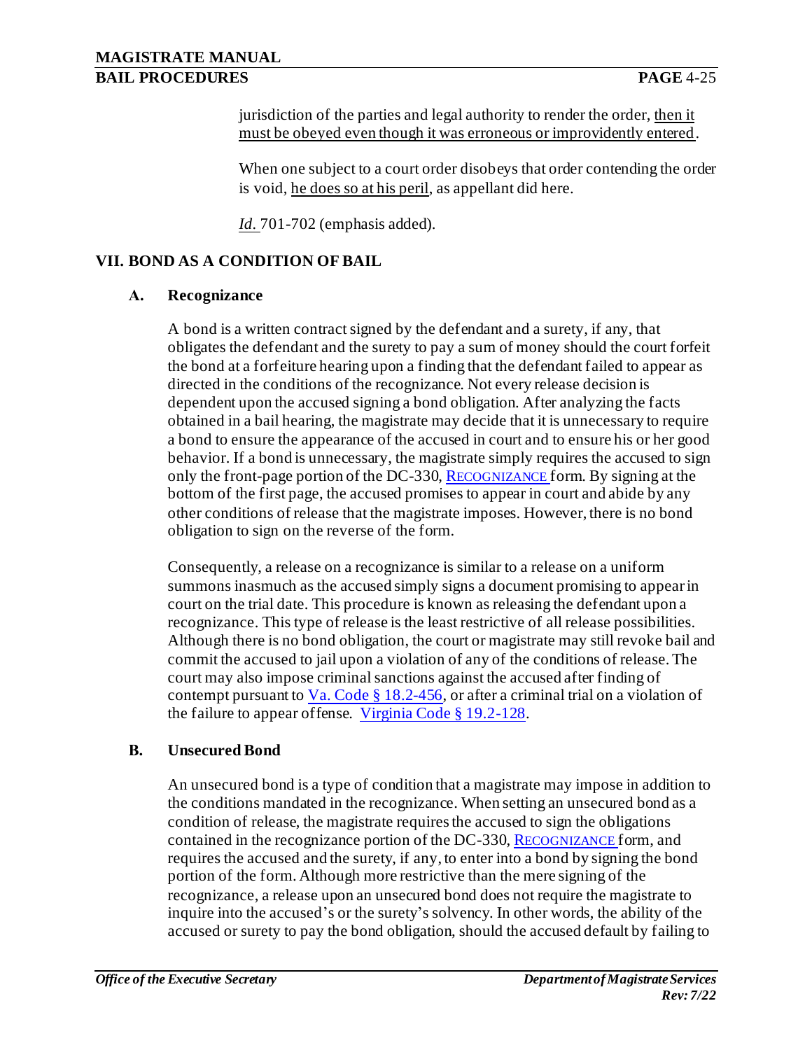jurisdiction of the parties and legal authority to render the order, then it must be obeyed even though it was erroneous or improvidently entered.

When one subject to a court order disobeys that order contending the order is void, he does so at his peril, as appellant did here.

*Id.* 701-702 (emphasis added).

## VII. BOND AS A CONDITION OF BAIL

### A. Recognizance

A bond is a written contract signed by the defendant and a surety, if any, that obligates the defendant and the surety to pay a sum of money should the court forfeit the bond at a forfeiture hearing upon a finding that the defendant failed to appear as directed in the conditions of the recognizance. Not every release decision is dependent upon the accused signing a bond obligation. After analyzing the facts obtained in a bail hearing, the magistrate may decide that it is unnecessary to require a bond to ensure the appearance of the accused in court and to ensure his or her good behavior. If a bond is unnecessary, the magistrate simply requires the accused to sign only the front-page portion of the DC-330, RECOGNIZANCE form. By signing at the bottom of the first page, the accused promises to appear in court and abide by any other conditions of release that the magistrate imposes. However, there is no bond obligation to sign on the reverse of the form.

Consequently, a release on a recognizance is similar to a release on a uniform summons inasmuch as the accused simply signs a document promising to appear in court on the trial date. This procedure is known as releasing the defendant upon a recognizance. This type of release is the least restrictive of all release possibilities. Although there is no bond obligation, the court or magistrate may still revoke bail and commit the accused to jail upon a violation of any of the conditions of release. The court may also impose criminal sanctions against the accused after finding of contempt pursuant to Va. Code § 18.2-456, or after a criminal trial on a violation of the failure to appear offense. Virginia Code § 19.2-128.

### B. Unsecured Bond

An unsecured bond is a type of condition that a magistrate may impose in addition to the conditions mandated in the recognizance. When setting an unsecured bond as a condition of release, the magistrate requires the accused to sign the obligations contained in the recognizance portion of the DC-330, RECOGNIZANCE form, and requires the accused and the surety, if any, to enter into a bond by signing the bond portion of the form. Although more restrictive than the mere signing of the recognizance, a release upon an unsecured bond does not require the magistrate to inquire into the accused's or the surety's solvency. In other words, the ability of the accused or surety to pay the bond obligation, should the accused default by failing to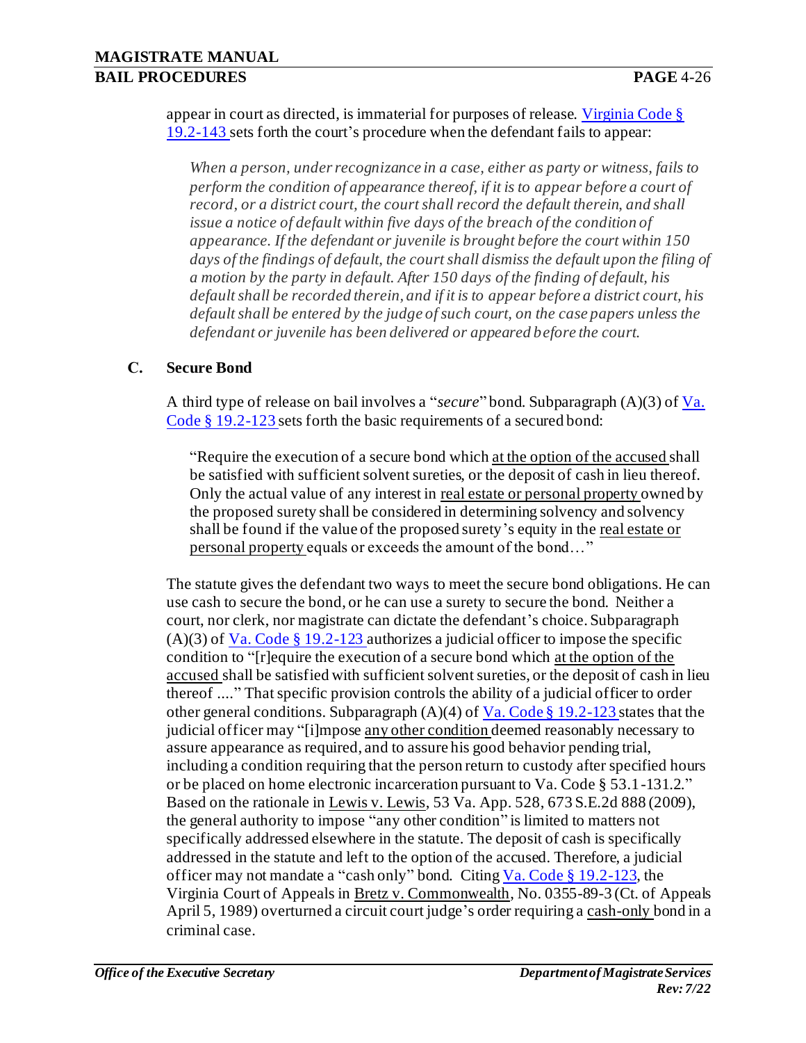appear in court as directed, is immaterial for purposes of release. Virginia Code § 19.2-143 sets forth the court's procedure when the defendant fails to appear:

> *When a person, under recognizance in a case, either as party or witness, fails to perform the condition of appearance thereof, if it is to appear before a court of record, or a district court, the court shall record the default therein, and shall issue a notice of default within five days of the breach of the condition of appearance. If the defendant or juvenile is brought before the court within 150 days of the findings of default, the court shall dismiss the default upon the filing of a motion by the party in default. After 150 days of the finding of default, his default shall be recorded therein, and if it is to appear before a district court, his default shall be entered by the judge of such court, on the case papers unless the defendant or juvenile has been delivered or appeared before the court.*

### C. Secure Bond

A third type of release on bail involves a "*secure*" bond. Subparagraph (A)(3) of Va. Code § 19.2-123 sets forth the basic requirements of a secured bond:

> "Require the execution of a secure bond which <u>at the option of the accused</u> shall be satisfied with sufficient solvent sureties, or the deposit of cash in lieu thereof. Only the actual value of any interest in <u>real estate or personal property</u> owned by the proposed surety shall be considered in determining solvency and solvency shall be found if the value of the proposed surety's equity in the <u>real estate or personal property</u> equals or exceeds the amount of the bond…"

The statute gives the defendant two ways to meet the secure bond obligations. He can use cash to secure the bond, or he can use a surety to secure the bond. Neither a court, nor clerk, nor magistrate can dictate the defendant's choice. Subparagraph (A)(3) of Va. Code § 19.2-123 authorizes a judicial officer to impose the specific condition to "[r]equire the execution of a secure bond which <u>at the option of the accused</u> shall be satisfied with sufficient solvent sureties, or the deposit of cash in lieu thereof ...." That specific provision controls the ability of a judicial officer to order other general conditions. Subparagraph (A)(4) of Va. Code § 19.2-123 states that the judicial officer may "[i]mpose <u>any other condition</u> deemed reasonably necessary to assure appearance as required, and to assure his good behavior pending trial, including a condition requiring that the person return to custody after specified hours or be placed on home electronic incarceration pursuant to Va. Code § 53.1-131.2." Based on the rationale in <u>Lewis v. Lewis</u>, 53 Va. App. 528, 673 S.E.2d 888 (2009), the general authority to impose "any other condition" is limited to matters not specifically addressed elsewhere in the statute. The deposit of cash is specifically addressed in the statute and left to the option of the accused. Therefore, a judicial officer may not mandate a "cash only" bond. Citing Va. Code § 19.2-123, the Virginia Court of Appeals in <u>Bretz v. Commonwealth</u>, No. 0355-89-3 (Ct. of Appeals April 5, 1989) overturned a circuit court judge's order requiring a <u>cash-only</u> bond in a criminal case.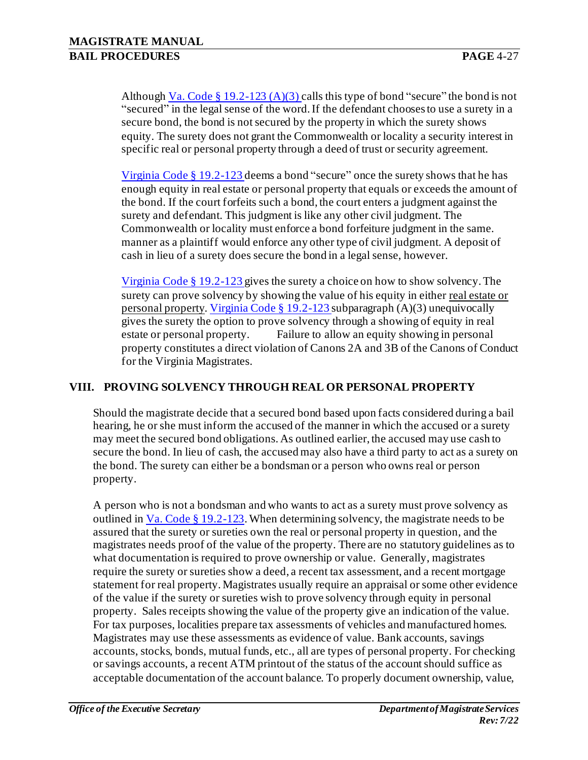Although Va. Code § 19.2-123 (A)(3) calls this type of bond "secure" the bond is not "secured" in the legal sense of the word. If the defendant chooses to use a surety in a secure bond, the bond is not secured by the property in which the surety shows equity. The surety does not grant the Commonwealth or locality a security interest in specific real or personal property through a deed of trust or security agreement.

Virginia Code § 19.2-123 deems a bond "secure" once the surety shows that he has enough equity in real estate or personal property that equals or exceeds the amount of the bond. If the court forfeits such a bond, the court enters a judgment against the surety and defendant. This judgment is like any other civil judgment. The Commonwealth or locality must enforce a bond forfeiture judgment in the same. manner as a plaintiff would enforce any other type of civil judgment. A deposit of cash in lieu of a surety does secure the bond in a legal sense, however.

Virginia Code § 19.2-123 gives the surety a choice on how to show solvency. The surety can prove solvency by showing the value of his equity in either real estate or personal property. Virginia Code § 19.2-123 subparagraph (A)(3) unequivocally gives the surety the option to prove solvency through a showing of equity in real estate or personal property. Failure to allow an equity showing in personal property constitutes a direct violation of Canons 2A and 3B of the Canons of Conduct for the Virginia Magistrates.

## VIII. PROVING SOLVENCY THROUGH REAL OR PERSONAL PROPERTY

Should the magistrate decide that a secured bond based upon facts considered during a bail hearing, he or she must inform the accused of the manner in which the accused or a surety may meet the secured bond obligations. As outlined earlier, the accused may use cash to secure the bond. In lieu of cash, the accused may also have a third party to act as a surety on the bond. The surety can either be a bondsman or a person who owns real or person property.

A person who is not a bondsman and who wants to act as a surety must prove solvency as outlined in Va. Code § 19.2-123. When determining solvency, the magistrate needs to be assured that the surety or sureties own the real or personal property in question, and the magistrates needs proof of the value of the property. There are no statutory guidelines as to what documentation is required to prove ownership or value. Generally, magistrates require the surety or sureties show a deed, a recent tax assessment, and a recent mortgage statement for real property. Magistrates usually require an appraisal or some other evidence of the value if the surety or sureties wish to prove solvency through equity in personal property. Sales receipts showing the value of the property give an indication of the value. For tax purposes, localities prepare tax assessments of vehicles and manufactured homes. Magistrates may use these assessments as evidence of value. Bank accounts, savings accounts, stocks, bonds, mutual funds, etc., all are types of personal property. For checking or savings accounts, a recent ATM printout of the status of the account should suffice as acceptable documentation of the account balance. To properly document ownership, value,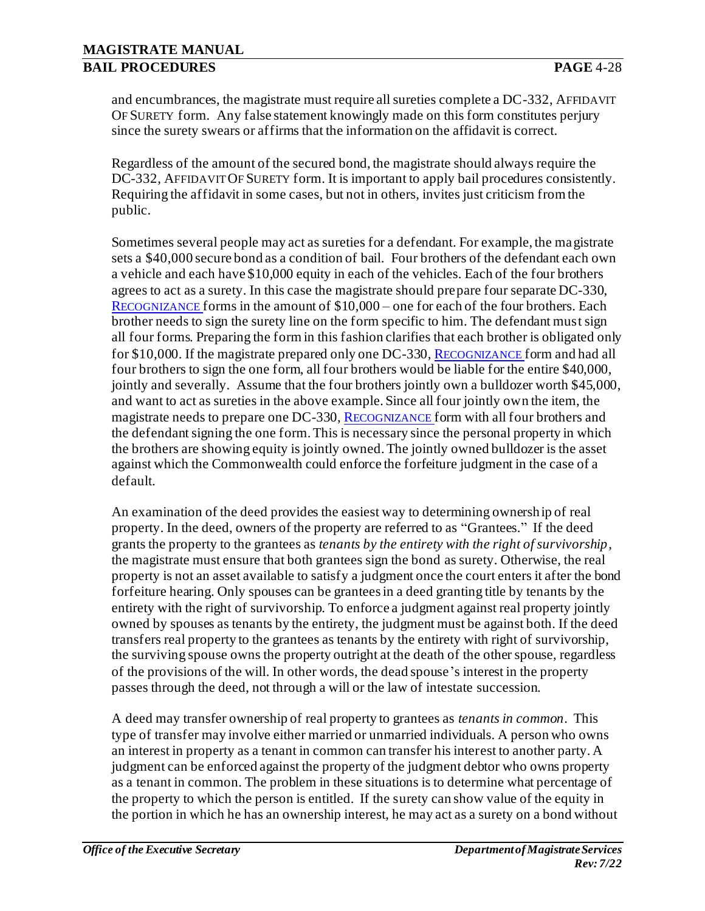and encumbrances, the magistrate must require all sureties complete a DC-332, AFFIDAVIT OF SURETY form. Any false statement knowingly made on this form constitutes perjury since the surety swears or affirms that the information on the affidavit is correct.

Regardless of the amount of the secured bond, the magistrate should always require the DC-332, AFFIDAVIT OF SURETY form. It is important to apply bail procedures consistently. Requiring the affidavit in some cases, but not in others, invites just criticism from the public.

Sometimes several people may act as sureties for a defendant. For example, the magistrate sets a $40,000 secure bond as a condition of bail. Four brothers of the defendant each own a vehicle and each have $10,000 equity in each of the vehicles. Each of the four brothers agrees to act as a surety. In this case the magistrate should prepare four separate DC-330, RECOGNIZANCE forms in the amount of $10,000 – one for each of the four brothers. Each brother needs to sign the surety line on the form specific to him. The defendant must sign all four forms. Preparing the form in this fashion clarifies that each brother is obligated only for $10,000. If the magistrate prepared only one DC-330, RECOGNIZANCE form and had all four brothers to sign the one form, all four brothers would be liable for the entire $40,000, jointly and severally. Assume that the four brothers jointly own a bulldozer worth $45,000, and want to act as sureties in the above example. Since all four jointly own the item, the magistrate needs to prepare one DC-330, RECOGNIZANCE form with all four brothers and the defendant signing the one form. This is necessary since the personal property in which the brothers are showing equity is jointly owned. The jointly owned bulldozer is the asset against which the Commonwealth could enforce the forfeiture judgment in the case of a default.

An examination of the deed provides the easiest way to determining ownership of real property. In the deed, owners of the property are referred to as "Grantees." If the deed grants the property to the grantees as *tenants by the entirety with the right of survivorship*, the magistrate must ensure that both grantees sign the bond as surety. Otherwise, the real property is not an asset available to satisfy a judgment once the court enters it after the bond forfeiture hearing. Only spouses can be grantees in a deed granting title by tenants by the entirety with the right of survivorship. To enforce a judgment against real property jointly owned by spouses as tenants by the entirety, the judgment must be against both. If the deed transfers real property to the grantees as tenants by the entirety with right of survivorship, the surviving spouse owns the property outright at the death of the other spouse, regardless of the provisions of the will. In other words, the dead spouse's interest in the property passes through the deed, not through a will or the law of intestate succession.

A deed may transfer ownership of real property to grantees as *tenants in common*. This type of transfer may involve either married or unmarried individuals. A person who owns an interest in property as a tenant in common can transfer his interest to another party. A judgment can be enforced against the property of the judgment debtor who owns property as a tenant in common. The problem in these situations is to determine what percentage of the property to which the person is entitled. If the surety can show value of the equity in the portion in which he has an ownership interest, he may act as a surety on a bond without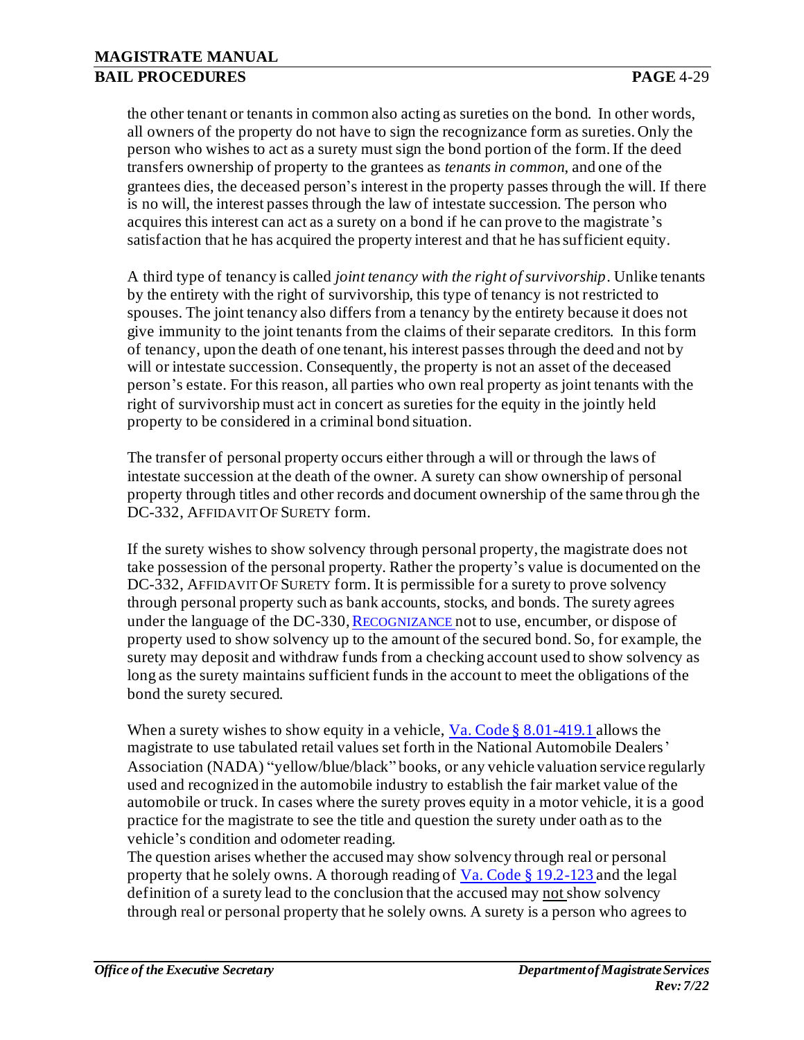the other tenant or tenants in common also acting as sureties on the bond. In other words, all owners of the property do not have to sign the recognizance form as sureties. Only the person who wishes to act as a surety must sign the bond portion of the form. If the deed transfers ownership of property to the grantees as *tenants in common*, and one of the grantees dies, the deceased person's interest in the property passes through the will. If there is no will, the interest passes through the law of intestate succession. The person who acquires this interest can act as a surety on a bond if he can prove to the magistrate's satisfaction that he has acquired the property interest and that he has sufficient equity.

A third type of tenancy is called *joint tenancy with the right of survivorship*. Unlike tenants by the entirety with the right of survivorship, this type of tenancy is not restricted to spouses. The joint tenancy also differs from a tenancy by the entirety because it does not give immunity to the joint tenants from the claims of their separate creditors. In this form of tenancy, upon the death of one tenant, his interest passes through the deed and not by will or intestate succession. Consequently, the property is not an asset of the deceased person's estate. For this reason, all parties who own real property as joint tenants with the right of survivorship must act in concert as sureties for the equity in the jointly held property to be considered in a criminal bond situation.

The transfer of personal property occurs either through a will or through the laws of intestate succession at the death of the owner. A surety can show ownership of personal property through titles and other records and document ownership of the same through the DC-332, AFFIDAVIT OF SURETY form.

If the surety wishes to show solvency through personal property, the magistrate does not take possession of the personal property. Rather the property's value is documented on the DC-332, AFFIDAVIT OF SURETY form. It is permissible for a surety to prove solvency through personal property such as bank accounts, stocks, and bonds. The surety agrees under the language of the DC-330, RECOGNIZANCE not to use, encumber, or dispose of property used to show solvency up to the amount of the secured bond. So, for example, the surety may deposit and withdraw funds from a checking account used to show solvency as long as the surety maintains sufficient funds in the account to meet the obligations of the bond the surety secured.

When a surety wishes to show equity in a vehicle, Va. Code § 8.01-419.1 allows the magistrate to use tabulated retail values set forth in the National Automobile Dealers' Association (NADA) "yellow/blue/black" books, or any vehicle valuation service regularly used and recognized in the automobile industry to establish the fair market value of the automobile or truck. In cases where the surety proves equity in a motor vehicle, it is a good practice for the magistrate to see the title and question the surety under oath as to the vehicle's condition and odometer reading.

The question arises whether the accused may show solvency through real or personal property that he solely owns. A thorough reading of Va. Code § 19.2-123 and the legal definition of a surety lead to the conclusion that the accused may not show solvency through real or personal property that he solely owns. A surety is a person who agrees to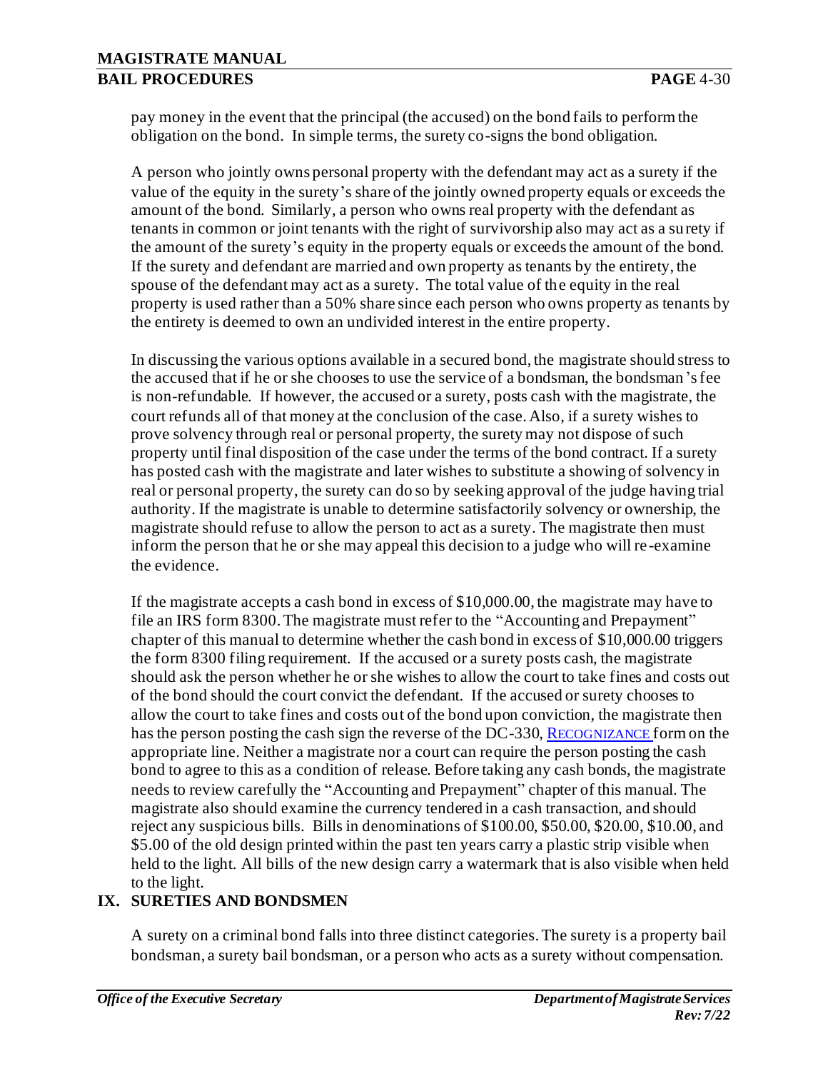pay money in the event that the principal (the accused) on the bond fails to perform the obligation on the bond. In simple terms, the surety co-signs the bond obligation.

A person who jointly owns personal property with the defendant may act as a surety if the value of the equity in the surety's share of the jointly owned property equals or exceeds the amount of the bond. Similarly, a person who owns real property with the defendant as tenants in common or joint tenants with the right of survivorship also may act as a surety if the amount of the surety's equity in the property equals or exceeds the amount of the bond. If the surety and defendant are married and own property as tenants by the entirety, the spouse of the defendant may act as a surety. The total value of the equity in the real property is used rather than a 50% share since each person who owns property as tenants by the entirety is deemed to own an undivided interest in the entire property.

In discussing the various options available in a secured bond, the magistrate should stress to the accused that if he or she chooses to use the service of a bondsman, the bondsman's fee is non-refundable. If however, the accused or a surety, posts cash with the magistrate, the court refunds all of that money at the conclusion of the case. Also, if a surety wishes to prove solvency through real or personal property, the surety may not dispose of such property until final disposition of the case under the terms of the bond contract. If a surety has posted cash with the magistrate and later wishes to substitute a showing of solvency in real or personal property, the surety can do so by seeking approval of the judge having trial authority. If the magistrate is unable to determine satisfactorily solvency or ownership, the magistrate should refuse to allow the person to act as a surety. The magistrate then must inform the person that he or she may appeal this decision to a judge who will re-examine the evidence.

If the magistrate accepts a cash bond in excess of $10,000.00, the magistrate may have to file an IRS form 8300. The magistrate must refer to the "Accounting and Prepayment" chapter of this manual to determine whether the cash bond in excess of $10,000.00 triggers the form 8300 filing requirement. If the accused or a surety posts cash, the magistrate should ask the person whether he or she wishes to allow the court to take fines and costs out of the bond should the court convict the defendant. If the accused or surety chooses to allow the court to take fines and costs out of the bond upon conviction, the magistrate then has the person posting the cash sign the reverse of the DC-330, RECOGNIZANCE form on the appropriate line. Neither a magistrate nor a court can require the person posting the cash bond to agree to this as a condition of release. Before taking any cash bonds, the magistrate needs to review carefully the "Accounting and Prepayment" chapter of this manual. The magistrate also should examine the currency tendered in a cash transaction, and should reject any suspicious bills. Bills in denominations of $100.00, $50.00, $20.00, $10.00, and $5.00 of the old design printed within the past ten years carry a plastic strip visible when held to the light. All bills of the new design carry a watermark that is also visible when held to the light.

## IX. SURETIES AND BONDSMEN

A surety on a criminal bond falls into three distinct categories. The surety is a property bail bondsman, a surety bail bondsman, or a person who acts as a surety without compensation.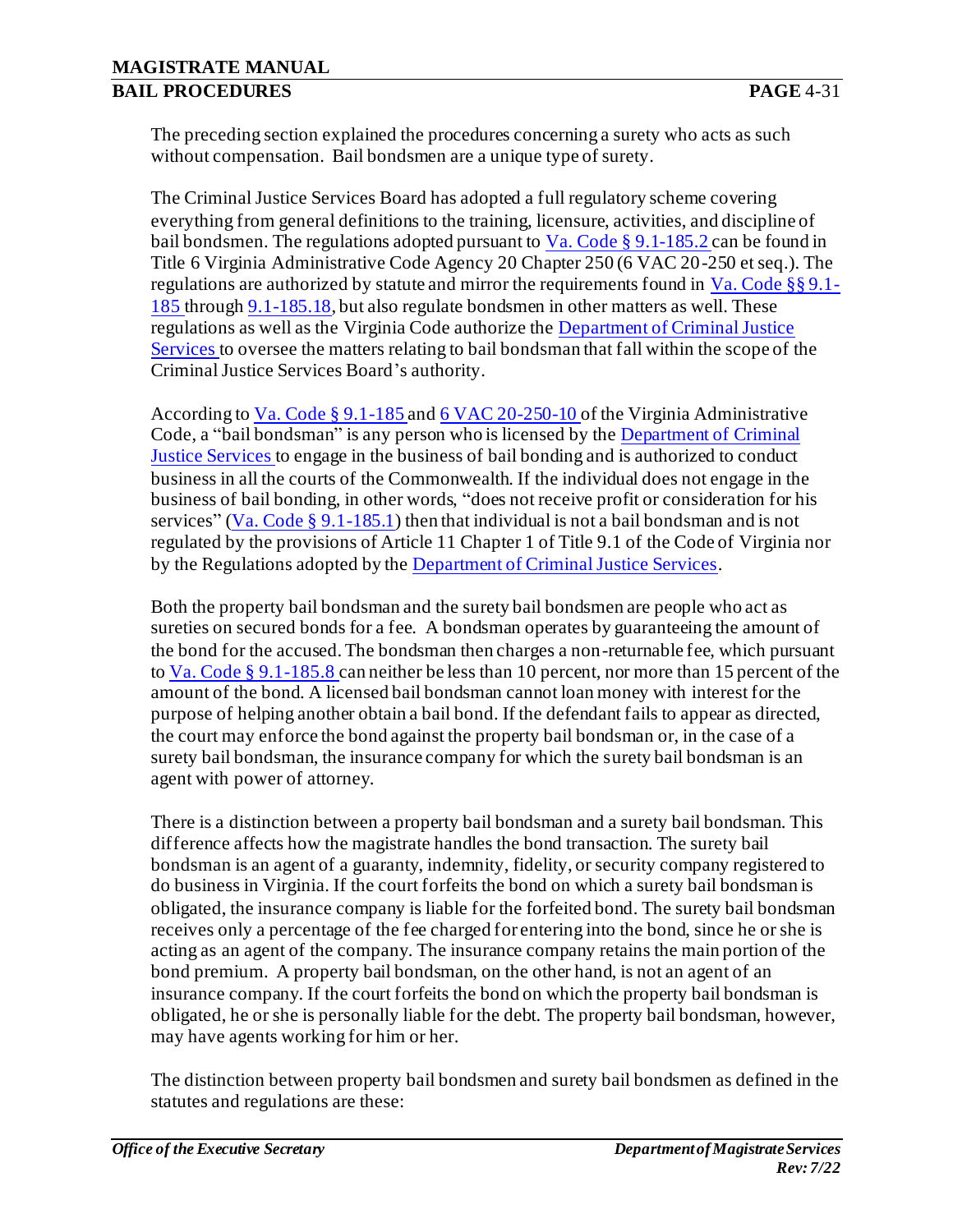The preceding section explained the procedures concerning a surety who acts as such without compensation. Bail bondsmen are a unique type of surety.

The Criminal Justice Services Board has adopted a full regulatory scheme covering everything from general definitions to the training, licensure, activities, and discipline of bail bondsmen. The regulations adopted pursuant to Va. Code § 9.1-185.2 can be found in Title 6 Virginia Administrative Code Agency 20 Chapter 250 (6 VAC 20-250 et seq.). The regulations are authorized by statute and mirror the requirements found in Va. Code §§ 9.1-185 through 9.1-185.18, but also regulate bondsmen in other matters as well. These regulations as well as the Virginia Code authorize the Department of Criminal Justice Services to oversee the matters relating to bail bondsman that fall within the scope of the Criminal Justice Services Board's authority.

According to Va. Code § 9.1-185 and 6 VAC 20-250-10 of the Virginia Administrative Code, a "bail bondsman" is any person who is licensed by the Department of Criminal Justice Services to engage in the business of bail bonding and is authorized to conduct business in all the courts of the Commonwealth. If the individual does not engage in the business of bail bonding, in other words, "does not receive profit or consideration for his services" (Va. Code § 9.1-185.1) then that individual is not a bail bondsman and is not regulated by the provisions of Article 11 Chapter 1 of Title 9.1 of the Code of Virginia nor by the Regulations adopted by the Department of Criminal Justice Services.

Both the property bail bondsman and the surety bail bondsmen are people who act as sureties on secured bonds for a fee. A bondsman operates by guaranteeing the amount of the bond for the accused. The bondsman then charges a non-returnable fee, which pursuant to Va. Code § 9.1-185.8 can neither be less than 10 percent, nor more than 15 percent of the amount of the bond. A licensed bail bondsman cannot loan money with interest for the purpose of helping another obtain a bail bond. If the defendant fails to appear as directed, the court may enforce the bond against the property bail bondsman or, in the case of a surety bail bondsman, the insurance company for which the surety bail bondsman is an agent with power of attorney.

There is a distinction between a property bail bondsman and a surety bail bondsman. This difference affects how the magistrate handles the bond transaction. The surety bail bondsman is an agent of a guaranty, indemnity, fidelity, or security company registered to do business in Virginia. If the court forfeits the bond on which a surety bail bondsman is obligated, the insurance company is liable for the forfeited bond. The surety bail bondsman receives only a percentage of the fee charged for entering into the bond, since he or she is acting as an agent of the company. The insurance company retains the main portion of the bond premium. A property bail bondsman, on the other hand, is not an agent of an insurance company. If the court forfeits the bond on which the property bail bondsman is obligated, he or she is personally liable for the debt. The property bail bondsman, however, may have agents working for him or her.

The distinction between property bail bondsmen and surety bail bondsmen as defined in the statutes and regulations are these: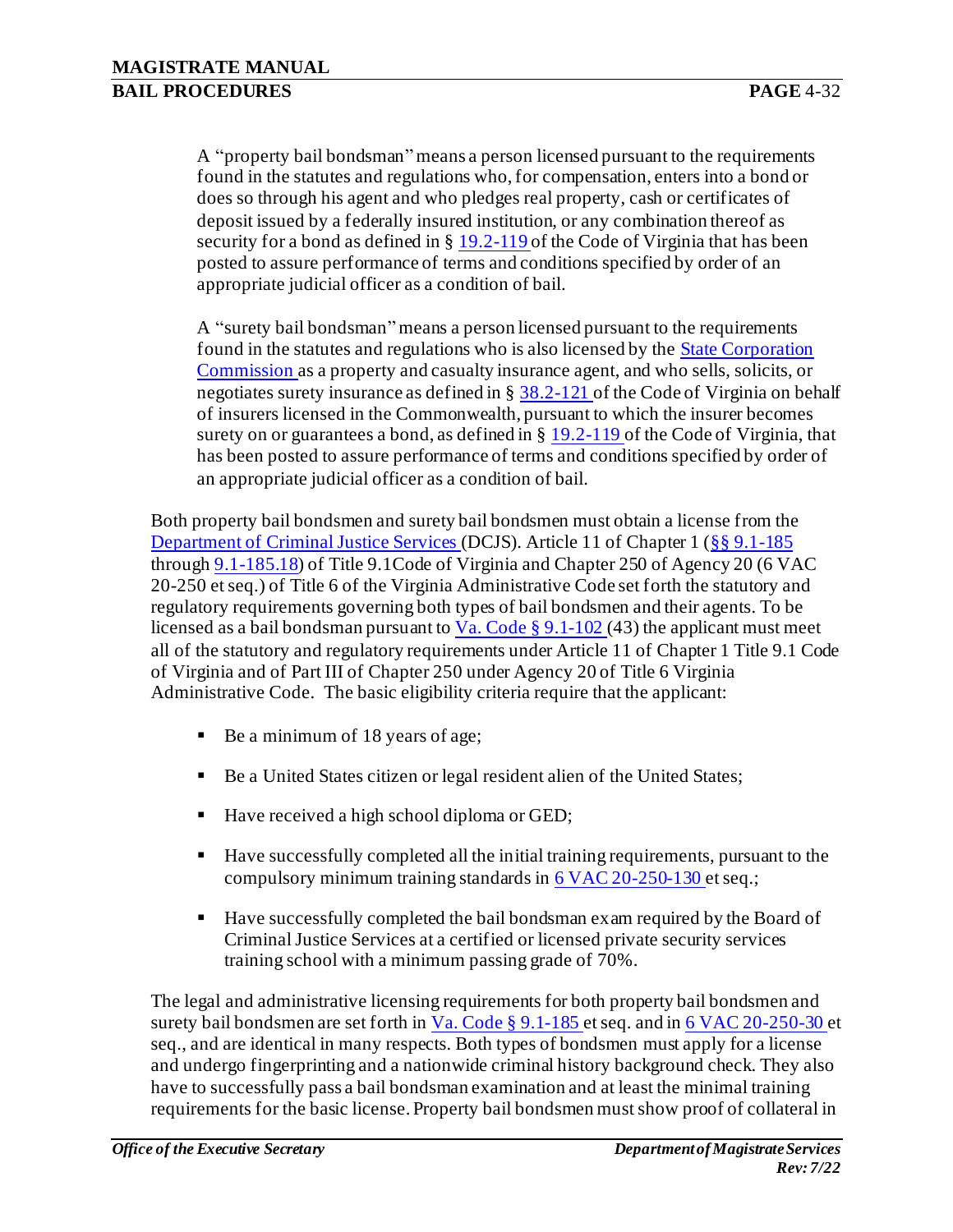A "property bail bondsman" means a person licensed pursuant to the requirements found in the statutes and regulations who, for compensation, enters into a bond or does so through his agent and who pledges real property, cash or certificates of deposit issued by a federally insured institution, or any combination thereof as security for a bond as defined in § 19.2-119 of the Code of Virginia that has been posted to assure performance of terms and conditions specified by order of an appropriate judicial officer as a condition of bail.

A "surety bail bondsman" means a person licensed pursuant to the requirements found in the statutes and regulations who is also licensed by the State Corporation Commission as a property and casualty insurance agent, and who sells, solicits, or negotiates surety insurance as defined in § 38.2-121 of the Code of Virginia on behalf of insurers licensed in the Commonwealth, pursuant to which the insurer becomes surety on or guarantees a bond, as defined in § 19.2-119 of the Code of Virginia, that has been posted to assure performance of terms and conditions specified by order of an appropriate judicial officer as a condition of bail.

Both property bail bondsmen and surety bail bondsmen must obtain a license from the Department of Criminal Justice Services (DCJS). Article 11 of Chapter 1 (§§ 9.1-185 through 9.1-185.18) of Title 9.1Code of Virginia and Chapter 250 of Agency 20 (6 VAC 20-250 et seq.) of Title 6 of the Virginia Administrative Code set forth the statutory and regulatory requirements governing both types of bail bondsmen and their agents. To be licensed as a bail bondsman pursuant to Va. Code § 9.1-102 (43) the applicant must meet all of the statutory and regulatory requirements under Article 11 of Chapter 1 Title 9.1 Code of Virginia and of Part III of Chapter 250 under Agency 20 of Title 6 Virginia Administrative Code. The basic eligibility criteria require that the applicant:

- Be a minimum of 18 years of age;
- Be a United States citizen or legal resident alien of the United States;
- Have received a high school diploma or GED;
- Have successfully completed all the initial training requirements, pursuant to the compulsory minimum training standards in 6 VAC 20-250-130 et seq.;
- Have successfully completed the bail bondsman exam required by the Board of Criminal Justice Services at a certified or licensed private security services training school with a minimum passing grade of 70%.

The legal and administrative licensing requirements for both property bail bondsmen and surety bail bondsmen are set forth in Va. Code § 9.1-185 et seq. and in 6 VAC 20-250-30 et seq., and are identical in many respects. Both types of bondsmen must apply for a license and undergo fingerprinting and a nationwide criminal history background check. They also have to successfully pass a bail bondsman examination and at least the minimal training requirements for the basic license. Property bail bondsmen must show proof of collateral in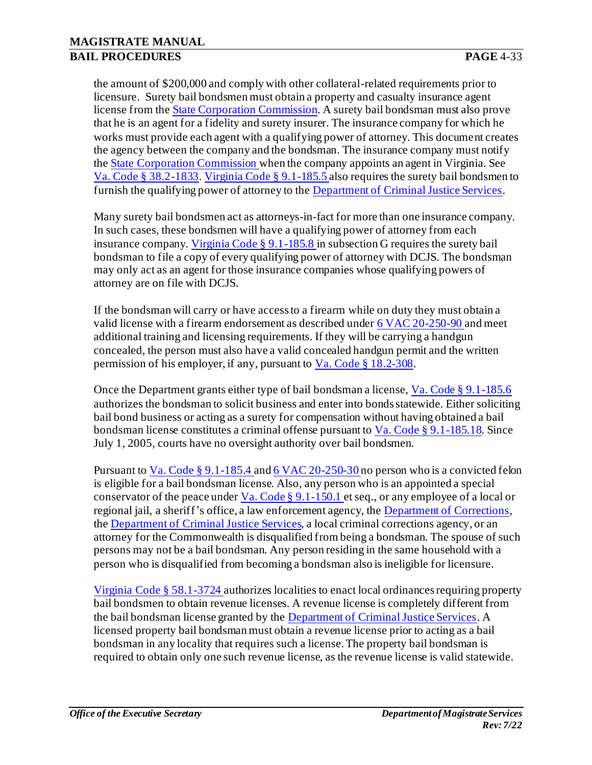the amount of $200,000 and comply with other collateral-related requirements prior to licensure. Surety bail bondsmen must obtain a property and casualty insurance agent license from the State Corporation Commission. A surety bail bondsman must also prove that he is an agent for a fidelity and surety insurer. The insurance company for which he works must provide each agent with a qualifying power of attorney. This document creates the agency between the company and the bondsman. The insurance company must notify the State Corporation Commission when the company appoints an agent in Virginia. See Va. Code § 38.2-1833. Virginia Code § 9.1-185.5 also requires the surety bail bondsmen to furnish the qualifying power of attorney to the Department of Criminal Justice Services.

Many surety bail bondsmen act as attorneys-in-fact for more than one insurance company. In such cases, these bondsmen will have a qualifying power of attorney from each insurance company. Virginia Code § 9.1-185.8 in subsection G requires the surety bail bondsman to file a copy of every qualifying power of attorney with DCJS. The bondsman may only act as an agent for those insurance companies whose qualifying powers of attorney are on file with DCJS.

If the bondsman will carry or have access to a firearm while on duty they must obtain a valid license with a firearm endorsement as described under 6 VAC 20-250-90 and meet additional training and licensing requirements. If they will be carrying a handgun concealed, the person must also have a valid concealed handgun permit and the written permission of his employer, if any, pursuant to Va. Code § 18.2-308.

Once the Department grants either type of bail bondsman a license, Va. Code § 9.1-185.6 authorizes the bondsman to solicit business and enter into bonds statewide. Either soliciting bail bond business or acting as a surety for compensation without having obtained a bail bondsman license constitutes a criminal offense pursuant to Va. Code § 9.1-185.18. Since July 1, 2005, courts have no oversight authority over bail bondsmen.

Pursuant to Va. Code § 9.1-185.4 and 6 VAC 20-250-30 no person who is a convicted felon is eligible for a bail bondsman license. Also, any person who is an appointed a special conservator of the peace under Va. Code § 9.1-150.1 et seq., or any employee of a local or regional jail, a sheriff's office, a law enforcement agency, the Department of Corrections, the Department of Criminal Justice Services, a local criminal corrections agency, or an attorney for the Commonwealth is disqualified from being a bondsman. The spouse of such persons may not be a bail bondsman. Any person residing in the same household with a person who is disqualified from becoming a bondsman also is ineligible for licensure.

Virginia Code § 58.1-3724 authorizes localities to enact local ordinances requiring property bail bondsmen to obtain revenue licenses. A revenue license is completely different from the bail bondsman license granted by the Department of Criminal Justice Services. A licensed property bail bondsman must obtain a revenue license prior to acting as a bail bondsman in any locality that requires such a license. The property bail bondsman is required to obtain only one such revenue license, as the revenue license is valid statewide.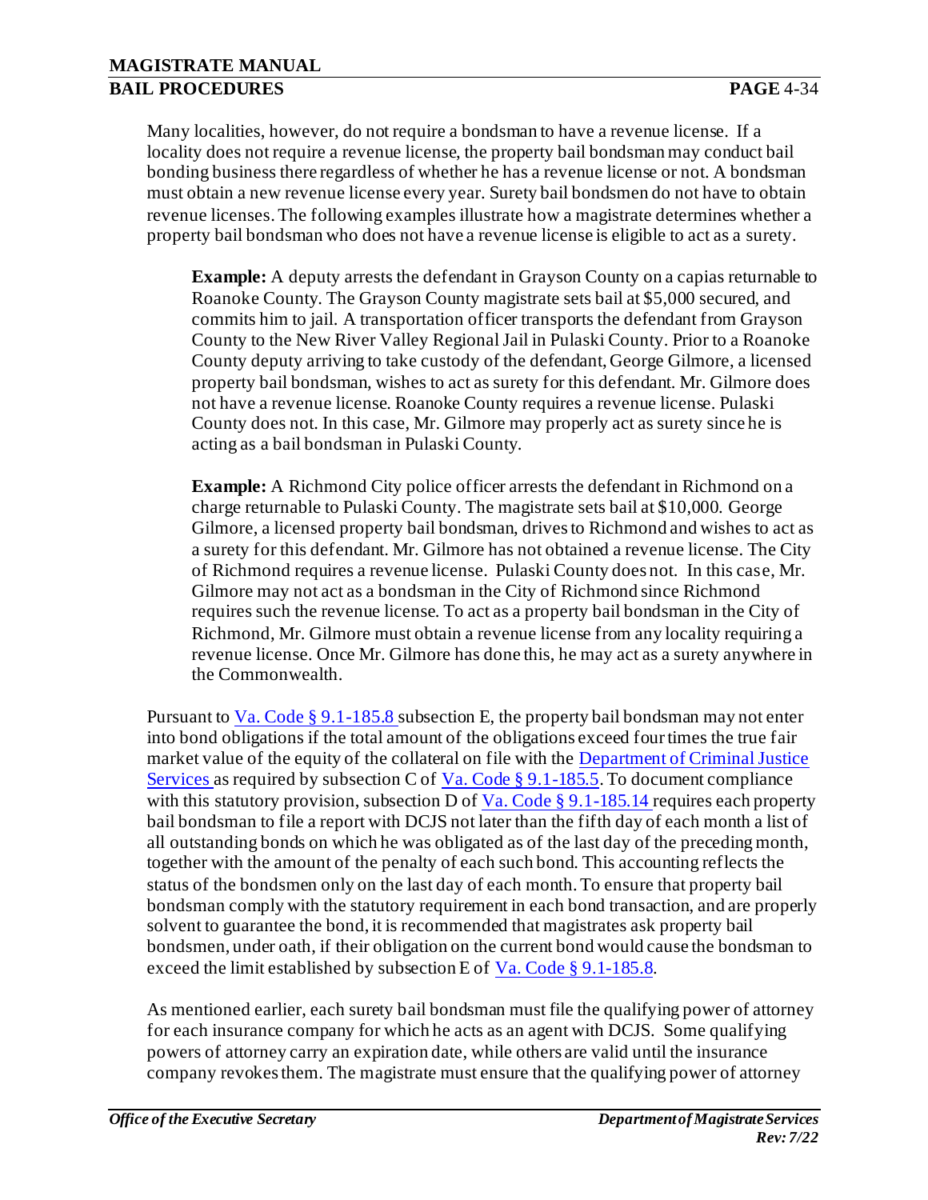Many localities, however, do not require a bondsman to have a revenue license. If a locality does not require a revenue license, the property bail bondsman may conduct bail bonding business there regardless of whether he has a revenue license or not. A bondsman must obtain a new revenue license every year. Surety bail bondsmen do not have to obtain revenue licenses. The following examples illustrate how a magistrate determines whether a property bail bondsman who does not have a revenue license is eligible to act as a surety.

> **Example:** A deputy arrests the defendant in Grayson County on a capias returnable to Roanoke County. The Grayson County magistrate sets bail at $5,000 secured, and commits him to jail. A transportation officer transports the defendant from Grayson County to the New River Valley Regional Jail in Pulaski County. Prior to a Roanoke County deputy arriving to take custody of the defendant, George Gilmore, a licensed property bail bondsman, wishes to act as surety for this defendant. Mr. Gilmore does not have a revenue license. Roanoke County requires a revenue license. Pulaski County does not. In this case, Mr. Gilmore may properly act as surety since he is acting as a bail bondsman in Pulaski County.

> **Example:** A Richmond City police officer arrests the defendant in Richmond on a charge returnable to Pulaski County. The magistrate sets bail at $10,000. George Gilmore, a licensed property bail bondsman, drives to Richmond and wishes to act as a surety for this defendant. Mr. Gilmore has not obtained a revenue license. The City of Richmond requires a revenue license. Pulaski County does not. In this case, Mr. Gilmore may not act as a bondsman in the City of Richmond since Richmond requires such the revenue license. To act as a property bail bondsman in the City of Richmond, Mr. Gilmore must obtain a revenue license from any locality requiring a revenue license. Once Mr. Gilmore has done this, he may act as a surety anywhere in the Commonwealth.

Pursuant to Va. Code § 9.1-185.8 subsection E, the property bail bondsman may not enter into bond obligations if the total amount of the obligations exceed four times the true fair market value of the equity of the collateral on file with the Department of Criminal Justice Services as required by subsection C of Va. Code § 9.1-185.5. To document compliance with this statutory provision, subsection D of Va. Code § 9.1-185.14 requires each property bail bondsman to file a report with DCJS not later than the fifth day of each month a list of all outstanding bonds on which he was obligated as of the last day of the preceding month, together with the amount of the penalty of each such bond. This accounting reflects the status of the bondsmen only on the last day of each month. To ensure that property bail bondsman comply with the statutory requirement in each bond transaction, and are properly solvent to guarantee the bond, it is recommended that magistrates ask property bail bondsmen, under oath, if their obligation on the current bond would cause the bondsman to exceed the limit established by subsection E of Va. Code § 9.1-185.8.

As mentioned earlier, each surety bail bondsman must file the qualifying power of attorney for each insurance company for which he acts as an agent with DCJS. Some qualifying powers of attorney carry an expiration date, while others are valid until the insurance company revokes them. The magistrate must ensure that the qualifying power of attorney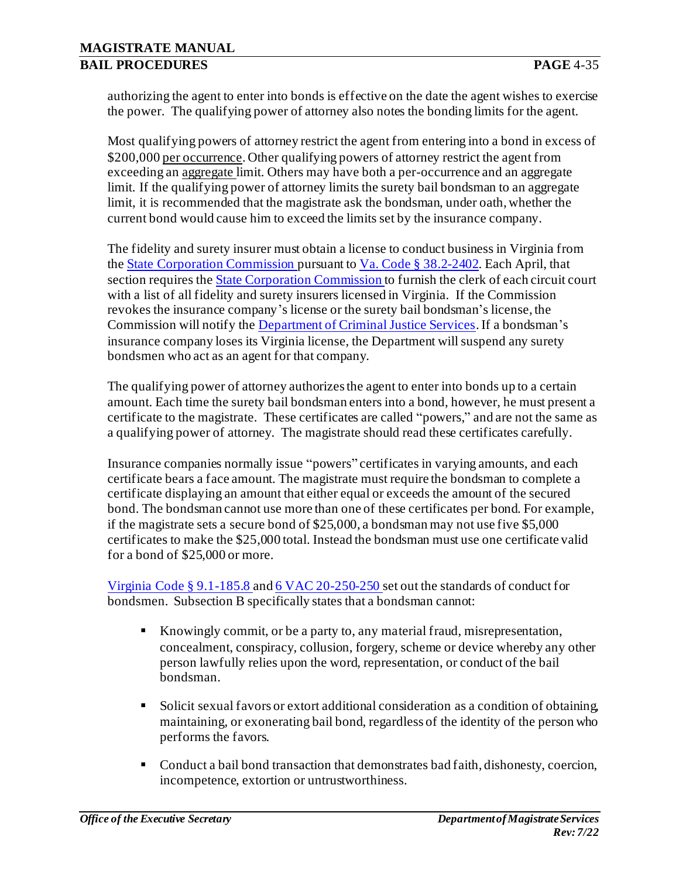authorizing the agent to enter into bonds is effective on the date the agent wishes to exercise the power. The qualifying power of attorney also notes the bonding limits for the agent.

Most qualifying powers of attorney restrict the agent from entering into a bond in excess of $200,000 per occurrence. Other qualifying powers of attorney restrict the agent from exceeding an aggregate limit. Others may have both a per-occurrence and an aggregate limit. If the qualifying power of attorney limits the surety bail bondsman to an aggregate limit, it is recommended that the magistrate ask the bondsman, under oath, whether the current bond would cause him to exceed the limits set by the insurance company.

The fidelity and surety insurer must obtain a license to conduct business in Virginia from the State Corporation Commission pursuant to Va. Code § 38.2-2402. Each April, that section requires the State Corporation Commission to furnish the clerk of each circuit court with a list of all fidelity and surety insurers licensed in Virginia. If the Commission revokes the insurance company's license or the surety bail bondsman's license, the Commission will notify the Department of Criminal Justice Services. If a bondsman's insurance company loses its Virginia license, the Department will suspend any surety bondsmen who act as an agent for that company.

The qualifying power of attorney authorizes the agent to enter into bonds up to a certain amount. Each time the surety bail bondsman enters into a bond, however, he must present a certificate to the magistrate. These certificates are called "powers," and are not the same as a qualifying power of attorney. The magistrate should read these certificates carefully.

Insurance companies normally issue "powers" certificates in varying amounts, and each certificate bears a face amount. The magistrate must require the bondsman to complete a certificate displaying an amount that either equal or exceeds the amount of the secured bond. The bondsman cannot use more than one of these certificates per bond. For example, if the magistrate sets a secure bond of $25,000, a bondsman may not use five $5,000 certificates to make the $25,000 total. Instead the bondsman must use one certificate valid for a bond of $25,000 or more.

Virginia Code § 9.1-185.8 and 6 VAC 20-250-250 set out the standards of conduct for bondsmen. Subsection B specifically states that a bondsman cannot:

- Knowingly commit, or be a party to, any material fraud, misrepresentation, concealment, conspiracy, collusion, forgery, scheme or device whereby any other person lawfully relies upon the word, representation, or conduct of the bail bondsman.
- Solicit sexual favors or extort additional consideration as a condition of obtaining, maintaining, or exonerating bail bond, regardless of the identity of the person who performs the favors.
- Conduct a bail bond transaction that demonstrates bad faith, dishonesty, coercion, incompetence, extortion or untrustworthiness.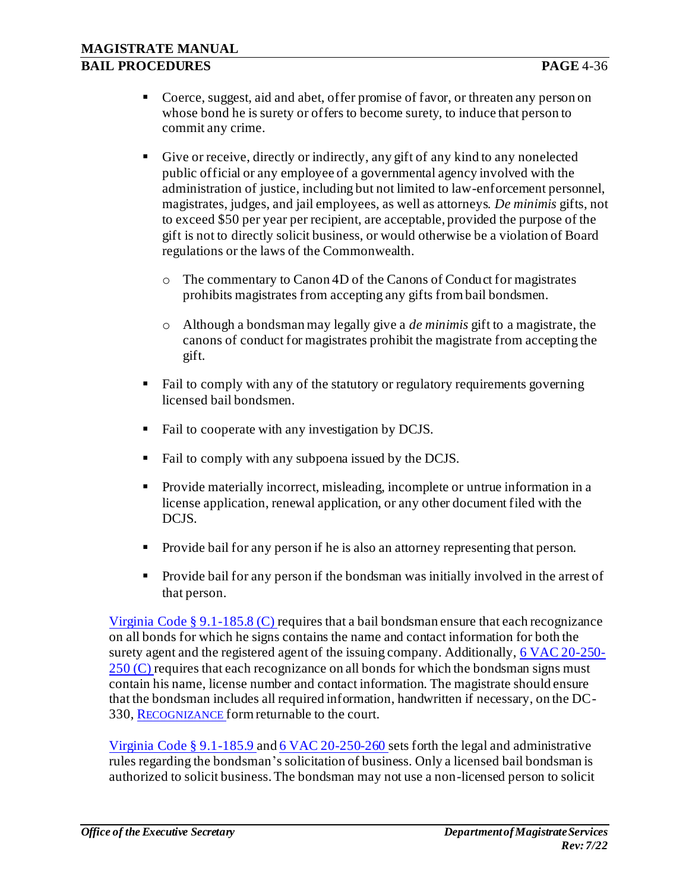- Coerce, suggest, aid and abet, offer promise of favor, or threaten any person on whose bond he is surety or offers to become surety, to induce that person to commit any crime.

- Give or receive, directly or indirectly, any gift of any kind to any nonelected public official or any employee of a governmental agency involved with the administration of justice, including but not limited to law-enforcement personnel, magistrates, judges, and jail employees, as well as attorneys. *De minimis* gifts, not to exceed $50 per year per recipient, are acceptable, provided the purpose of the gift is not to directly solicit business, or would otherwise be a violation of Board regulations or the laws of the Commonwealth.

  - The commentary to Canon 4D of the Canons of Conduct for magistrates prohibits magistrates from accepting any gifts from bail bondsmen.

  - Although a bondsman may legally give a *de minimis* gift to a magistrate, the canons of conduct for magistrates prohibit the magistrate from accepting the gift.

- Fail to comply with any of the statutory or regulatory requirements governing licensed bail bondsmen.

- Fail to cooperate with any investigation by DCJS.

- Fail to comply with any subpoena issued by the DCJS.

- Provide materially incorrect, misleading, incomplete or untrue information in a license application, renewal application, or any other document filed with the DCJS.

- Provide bail for any person if he is also an attorney representing that person.

- Provide bail for any person if the bondsman was initially involved in the arrest of that person.

Virginia Code § 9.1-185.8 (C) requires that a bail bondsman ensure that each recognizance on all bonds for which he signs contains the name and contact information for both the surety agent and the registered agent of the issuing company. Additionally, 6 VAC 20-250-250 (C) requires that each recognizance on all bonds for which the bondsman signs must contain his name, license number and contact information. The magistrate should ensure that the bondsman includes all required information, handwritten if necessary, on the DC-330, RECOGNIZANCE form returnable to the court.

Virginia Code § 9.1-185.9 and 6 VAC 20-250-260 sets forth the legal and administrative rules regarding the bondsman's solicitation of business. Only a licensed bail bondsman is authorized to solicit business. The bondsman may not use a non-licensed person to solicit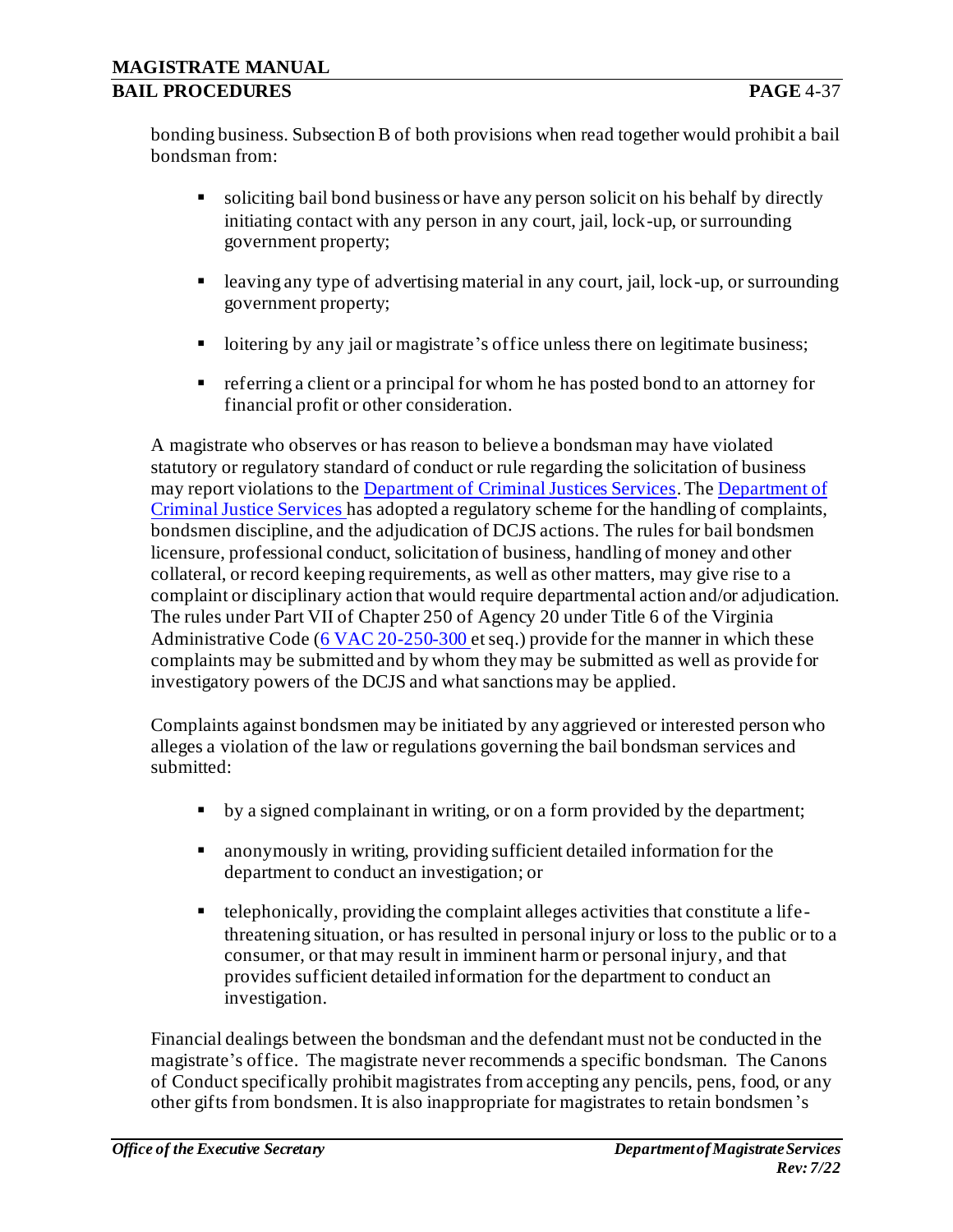bonding business. Subsection B of both provisions when read together would prohibit a bail bondsman from:

- soliciting bail bond business or have any person solicit on his behalf by directly initiating contact with any person in any court, jail, lock-up, or surrounding government property;
- leaving any type of advertising material in any court, jail, lock-up, or surrounding government property;
- loitering by any jail or magistrate's office unless there on legitimate business;
- referring a client or a principal for whom he has posted bond to an attorney for financial profit or other consideration.

A magistrate who observes or has reason to believe a bondsman may have violated statutory or regulatory standard of conduct or rule regarding the solicitation of business may report violations to the Department of Criminal Justices Services. The Department of Criminal Justice Services has adopted a regulatory scheme for the handling of complaints, bondsmen discipline, and the adjudication of DCJS actions. The rules for bail bondsmen licensure, professional conduct, solicitation of business, handling of money and other collateral, or record keeping requirements, as well as other matters, may give rise to a complaint or disciplinary action that would require departmental action and/or adjudication. The rules under Part VII of Chapter 250 of Agency 20 under Title 6 of the Virginia Administrative Code (6 VAC 20-250-300 et seq.) provide for the manner in which these complaints may be submitted and by whom they may be submitted as well as provide for investigatory powers of the DCJS and what sanctions may be applied.

Complaints against bondsmen may be initiated by any aggrieved or interested person who alleges a violation of the law or regulations governing the bail bondsman services and submitted:

- by a signed complainant in writing, or on a form provided by the department;
- anonymously in writing, providing sufficient detailed information for the department to conduct an investigation; or
- telephonically, providing the complaint alleges activities that constitute a life-threatening situation, or has resulted in personal injury or loss to the public or to a consumer, or that may result in imminent harm or personal injury, and that provides sufficient detailed information for the department to conduct an investigation.

Financial dealings between the bondsman and the defendant must not be conducted in the magistrate's office. The magistrate never recommends a specific bondsman. The Canons of Conduct specifically prohibit magistrates from accepting any pencils, pens, food, or any other gifts from bondsmen. It is also inappropriate for magistrates to retain bondsmen's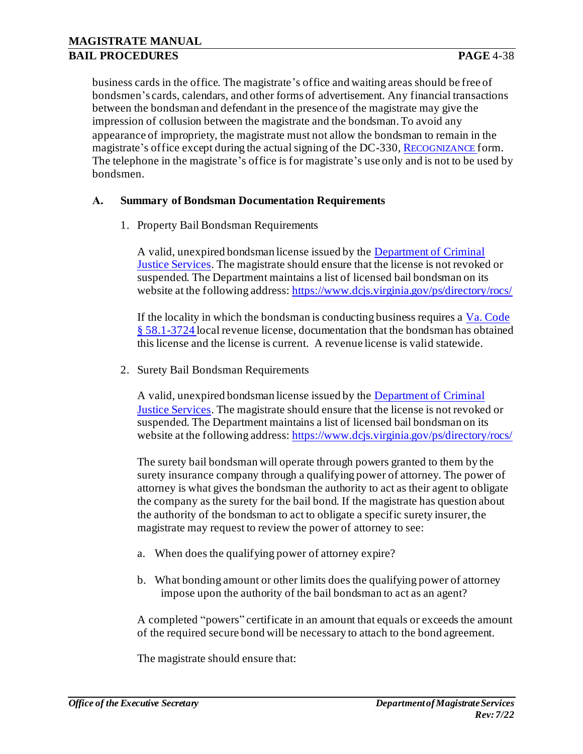business cards in the office. The magistrate's office and waiting areas should be free of bondsmen's cards, calendars, and other forms of advertisement. Any financial transactions between the bondsman and defendant in the presence of the magistrate may give the impression of collusion between the magistrate and the bondsman. To avoid any appearance of impropriety, the magistrate must not allow the bondsman to remain in the magistrate's office except during the actual signing of the DC-330, RECOGNIZANCE form. The telephone in the magistrate's office is for magistrate's use only and is not to be used by bondsmen.

### A. Summary of Bondsman Documentation Requirements

1. Property Bail Bondsman Requirements

   A valid, unexpired bondsman license issued by the Department of Criminal Justice Services. The magistrate should ensure that the license is not revoked or suspended. The Department maintains a list of licensed bail bondsman on its website at the following address: https://www.dcjs.virginia.gov/ps/directory/rocs/

   If the locality in which the bondsman is conducting business requires a Va. Code § 58.1-3724 local revenue license, documentation that the bondsman has obtained this license and the license is current. A revenue license is valid statewide.

2. Surety Bail Bondsman Requirements

   A valid, unexpired bondsman license issued by the Department of Criminal Justice Services. The magistrate should ensure that the license is not revoked or suspended. The Department maintains a list of licensed bail bondsman on its website at the following address: https://www.dcjs.virginia.gov/ps/directory/rocs/

   The surety bail bondsman will operate through powers granted to them by the surety insurance company through a qualifying power of attorney. The power of attorney is what gives the bondsman the authority to act as their agent to obligate the company as the surety for the bail bond. If the magistrate has question about the authority of the bondsman to act to obligate a specific surety insurer, the magistrate may request to review the power of attorney to see:

   a. When does the qualifying power of attorney expire?

   b. What bonding amount or other limits does the qualifying power of attorney impose upon the authority of the bail bondsman to act as an agent?

   A completed "powers" certificate in an amount that equals or exceeds the amount of the required secure bond will be necessary to attach to the bond agreement.

   The magistrate should ensure that: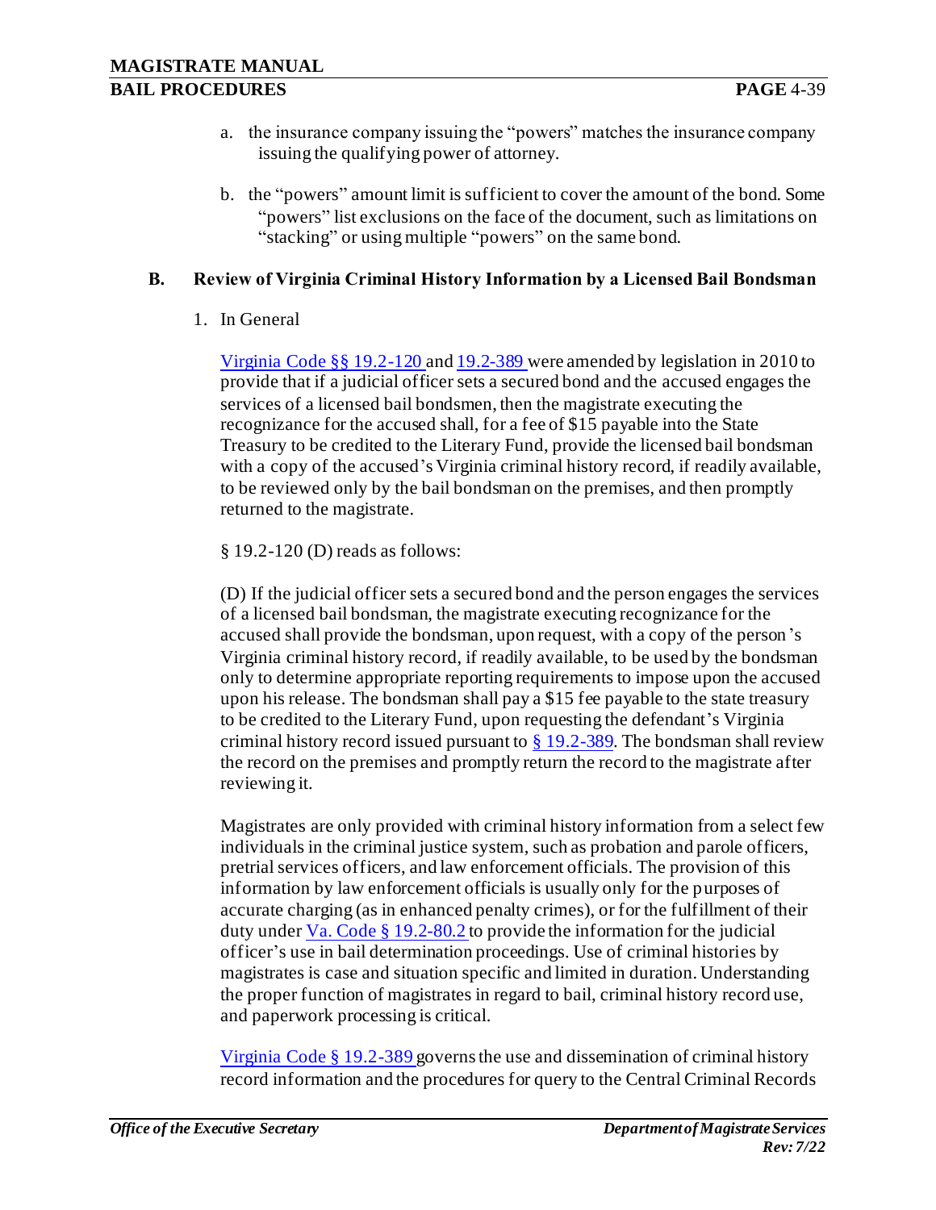a. the insurance company issuing the "powers" matches the insurance company issuing the qualifying power of attorney.

b. the "powers" amount limit is sufficient to cover the amount of the bond. Some "powers" list exclusions on the face of the document, such as limitations on "stacking" or using multiple "powers" on the same bond.

## B. Review of Virginia Criminal History Information by a Licensed Bail Bondsman

1. In General

Virginia Code §§ 19.2-120 and 19.2-389 were amended by legislation in 2010 to provide that if a judicial officer sets a secured bond and the accused engages the services of a licensed bail bondsmen, then the magistrate executing the recognizance for the accused shall, for a fee of $15 payable into the State Treasury to be credited to the Literary Fund, provide the licensed bail bondsman with a copy of the accused's Virginia criminal history record, if readily available, to be reviewed only by the bail bondsman on the premises, and then promptly returned to the magistrate.

§ 19.2-120 (D) reads as follows:

(D) If the judicial officer sets a secured bond and the person engages the services of a licensed bail bondsman, the magistrate executing recognizance for the accused shall provide the bondsman, upon request, with a copy of the person's Virginia criminal history record, if readily available, to be used by the bondsman only to determine appropriate reporting requirements to impose upon the accused upon his release. The bondsman shall pay a $15 fee payable to the state treasury to be credited to the Literary Fund, upon requesting the defendant's Virginia criminal history record issued pursuant to § 19.2-389. The bondsman shall review the record on the premises and promptly return the record to the magistrate after reviewing it.

Magistrates are only provided with criminal history information from a select few individuals in the criminal justice system, such as probation and parole officers, pretrial services officers, and law enforcement officials. The provision of this information by law enforcement officials is usually only for the purposes of accurate charging (as in enhanced penalty crimes), or for the fulfillment of their duty under Va. Code § 19.2-80.2 to provide the information for the judicial officer's use in bail determination proceedings. Use of criminal histories by magistrates is case and situation specific and limited in duration. Understanding the proper function of magistrates in regard to bail, criminal history record use, and paperwork processing is critical.

Virginia Code § 19.2-389 governs the use and dissemination of criminal history record information and the procedures for query to the Central Criminal Records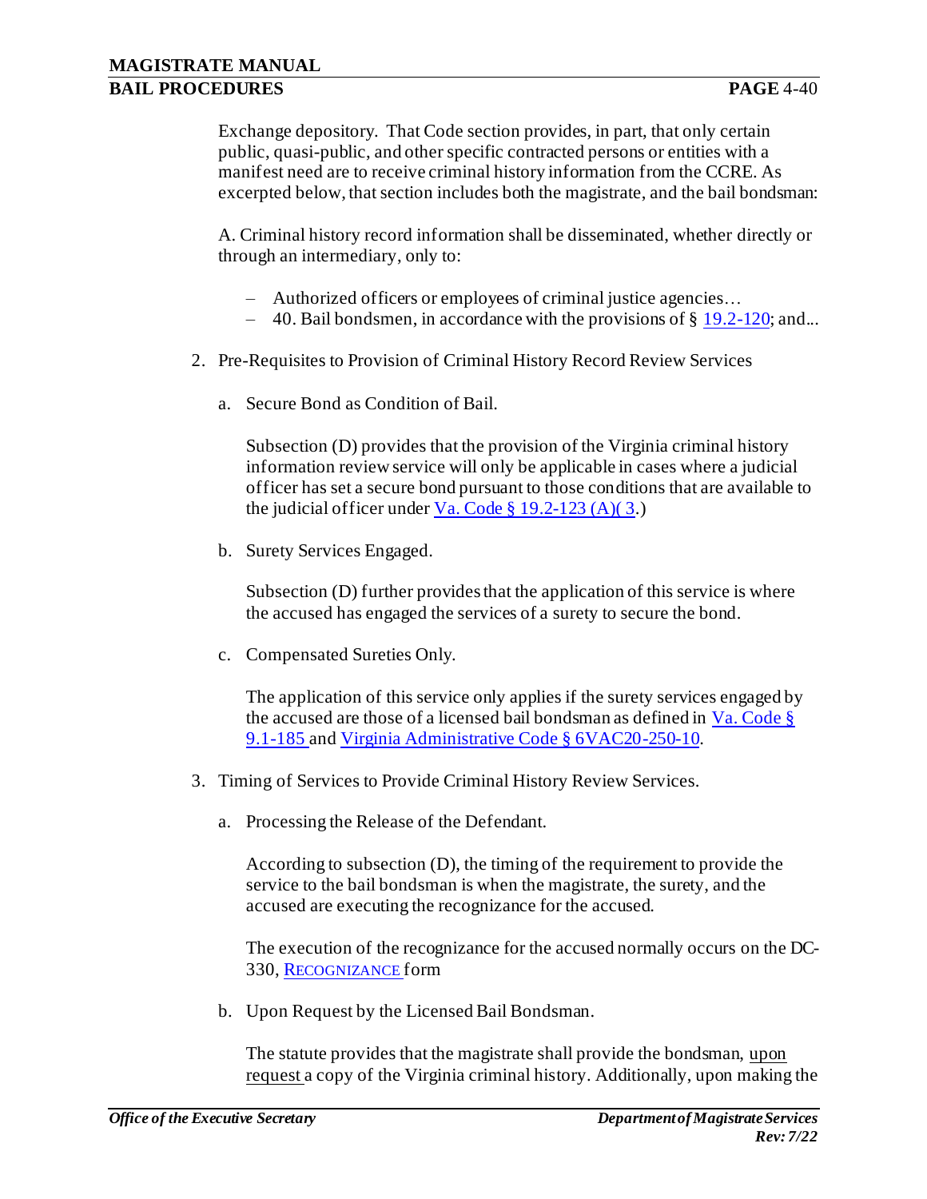Exchange depository. That Code section provides, in part, that only certain public, quasi-public, and other specific contracted persons or entities with a manifest need are to receive criminal history information from the CCRE. As excerpted below, that section includes both the magistrate, and the bail bondsman:

A. Criminal history record information shall be disseminated, whether directly or through an intermediary, only to:

- Authorized officers or employees of criminal justice agencies…
- 40. Bail bondsmen, in accordance with the provisions of § 19.2-120; and...

2. Pre-Requisites to Provision of Criminal History Record Review Services

   a. Secure Bond as Condition of Bail.

      Subsection (D) provides that the provision of the Virginia criminal history information review service will only be applicable in cases where a judicial officer has set a secure bond pursuant to those conditions that are available to the judicial officer under Va. Code § 19.2-123 (A)( 3.)

   b. Surety Services Engaged.

      Subsection (D) further provides that the application of this service is where the accused has engaged the services of a surety to secure the bond.

   c. Compensated Sureties Only.

      The application of this service only applies if the surety services engaged by the accused are those of a licensed bail bondsman as defined in Va. Code § 9.1-185 and Virginia Administrative Code § 6VAC20-250-10.

3. Timing of Services to Provide Criminal History Review Services.

   a. Processing the Release of the Defendant.

      According to subsection (D), the timing of the requirement to provide the service to the bail bondsman is when the magistrate, the surety, and the accused are executing the recognizance for the accused.

      The execution of the recognizance for the accused normally occurs on the DC-330, RECOGNIZANCE form

   b. Upon Request by the Licensed Bail Bondsman.

      The statute provides that the magistrate shall provide the bondsman, upon request a copy of the Virginia criminal history. Additionally, upon making the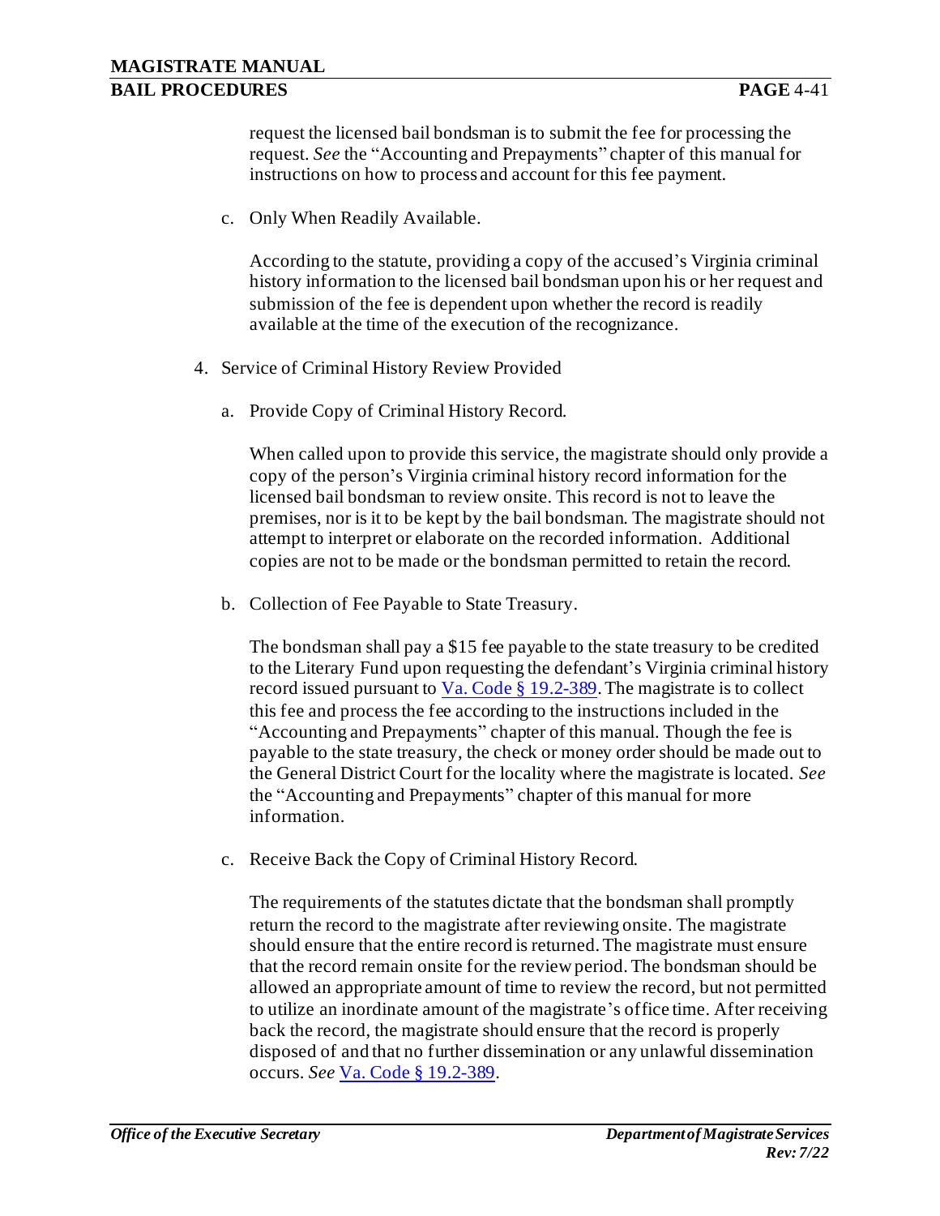request the licensed bail bondsman is to submit the fee for processing the request. *See* the "Accounting and Prepayments" chapter of this manual for instructions on how to process and account for this fee payment.

c. Only When Readily Available.

According to the statute, providing a copy of the accused's Virginia criminal history information to the licensed bail bondsman upon his or her request and submission of the fee is dependent upon whether the record is readily available at the time of the execution of the recognizance.

4. Service of Criminal History Review Provided

a. Provide Copy of Criminal History Record.

When called upon to provide this service, the magistrate should only provide a copy of the person's Virginia criminal history record information for the licensed bail bondsman to review onsite. This record is not to leave the premises, nor is it to be kept by the bail bondsman. The magistrate should not attempt to interpret or elaborate on the recorded information. Additional copies are not to be made or the bondsman permitted to retain the record.

b. Collection of Fee Payable to State Treasury.

The bondsman shall pay a $15 fee payable to the state treasury to be credited to the Literary Fund upon requesting the defendant's Virginia criminal history record issued pursuant to Va. Code § 19.2-389. The magistrate is to collect this fee and process the fee according to the instructions included in the "Accounting and Prepayments" chapter of this manual. Though the fee is payable to the state treasury, the check or money order should be made out to the General District Court for the locality where the magistrate is located. *See* the "Accounting and Prepayments" chapter of this manual for more information.

c. Receive Back the Copy of Criminal History Record.

The requirements of the statutes dictate that the bondsman shall promptly return the record to the magistrate after reviewing onsite. The magistrate should ensure that the entire record is returned. The magistrate must ensure that the record remain onsite for the review period. The bondsman should be allowed an appropriate amount of time to review the record, but not permitted to utilize an inordinate amount of the magistrate's office time. After receiving back the record, the magistrate should ensure that the record is properly disposed of and that no further dissemination or any unlawful dissemination occurs. *See* Va. Code § 19.2-389.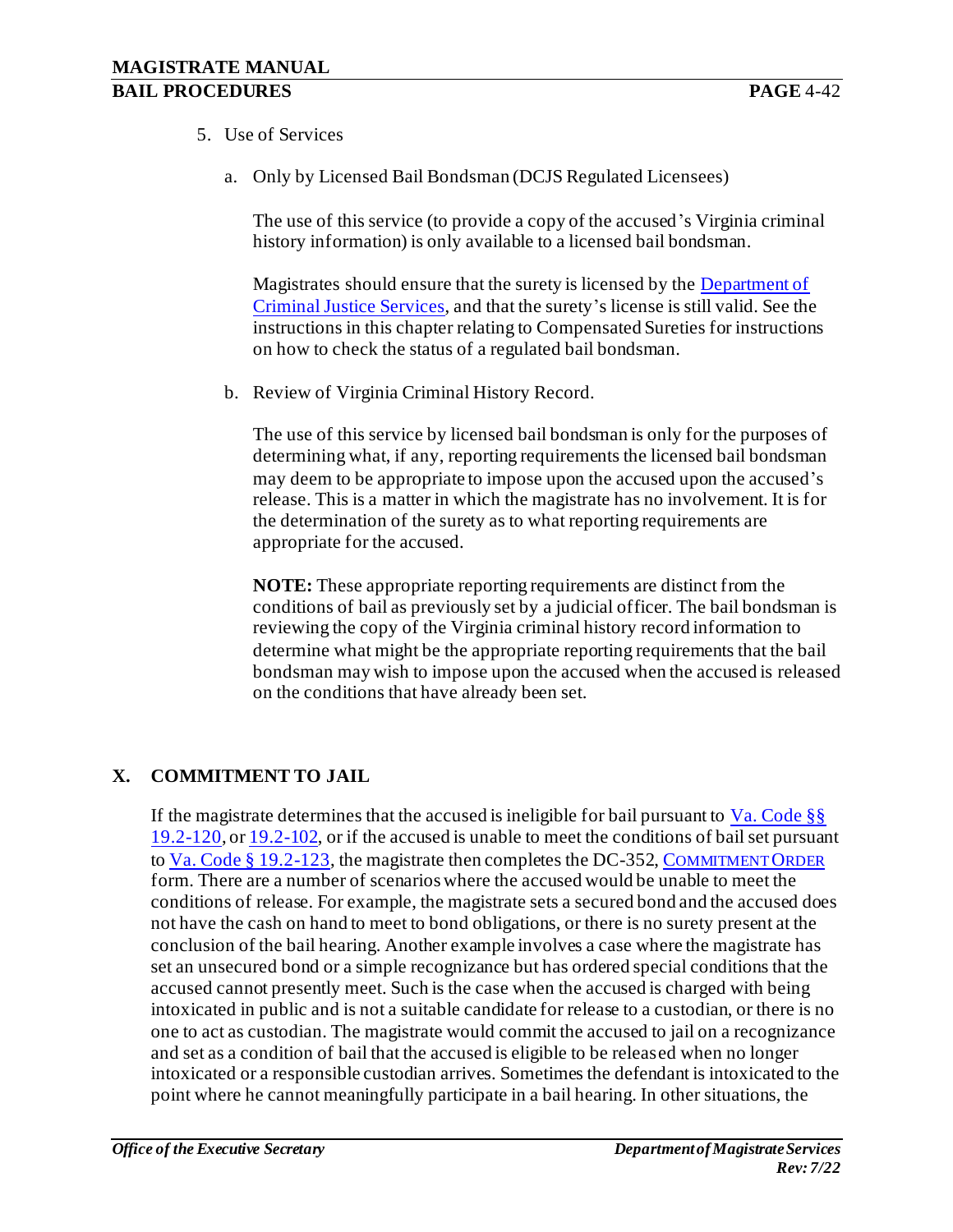5. Use of Services

   a. Only by Licensed Bail Bondsman (DCJS Regulated Licensees)

      The use of this service (to provide a copy of the accused's Virginia criminal history information) is only available to a licensed bail bondsman.

      Magistrates should ensure that the surety is licensed by the Department of Criminal Justice Services, and that the surety's license is still valid. See the instructions in this chapter relating to Compensated Sureties for instructions on how to check the status of a regulated bail bondsman.

   b. Review of Virginia Criminal History Record.

      The use of this service by licensed bail bondsman is only for the purposes of determining what, if any, reporting requirements the licensed bail bondsman may deem to be appropriate to impose upon the accused upon the accused's release. This is a matter in which the magistrate has no involvement. It is for the determination of the surety as to what reporting requirements are appropriate for the accused.

      **NOTE:** These appropriate reporting requirements are distinct from the conditions of bail as previously set by a judicial officer. The bail bondsman is reviewing the copy of the Virginia criminal history record information to determine what might be the appropriate reporting requirements that the bail bondsman may wish to impose upon the accused when the accused is released on the conditions that have already been set.

## X. COMMITMENT TO JAIL

If the magistrate determines that the accused is ineligible for bail pursuant to Va. Code §§ 19.2-120, or 19.2-102, or if the accused is unable to meet the conditions of bail set pursuant to Va. Code § 19.2-123, the magistrate then completes the DC-352, COMMITMENT ORDER form. There are a number of scenarios where the accused would be unable to meet the conditions of release. For example, the magistrate sets a secured bond and the accused does not have the cash on hand to meet to bond obligations, or there is no surety present at the conclusion of the bail hearing. Another example involves a case where the magistrate has set an unsecured bond or a simple recognizance but has ordered special conditions that the accused cannot presently meet. Such is the case when the accused is charged with being intoxicated in public and is not a suitable candidate for release to a custodian, or there is no one to act as custodian. The magistrate would commit the accused to jail on a recognizance and set as a condition of bail that the accused is eligible to be released when no longer intoxicated or a responsible custodian arrives. Sometimes the defendant is intoxicated to the point where he cannot meaningfully participate in a bail hearing. In other situations, the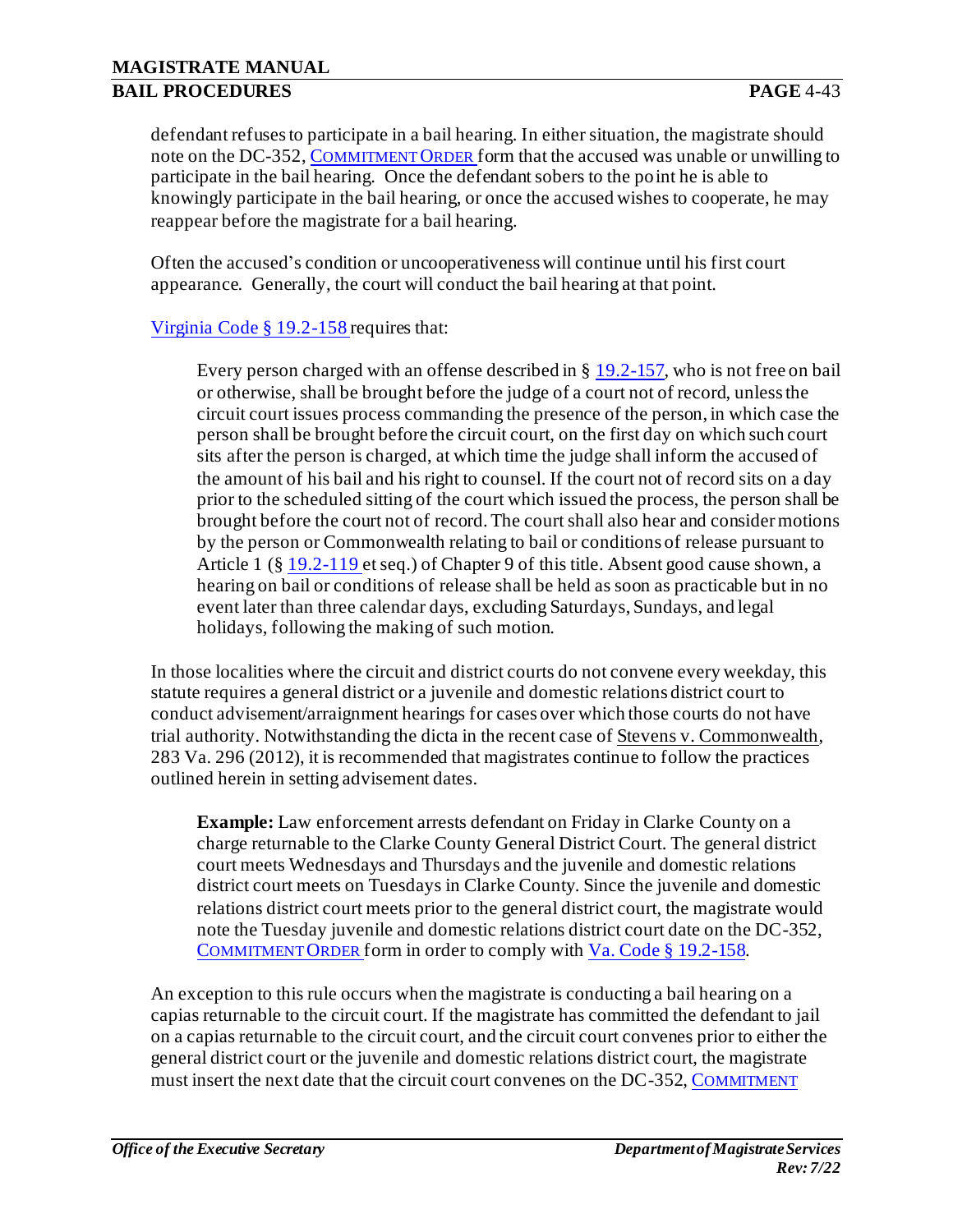defendant refuses to participate in a bail hearing. In either situation, the magistrate should note on the DC-352, COMMITMENT ORDER form that the accused was unable or unwilling to participate in the bail hearing. Once the defendant sobers to the point he is able to knowingly participate in the bail hearing, or once the accused wishes to cooperate, he may reappear before the magistrate for a bail hearing.

Often the accused's condition or uncooperativeness will continue until his first court appearance. Generally, the court will conduct the bail hearing at that point.

Virginia Code § 19.2-158 requires that:

> Every person charged with an offense described in § 19.2-157, who is not free on bail or otherwise, shall be brought before the judge of a court not of record, unless the circuit court issues process commanding the presence of the person, in which case the person shall be brought before the circuit court, on the first day on which such court sits after the person is charged, at which time the judge shall inform the accused of the amount of his bail and his right to counsel. If the court not of record sits on a day prior to the scheduled sitting of the court which issued the process, the person shall be brought before the court not of record. The court shall also hear and consider motions by the person or Commonwealth relating to bail or conditions of release pursuant to Article 1 (§ 19.2-119 et seq.) of Chapter 9 of this title. Absent good cause shown, a hearing on bail or conditions of release shall be held as soon as practicable but in no event later than three calendar days, excluding Saturdays, Sundays, and legal holidays, following the making of such motion.

In those localities where the circuit and district courts do not convene every weekday, this statute requires a general district or a juvenile and domestic relations district court to conduct advisement/arraignment hearings for cases over which those courts do not have trial authority. Notwithstanding the dicta in the recent case of Stevens v. Commonwealth, 283 Va. 296 (2012), it is recommended that magistrates continue to follow the practices outlined herein in setting advisement dates.

> **Example:** Law enforcement arrests defendant on Friday in Clarke County on a charge returnable to the Clarke County General District Court. The general district court meets Wednesdays and Thursdays and the juvenile and domestic relations district court meets on Tuesdays in Clarke County. Since the juvenile and domestic relations district court meets prior to the general district court, the magistrate would note the Tuesday juvenile and domestic relations district court date on the DC-352, COMMITMENT ORDER form in order to comply with Va. Code § 19.2-158.

An exception to this rule occurs when the magistrate is conducting a bail hearing on a capias returnable to the circuit court. If the magistrate has committed the defendant to jail on a capias returnable to the circuit court, and the circuit court convenes prior to either the general district court or the juvenile and domestic relations district court, the magistrate must insert the next date that the circuit court convenes on the DC-352, COMMITMENT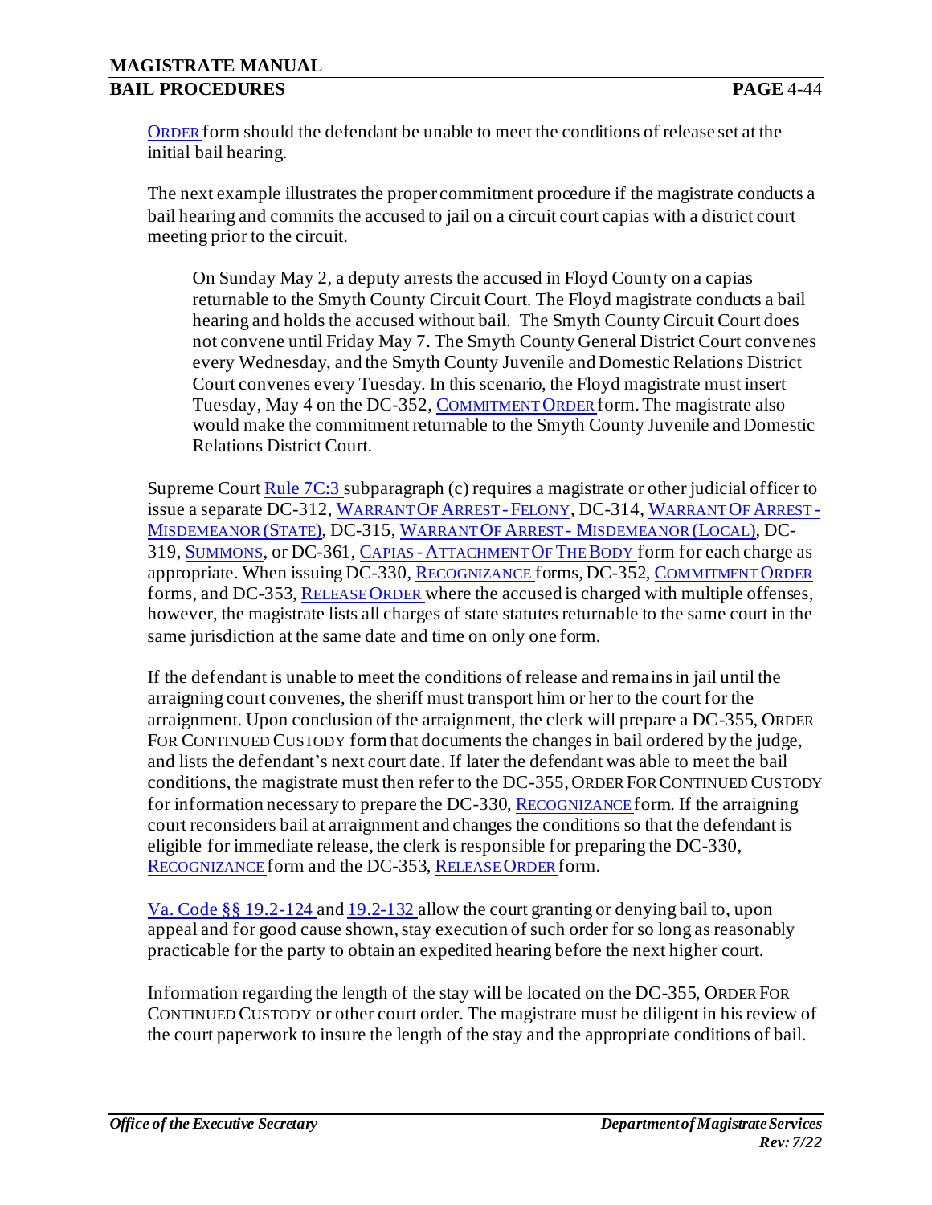ORDER form should the defendant be unable to meet the conditions of release set at the initial bail hearing.

The next example illustrates the proper commitment procedure if the magistrate conducts a bail hearing and commits the accused to jail on a circuit court capias with a district court meeting prior to the circuit.

> On Sunday May 2, a deputy arrests the accused in Floyd County on a capias returnable to the Smyth County Circuit Court. The Floyd magistrate conducts a bail hearing and holds the accused without bail. The Smyth County Circuit Court does not convene until Friday May 7. The Smyth County General District Court convenes every Wednesday, and the Smyth County Juvenile and Domestic Relations District Court convenes every Tuesday. In this scenario, the Floyd magistrate must insert Tuesday, May 4 on the DC-352, COMMITMENT ORDER form. The magistrate also would make the commitment returnable to the Smyth County Juvenile and Domestic Relations District Court.

Supreme Court Rule 7C:3 subparagraph (c) requires a magistrate or other judicial officer to issue a separate DC-312, WARRANT OF ARREST - FELONY, DC-314, WARRANT OF ARREST - MISDEMEANOR (STATE), DC-315, WARRANT OF ARREST - MISDEMEANOR (LOCAL), DC-319, SUMMONS, or DC-361, CAPIAS - ATTACHMENT OF THE BODY form for each charge as appropriate. When issuing DC-330, RECOGNIZANCE forms, DC-352, COMMITMENT ORDER forms, and DC-353, RELEASE ORDER where the accused is charged with multiple offenses, however, the magistrate lists all charges of state statutes returnable to the same court in the same jurisdiction at the same date and time on only one form.

If the defendant is unable to meet the conditions of release and remains in jail until the arraigning court convenes, the sheriff must transport him or her to the court for the arraignment. Upon conclusion of the arraignment, the clerk will prepare a DC-355, ORDER FOR CONTINUED CUSTODY form that documents the changes in bail ordered by the judge, and lists the defendant's next court date. If later the defendant was able to meet the bail conditions, the magistrate must then refer to the DC-355, ORDER FOR CONTINUED CUSTODY for information necessary to prepare the DC-330, RECOGNIZANCE form. If the arraigning court reconsiders bail at arraignment and changes the conditions so that the defendant is eligible for immediate release, the clerk is responsible for preparing the DC-330, RECOGNIZANCE form and the DC-353, RELEASE ORDER form.

Va. Code §§ 19.2-124 and 19.2-132 allow the court granting or denying bail to, upon appeal and for good cause shown, stay execution of such order for so long as reasonably practicable for the party to obtain an expedited hearing before the next higher court.

Information regarding the length of the stay will be located on the DC-355, ORDER FOR CONTINUED CUSTODY or other court order. The magistrate must be diligent in his review of the court paperwork to insure the length of the stay and the appropriate conditions of bail.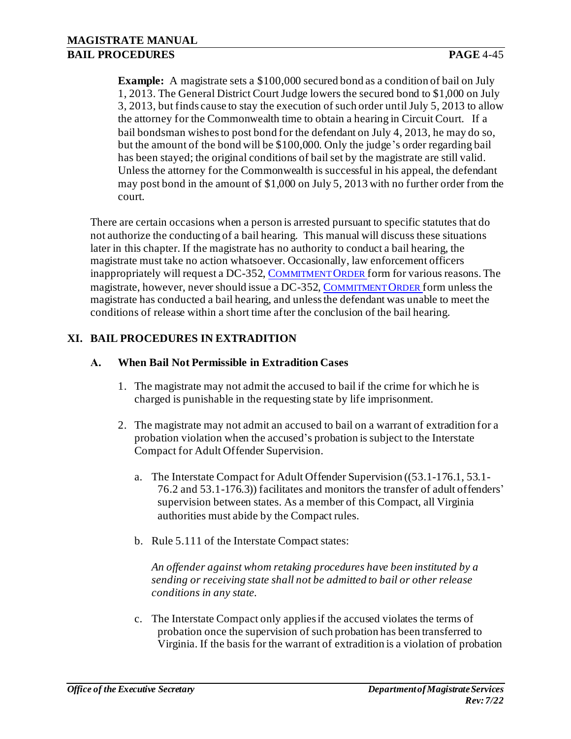**Example:** A magistrate sets a $100,000 secured bond as a condition of bail on July 1, 2013. The General District Court Judge lowers the secured bond to $1,000 on July 3, 2013, but finds cause to stay the execution of such order until July 5, 2013 to allow the attorney for the Commonwealth time to obtain a hearing in Circuit Court. If a bail bondsman wishes to post bond for the defendant on July 4, 2013, he may do so, but the amount of the bond will be $100,000. Only the judge's order regarding bail has been stayed; the original conditions of bail set by the magistrate are still valid. Unless the attorney for the Commonwealth is successful in his appeal, the defendant may post bond in the amount of $1,000 on July 5, 2013 with no further order from the court.

There are certain occasions when a person is arrested pursuant to specific statutes that do not authorize the conducting of a bail hearing. This manual will discuss these situations later in this chapter. If the magistrate has no authority to conduct a bail hearing, the magistrate must take no action whatsoever. Occasionally, law enforcement officers inappropriately will request a DC-352, COMMITMENT ORDER form for various reasons. The magistrate, however, never should issue a DC-352, COMMITMENT ORDER form unless the magistrate has conducted a bail hearing, and unless the defendant was unable to meet the conditions of release within a short time after the conclusion of the bail hearing.

## XI. BAIL PROCEDURES IN EXTRADITION

### A. When Bail Not Permissible in Extradition Cases

1. The magistrate may not admit the accused to bail if the crime for which he is charged is punishable in the requesting state by life imprisonment.

2. The magistrate may not admit an accused to bail on a warrant of extradition for a probation violation when the accused's probation is subject to the Interstate Compact for Adult Offender Supervision.

   a. The Interstate Compact for Adult Offender Supervision ((53.1-176.1, 53.1-76.2 and 53.1-176.3)) facilitates and monitors the transfer of adult offenders' supervision between states. As a member of this Compact, all Virginia authorities must abide by the Compact rules.

   b. Rule 5.111 of the Interstate Compact states:

      *An offender against whom retaking procedures have been instituted by a sending or receiving state shall not be admitted to bail or other release conditions in any state.*

   c. The Interstate Compact only applies if the accused violates the terms of probation once the supervision of such probation has been transferred to Virginia. If the basis for the warrant of extradition is a violation of probation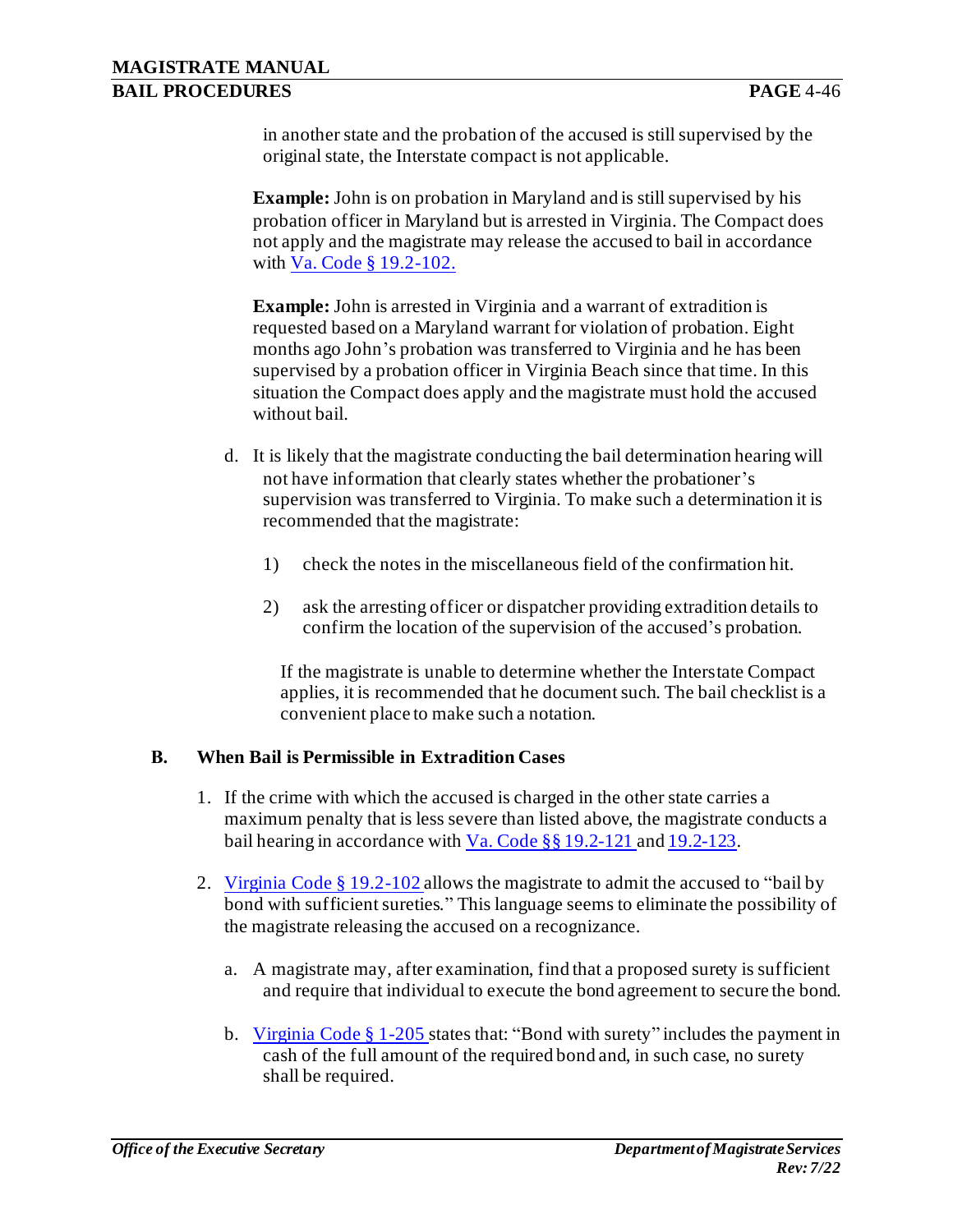in another state and the probation of the accused is still supervised by the original state, the Interstate compact is not applicable.

**Example:** John is on probation in Maryland and is still supervised by his probation officer in Maryland but is arrested in Virginia. The Compact does not apply and the magistrate may release the accused to bail in accordance with Va. Code § 19.2-102.

**Example:** John is arrested in Virginia and a warrant of extradition is requested based on a Maryland warrant for violation of probation. Eight months ago John's probation was transferred to Virginia and he has been supervised by a probation officer in Virginia Beach since that time. In this situation the Compact does apply and the magistrate must hold the accused without bail.

d. It is likely that the magistrate conducting the bail determination hearing will not have information that clearly states whether the probationer's supervision was transferred to Virginia. To make such a determination it is recommended that the magistrate:

1) check the notes in the miscellaneous field of the confirmation hit.

2) ask the arresting officer or dispatcher providing extradition details to confirm the location of the supervision of the accused's probation.

If the magistrate is unable to determine whether the Interstate Compact applies, it is recommended that he document such. The bail checklist is a convenient place to make such a notation.

## B. When Bail is Permissible in Extradition Cases

1. If the crime with which the accused is charged in the other state carries a maximum penalty that is less severe than listed above, the magistrate conducts a bail hearing in accordance with Va. Code §§ 19.2-121 and 19.2-123.

2. Virginia Code § 19.2-102 allows the magistrate to admit the accused to "bail by bond with sufficient sureties." This language seems to eliminate the possibility of the magistrate releasing the accused on a recognizance.

   a. A magistrate may, after examination, find that a proposed surety is sufficient and require that individual to execute the bond agreement to secure the bond.

   b. Virginia Code § 1-205 states that: "Bond with surety" includes the payment in cash of the full amount of the required bond and, in such case, no surety shall be required.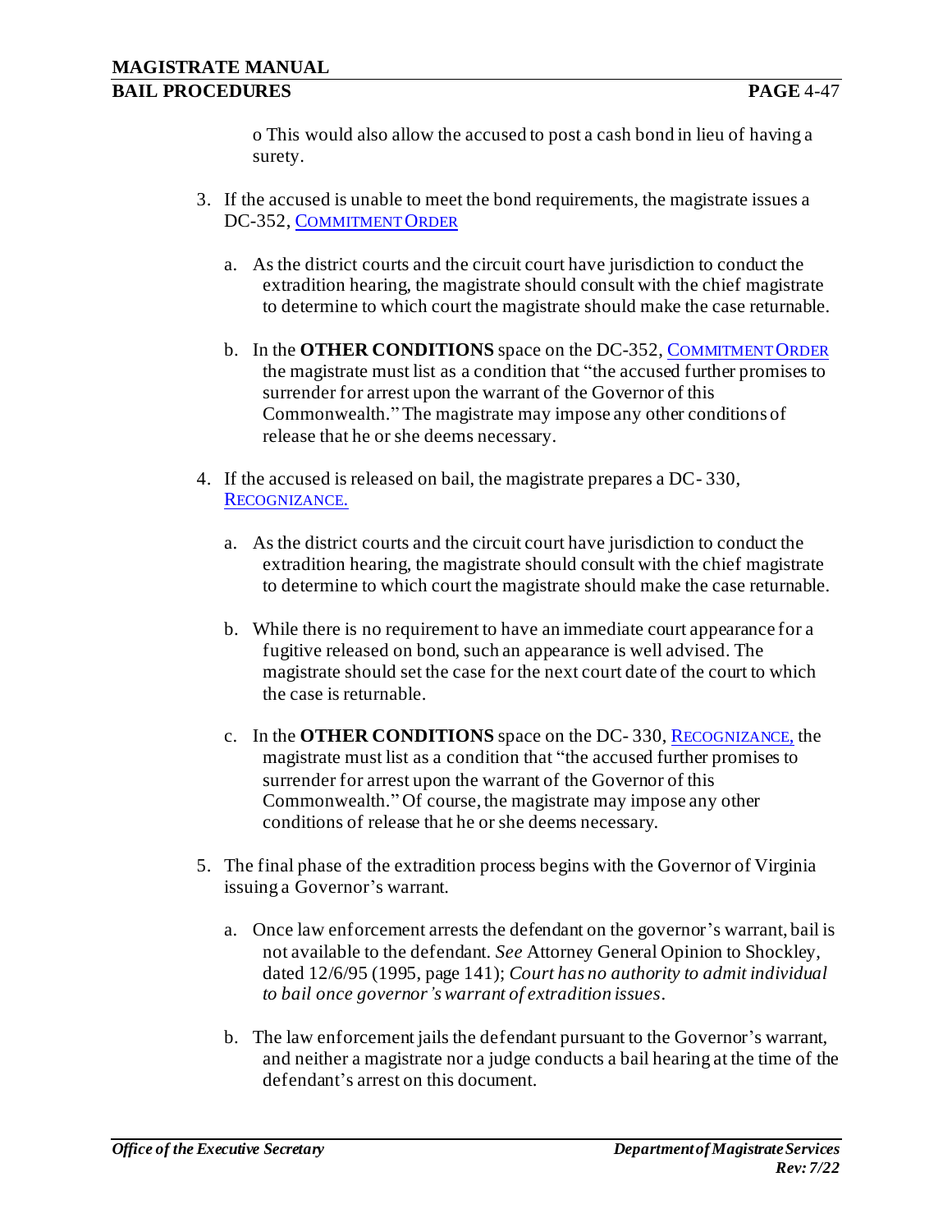o This would also allow the accused to post a cash bond in lieu of having a surety.

3. If the accused is unable to meet the bond requirements, the magistrate issues a DC-352, COMMITMENT ORDER

   a. As the district courts and the circuit court have jurisdiction to conduct the extradition hearing, the magistrate should consult with the chief magistrate to determine to which court the magistrate should make the case returnable.

   b. In the **OTHER CONDITIONS** space on the DC-352, COMMITMENT ORDER the magistrate must list as a condition that "the accused further promises to surrender for arrest upon the warrant of the Governor of this Commonwealth." The magistrate may impose any other conditions of release that he or she deems necessary.

4. If the accused is released on bail, the magistrate prepares a DC- 330, RECOGNIZANCE.

   a. As the district courts and the circuit court have jurisdiction to conduct the extradition hearing, the magistrate should consult with the chief magistrate to determine to which court the magistrate should make the case returnable.

   b. While there is no requirement to have an immediate court appearance for a fugitive released on bond, such an appearance is well advised. The magistrate should set the case for the next court date of the court to which the case is returnable.

   c. In the **OTHER CONDITIONS** space on the DC- 330, RECOGNIZANCE, the magistrate must list as a condition that "the accused further promises to surrender for arrest upon the warrant of the Governor of this Commonwealth." Of course, the magistrate may impose any other conditions of release that he or she deems necessary.

5. The final phase of the extradition process begins with the Governor of Virginia issuing a Governor's warrant.

   a. Once law enforcement arrests the defendant on the governor's warrant, bail is not available to the defendant. *See* Attorney General Opinion to Shockley, dated 12/6/95 (1995, page 141); *Court has no authority to admit individual to bail once governor's warrant of extradition issues*.

   b. The law enforcement jails the defendant pursuant to the Governor's warrant, and neither a magistrate nor a judge conducts a bail hearing at the time of the defendant's arrest on this document.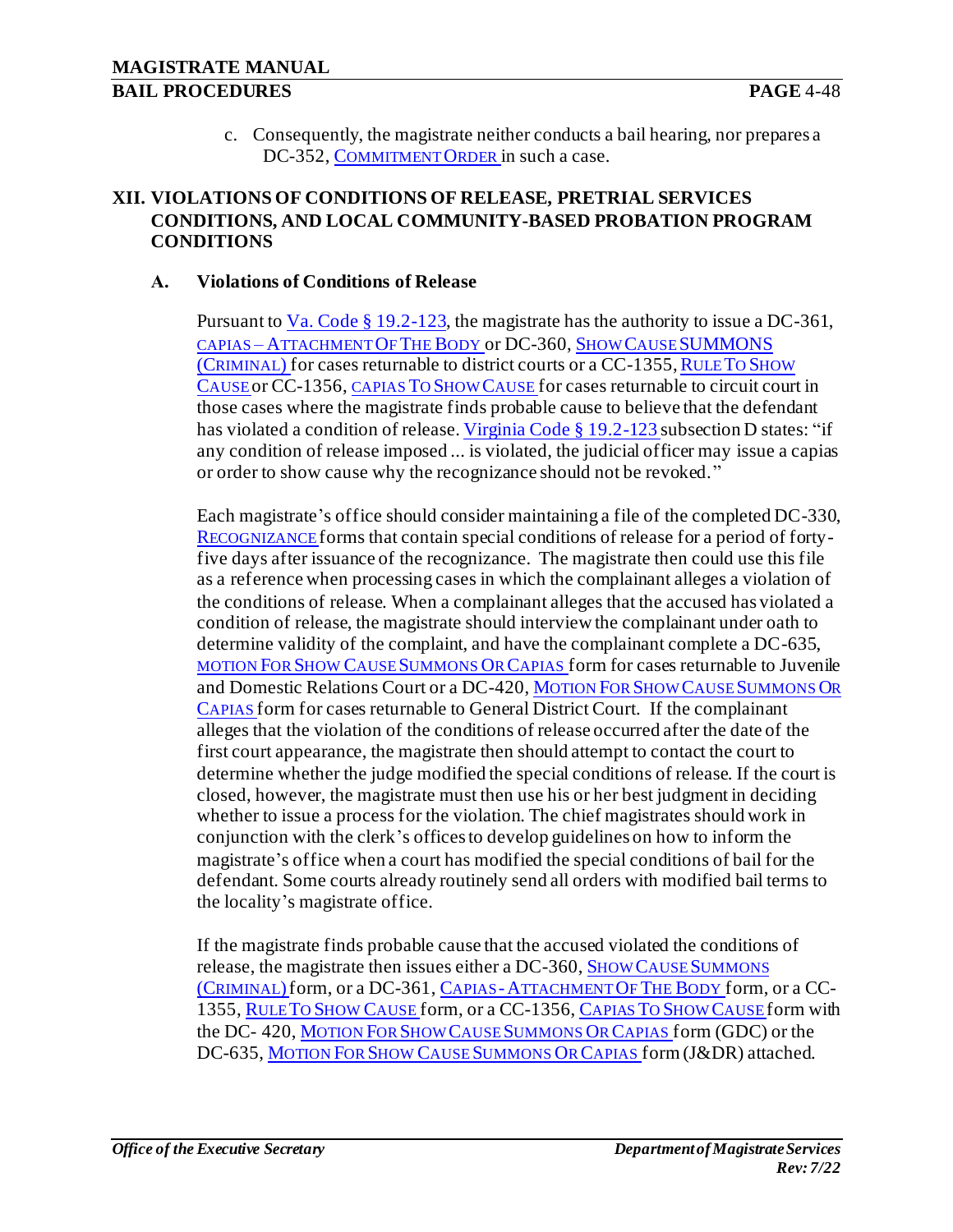c. Consequently, the magistrate neither conducts a bail hearing, nor prepares a DC-352, COMMITMENT ORDER in such a case.

## XII. VIOLATIONS OF CONDITIONS OF RELEASE, PRETRIAL SERVICES CONDITIONS, AND LOCAL COMMUNITY-BASED PROBATION PROGRAM CONDITIONS

### A. Violations of Conditions of Release

Pursuant to Va. Code § 19.2-123, the magistrate has the authority to issue a DC-361, CAPIAS – ATTACHMENT OF THE BODY or DC-360, SHOW CAUSE SUMMONS (CRIMINAL) for cases returnable to district courts or a CC-1355, RULE TO SHOW CAUSE or CC-1356, CAPIAS TO SHOW CAUSE for cases returnable to circuit court in those cases where the magistrate finds probable cause to believe that the defendant has violated a condition of release. Virginia Code § 19.2-123 subsection D states: "if any condition of release imposed ... is violated, the judicial officer may issue a capias or order to show cause why the recognizance should not be revoked."

Each magistrate's office should consider maintaining a file of the completed DC-330, RECOGNIZANCE forms that contain special conditions of release for a period of forty-five days after issuance of the recognizance. The magistrate then could use this file as a reference when processing cases in which the complainant alleges a violation of the conditions of release. When a complainant alleges that the accused has violated a condition of release, the magistrate should interview the complainant under oath to determine validity of the complaint, and have the complainant complete a DC-635, MOTION FOR SHOW CAUSE SUMMONS OR CAPIAS form for cases returnable to Juvenile and Domestic Relations Court or a DC-420, MOTION FOR SHOW CAUSE SUMMONS OR CAPIAS form for cases returnable to General District Court. If the complainant alleges that the violation of the conditions of release occurred after the date of the first court appearance, the magistrate then should attempt to contact the court to determine whether the judge modified the special conditions of release. If the court is closed, however, the magistrate must then use his or her best judgment in deciding whether to issue a process for the violation. The chief magistrates should work in conjunction with the clerk's offices to develop guidelines on how to inform the magistrate's office when a court has modified the special conditions of bail for the defendant. Some courts already routinely send all orders with modified bail terms to the locality's magistrate office.

If the magistrate finds probable cause that the accused violated the conditions of release, the magistrate then issues either a DC-360, SHOW CAUSE SUMMONS (CRIMINAL) form, or a DC-361, CAPIAS - ATTACHMENT OF THE BODY form, or a CC-1355, RULE TO SHOW CAUSE form, or a CC-1356, CAPIAS TO SHOW CAUSE form with the DC- 420, MOTION FOR SHOW CAUSE SUMMONS OR CAPIAS form (GDC) or the DC-635, MOTION FOR SHOW CAUSE SUMMONS OR CAPIAS form (J&DR) attached.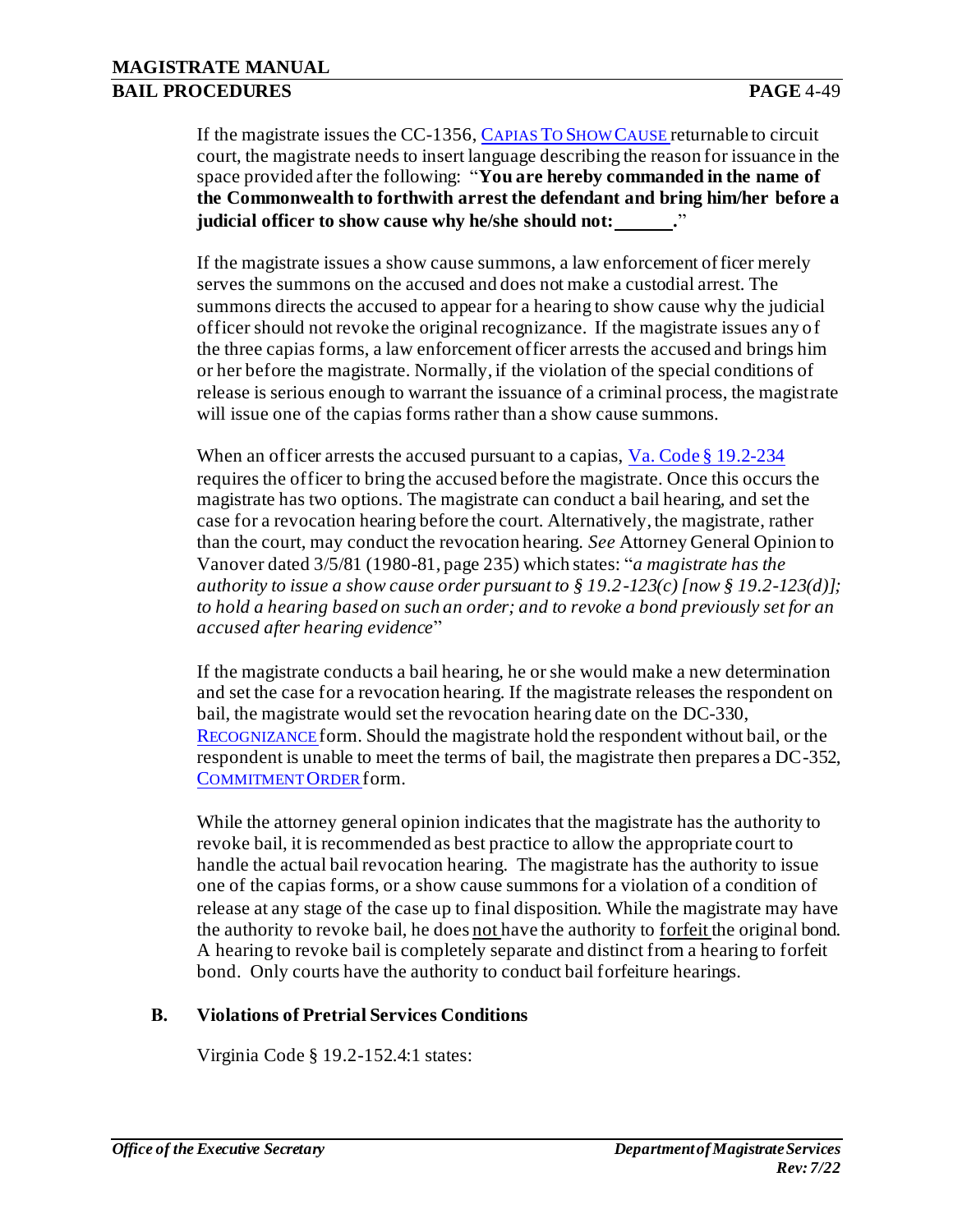If the magistrate issues the CC-1356, CAPIAS TO SHOW CAUSE returnable to circuit court, the magistrate needs to insert language describing the reason for issuance in the space provided after the following: "**You are hereby commanded in the name of the Commonwealth to forthwith arrest the defendant and bring him/her before a judicial officer to show cause why he/she should not: ______.**"

If the magistrate issues a show cause summons, a law enforcement officer merely serves the summons on the accused and does not make a custodial arrest. The summons directs the accused to appear for a hearing to show cause why the judicial officer should not revoke the original recognizance. If the magistrate issues any of the three capias forms, a law enforcement officer arrests the accused and brings him or her before the magistrate. Normally, if the violation of the special conditions of release is serious enough to warrant the issuance of a criminal process, the magistrate will issue one of the capias forms rather than a show cause summons.

When an officer arrests the accused pursuant to a capias, Va. Code § 19.2-234 requires the officer to bring the accused before the magistrate. Once this occurs the magistrate has two options. The magistrate can conduct a bail hearing, and set the case for a revocation hearing before the court. Alternatively, the magistrate, rather than the court, may conduct the revocation hearing. *See* Attorney General Opinion to Vanover dated 3/5/81 (1980-81, page 235) which states: "*a magistrate has the authority to issue a show cause order pursuant to § 19.2-123(c) [now § 19.2-123(d)]; to hold a hearing based on such an order; and to revoke a bond previously set for an accused after hearing evidence*"

If the magistrate conducts a bail hearing, he or she would make a new determination and set the case for a revocation hearing. If the magistrate releases the respondent on bail, the magistrate would set the revocation hearing date on the DC-330, RECOGNIZANCE form. Should the magistrate hold the respondent without bail, or the respondent is unable to meet the terms of bail, the magistrate then prepares a DC-352, COMMITMENT ORDER form.

While the attorney general opinion indicates that the magistrate has the authority to revoke bail, it is recommended as best practice to allow the appropriate court to handle the actual bail revocation hearing. The magistrate has the authority to issue one of the capias forms, or a show cause summons for a violation of a condition of release at any stage of the case up to final disposition. While the magistrate may have the authority to revoke bail, he does <u>not</u> have the authority to <u>forfeit</u> the original bond. A hearing to revoke bail is completely separate and distinct from a hearing to forfeit bond. Only courts have the authority to conduct bail forfeiture hearings.

### B. Violations of Pretrial Services Conditions

Virginia Code § 19.2-152.4:1 states: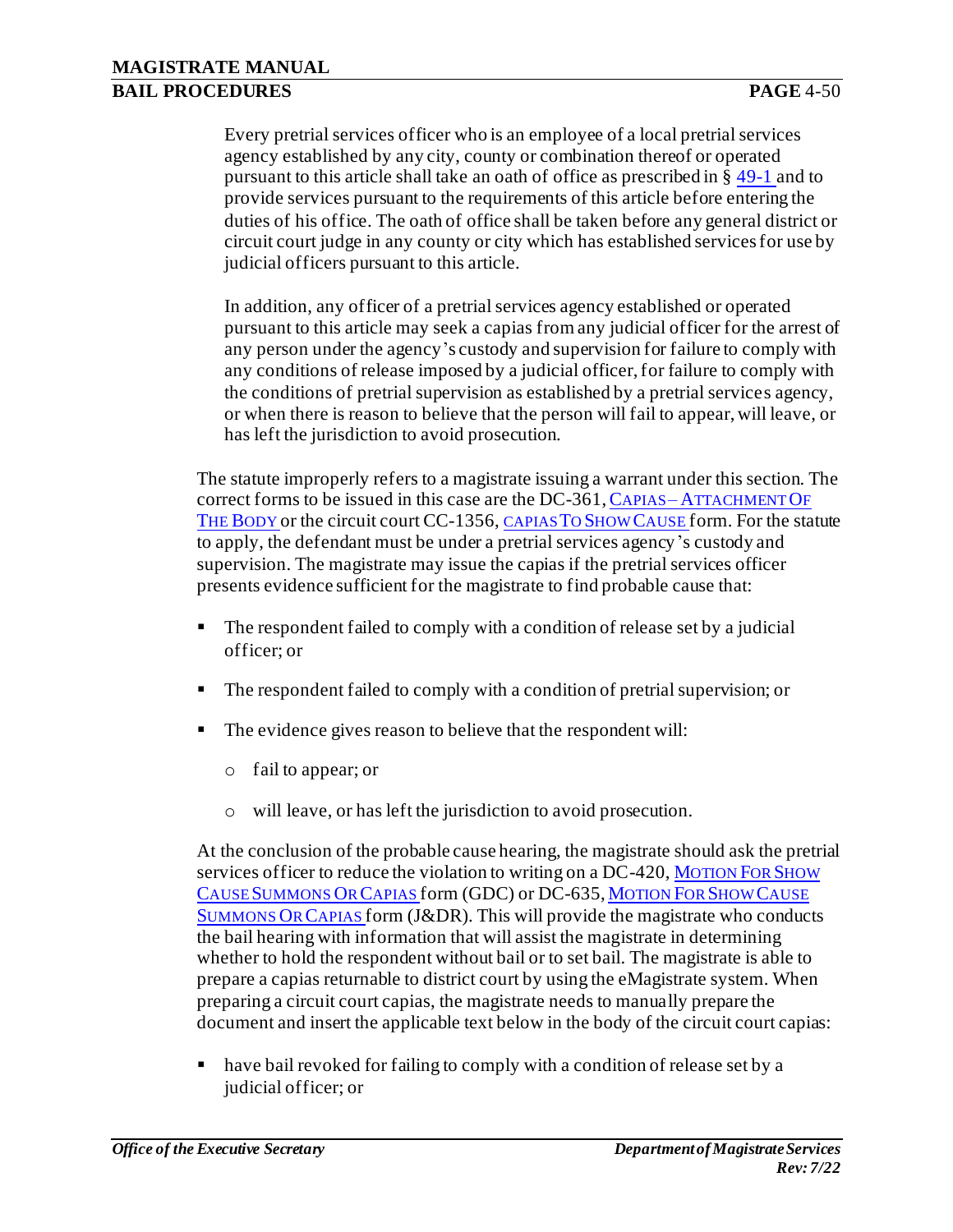Every pretrial services officer who is an employee of a local pretrial services agency established by any city, county or combination thereof or operated pursuant to this article shall take an oath of office as prescribed in § 49-1 and to provide services pursuant to the requirements of this article before entering the duties of his office. The oath of office shall be taken before any general district or circuit court judge in any county or city which has established services for use by judicial officers pursuant to this article.

In addition, any officer of a pretrial services agency established or operated pursuant to this article may seek a capias from any judicial officer for the arrest of any person under the agency's custody and supervision for failure to comply with any conditions of release imposed by a judicial officer, for failure to comply with the conditions of pretrial supervision as established by a pretrial services agency, or when there is reason to believe that the person will fail to appear, will leave, or has left the jurisdiction to avoid prosecution.

The statute improperly refers to a magistrate issuing a warrant under this section. The correct forms to be issued in this case are the DC-361, CAPIAS – ATTACHMENT OF THE BODY or the circuit court CC-1356, CAPIAS TO SHOW CAUSE form. For the statute to apply, the defendant must be under a pretrial services agency's custody and supervision. The magistrate may issue the capias if the pretrial services officer presents evidence sufficient for the magistrate to find probable cause that:

- The respondent failed to comply with a condition of release set by a judicial officer; or
- The respondent failed to comply with a condition of pretrial supervision; or
- The evidence gives reason to believe that the respondent will:
  - fail to appear; or
  - will leave, or has left the jurisdiction to avoid prosecution.

At the conclusion of the probable cause hearing, the magistrate should ask the pretrial services officer to reduce the violation to writing on a DC-420, MOTION FOR SHOW CAUSE SUMMONS OR CAPIAS form (GDC) or DC-635, MOTION FOR SHOW CAUSE SUMMONS OR CAPIAS form (J&DR). This will provide the magistrate who conducts the bail hearing with information that will assist the magistrate in determining whether to hold the respondent without bail or to set bail. The magistrate is able to prepare a capias returnable to district court by using the eMagistrate system. When preparing a circuit court capias, the magistrate needs to manually prepare the document and insert the applicable text below in the body of the circuit court capias:

- have bail revoked for failing to comply with a condition of release set by a judicial officer; or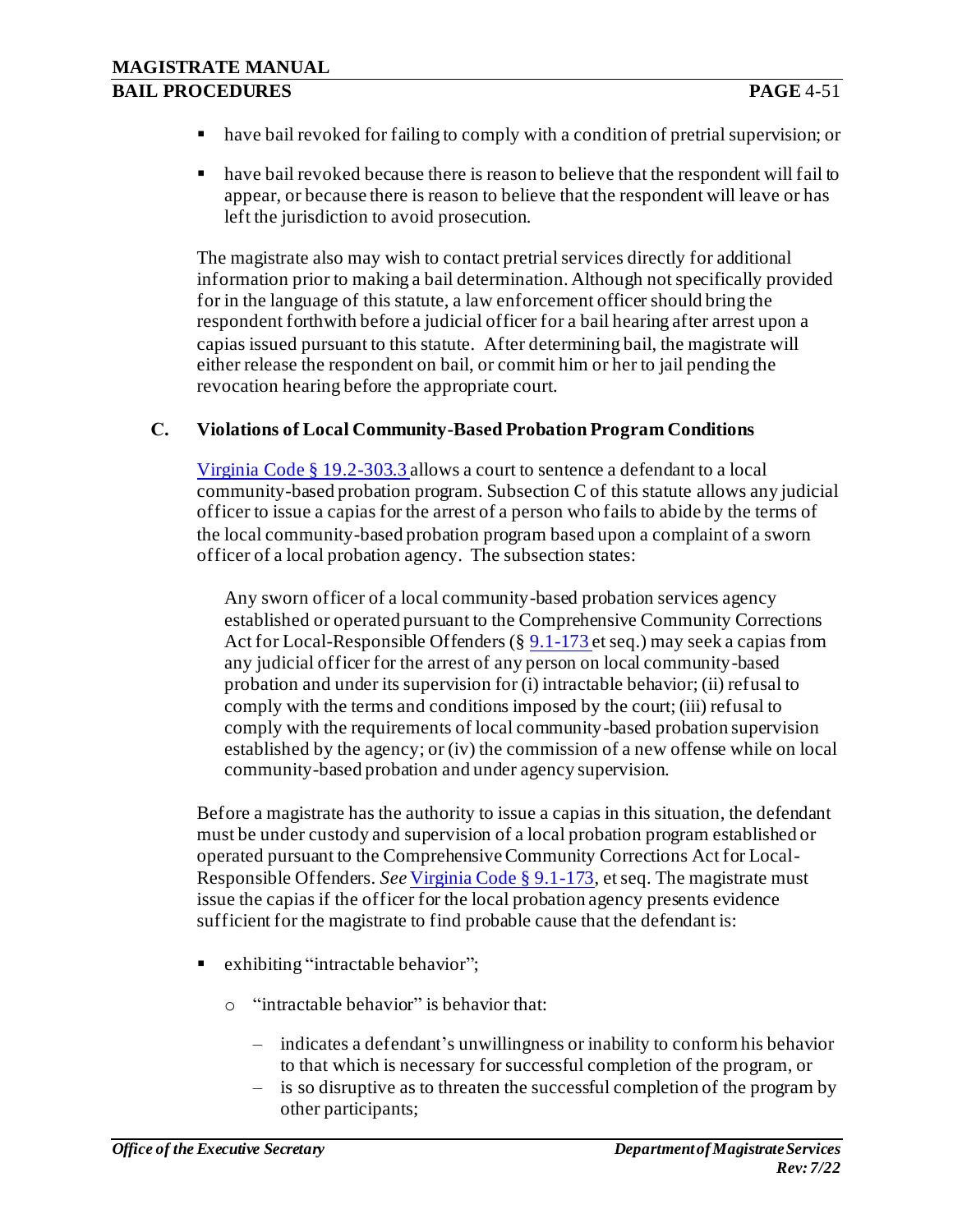- have bail revoked for failing to comply with a condition of pretrial supervision; or
- have bail revoked because there is reason to believe that the respondent will fail to appear, or because there is reason to believe that the respondent will leave or has left the jurisdiction to avoid prosecution.

The magistrate also may wish to contact pretrial services directly for additional information prior to making a bail determination. Although not specifically provided for in the language of this statute, a law enforcement officer should bring the respondent forthwith before a judicial officer for a bail hearing after arrest upon a capias issued pursuant to this statute. After determining bail, the magistrate will either release the respondent on bail, or commit him or her to jail pending the revocation hearing before the appropriate court.

### C. Violations of Local Community-Based Probation Program Conditions

Virginia Code § 19.2-303.3 allows a court to sentence a defendant to a local community-based probation program. Subsection C of this statute allows any judicial officer to issue a capias for the arrest of a person who fails to abide by the terms of the local community-based probation program based upon a complaint of a sworn officer of a local probation agency. The subsection states:

> Any sworn officer of a local community-based probation services agency established or operated pursuant to the Comprehensive Community Corrections Act for Local-Responsible Offenders (§ 9.1-173 et seq.) may seek a capias from any judicial officer for the arrest of any person on local community-based probation and under its supervision for (i) intractable behavior; (ii) refusal to comply with the terms and conditions imposed by the court; (iii) refusal to comply with the requirements of local community-based probation supervision established by the agency; or (iv) the commission of a new offense while on local community-based probation and under agency supervision.

Before a magistrate has the authority to issue a capias in this situation, the defendant must be under custody and supervision of a local probation program established or operated pursuant to the Comprehensive Community Corrections Act for Local-Responsible Offenders. *See* Virginia Code § 9.1-173, et seq. The magistrate must issue the capias if the officer for the local probation agency presents evidence sufficient for the magistrate to find probable cause that the defendant is:

- exhibiting "intractable behavior";
  - "intractable behavior" is behavior that:
    - indicates a defendant's unwillingness or inability to conform his behavior to that which is necessary for successful completion of the program, or
    - is so disruptive as to threaten the successful completion of the program by other participants;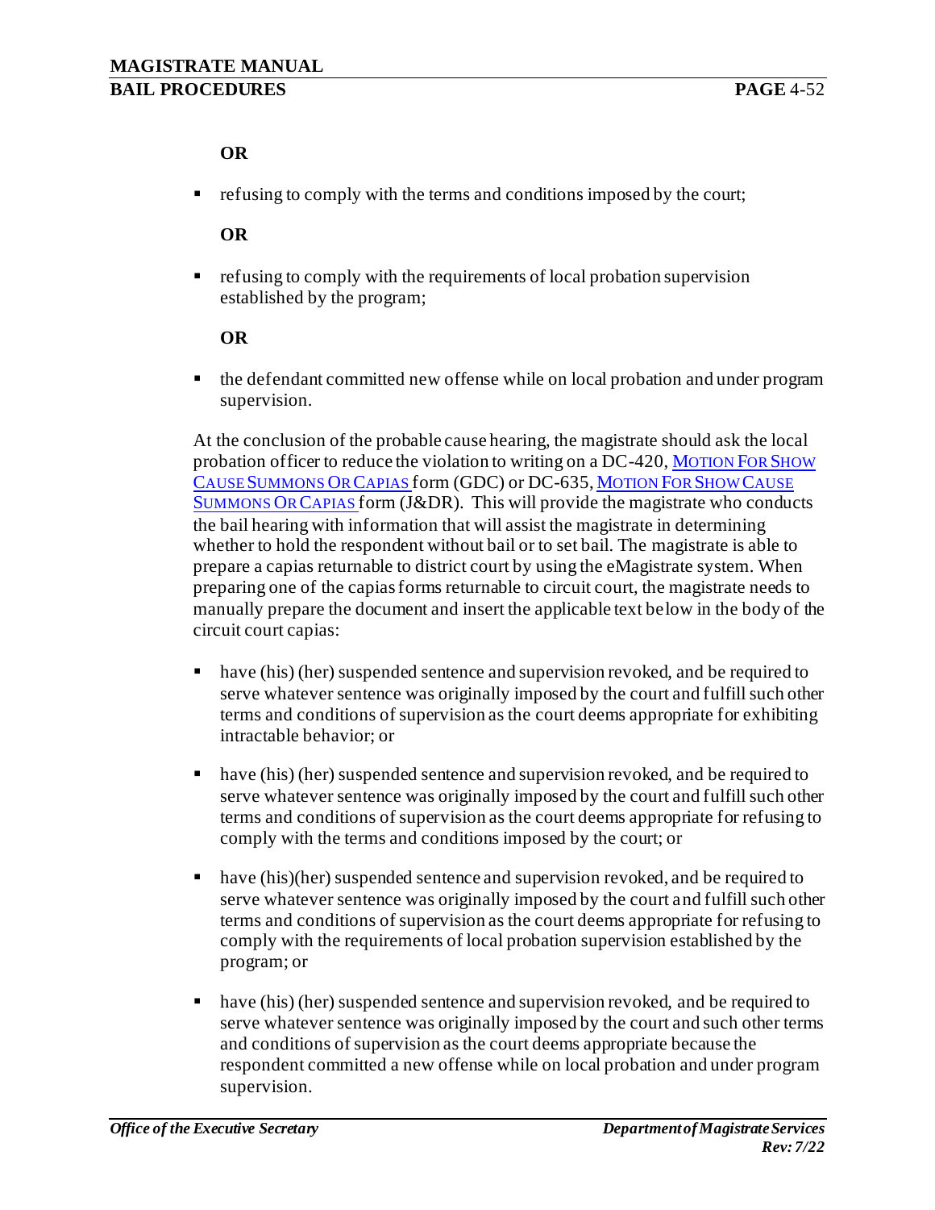**OR**

- refusing to comply with the terms and conditions imposed by the court;

  **OR**

- refusing to comply with the requirements of local probation supervision established by the program;

  **OR**

- the defendant committed new offense while on local probation and under program supervision.

At the conclusion of the probable cause hearing, the magistrate should ask the local probation officer to reduce the violation to writing on a DC-420, MOTION FOR SHOW CAUSE SUMMONS OR CAPIAS form (GDC) or DC-635, MOTION FOR SHOW CAUSE SUMMONS OR CAPIAS form (J&DR). This will provide the magistrate who conducts the bail hearing with information that will assist the magistrate in determining whether to hold the respondent without bail or to set bail. The magistrate is able to prepare a capias returnable to district court by using the eMagistrate system. When preparing one of the capias forms returnable to circuit court, the magistrate needs to manually prepare the document and insert the applicable text below in the body of the circuit court capias:

- have (his) (her) suspended sentence and supervision revoked, and be required to serve whatever sentence was originally imposed by the court and fulfill such other terms and conditions of supervision as the court deems appropriate for exhibiting intractable behavior; or

- have (his) (her) suspended sentence and supervision revoked, and be required to serve whatever sentence was originally imposed by the court and fulfill such other terms and conditions of supervision as the court deems appropriate for refusing to comply with the terms and conditions imposed by the court; or

- have (his)(her) suspended sentence and supervision revoked, and be required to serve whatever sentence was originally imposed by the court and fulfill such other terms and conditions of supervision as the court deems appropriate for refusing to comply with the requirements of local probation supervision established by the program; or

- have (his) (her) suspended sentence and supervision revoked, and be required to serve whatever sentence was originally imposed by the court and such other terms and conditions of supervision as the court deems appropriate because the respondent committed a new offense while on local probation and under program supervision.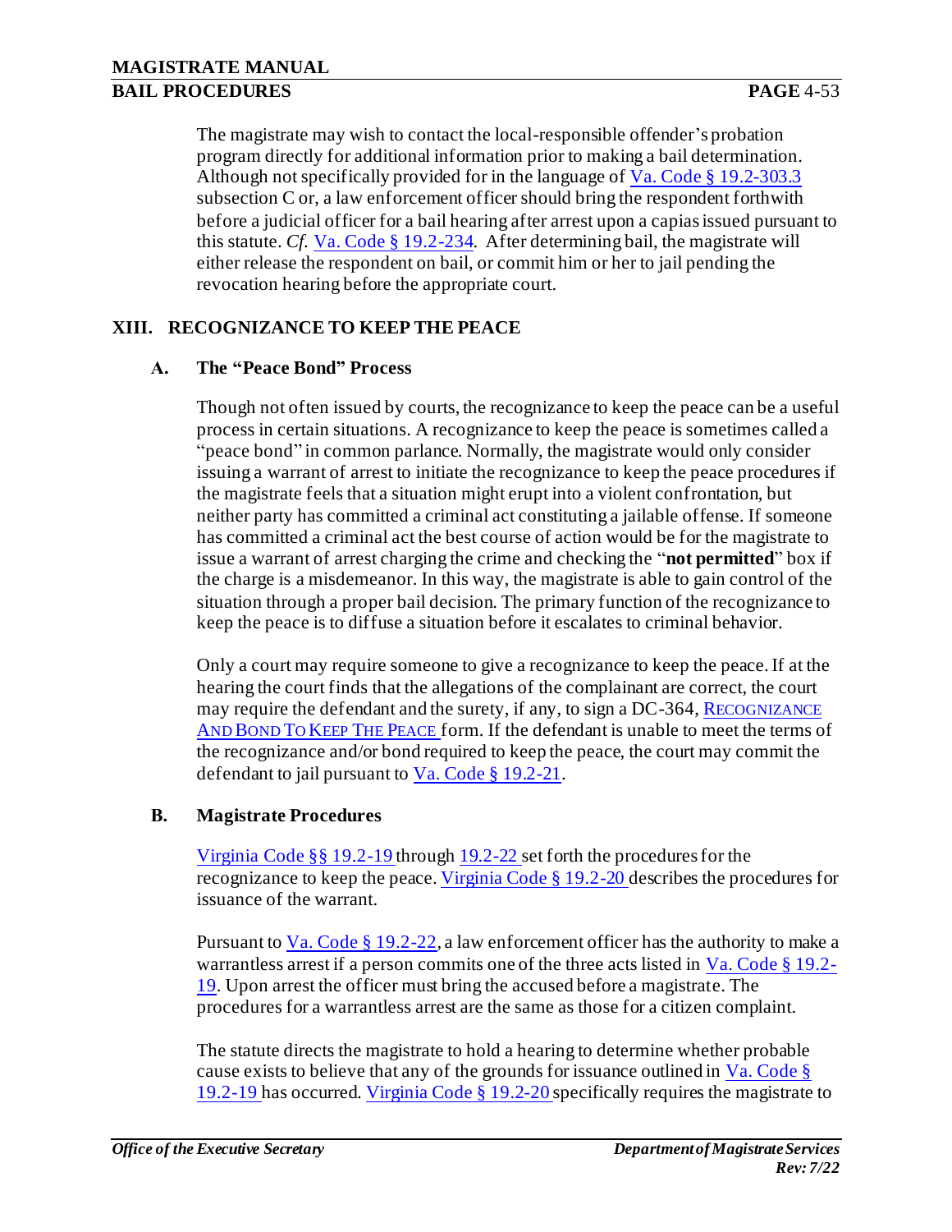The magistrate may wish to contact the local-responsible offender's probation program directly for additional information prior to making a bail determination. Although not specifically provided for in the language of Va. Code § 19.2-303.3 subsection C or, a law enforcement officer should bring the respondent forthwith before a judicial officer for a bail hearing after arrest upon a capias issued pursuant to this statute. *Cf.* Va. Code § 19.2-234. After determining bail, the magistrate will either release the respondent on bail, or commit him or her to jail pending the revocation hearing before the appropriate court.

## XIII. RECOGNIZANCE TO KEEP THE PEACE

### A. The "Peace Bond" Process

Though not often issued by courts, the recognizance to keep the peace can be a useful process in certain situations. A recognizance to keep the peace is sometimes called a "peace bond" in common parlance. Normally, the magistrate would only consider issuing a warrant of arrest to initiate the recognizance to keep the peace procedures if the magistrate feels that a situation might erupt into a violent confrontation, but neither party has committed a criminal act constituting a jailable offense. If someone has committed a criminal act the best course of action would be for the magistrate to issue a warrant of arrest charging the crime and checking the "**not permitted**" box if the charge is a misdemeanor. In this way, the magistrate is able to gain control of the situation through a proper bail decision. The primary function of the recognizance to keep the peace is to diffuse a situation before it escalates to criminal behavior.

Only a court may require someone to give a recognizance to keep the peace. If at the hearing the court finds that the allegations of the complainant are correct, the court may require the defendant and the surety, if any, to sign a DC-364, RECOGNIZANCE AND BOND TO KEEP THE PEACE form. If the defendant is unable to meet the terms of the recognizance and/or bond required to keep the peace, the court may commit the defendant to jail pursuant to Va. Code § 19.2-21.

### B. Magistrate Procedures

Virginia Code §§ 19.2-19 through 19.2-22 set forth the procedures for the recognizance to keep the peace. Virginia Code § 19.2-20 describes the procedures for issuance of the warrant.

Pursuant to Va. Code § 19.2-22, a law enforcement officer has the authority to make a warrantless arrest if a person commits one of the three acts listed in Va. Code § 19.2-19. Upon arrest the officer must bring the accused before a magistrate. The procedures for a warrantless arrest are the same as those for a citizen complaint.

The statute directs the magistrate to hold a hearing to determine whether probable cause exists to believe that any of the grounds for issuance outlined in Va. Code § 19.2-19 has occurred. Virginia Code § 19.2-20 specifically requires the magistrate to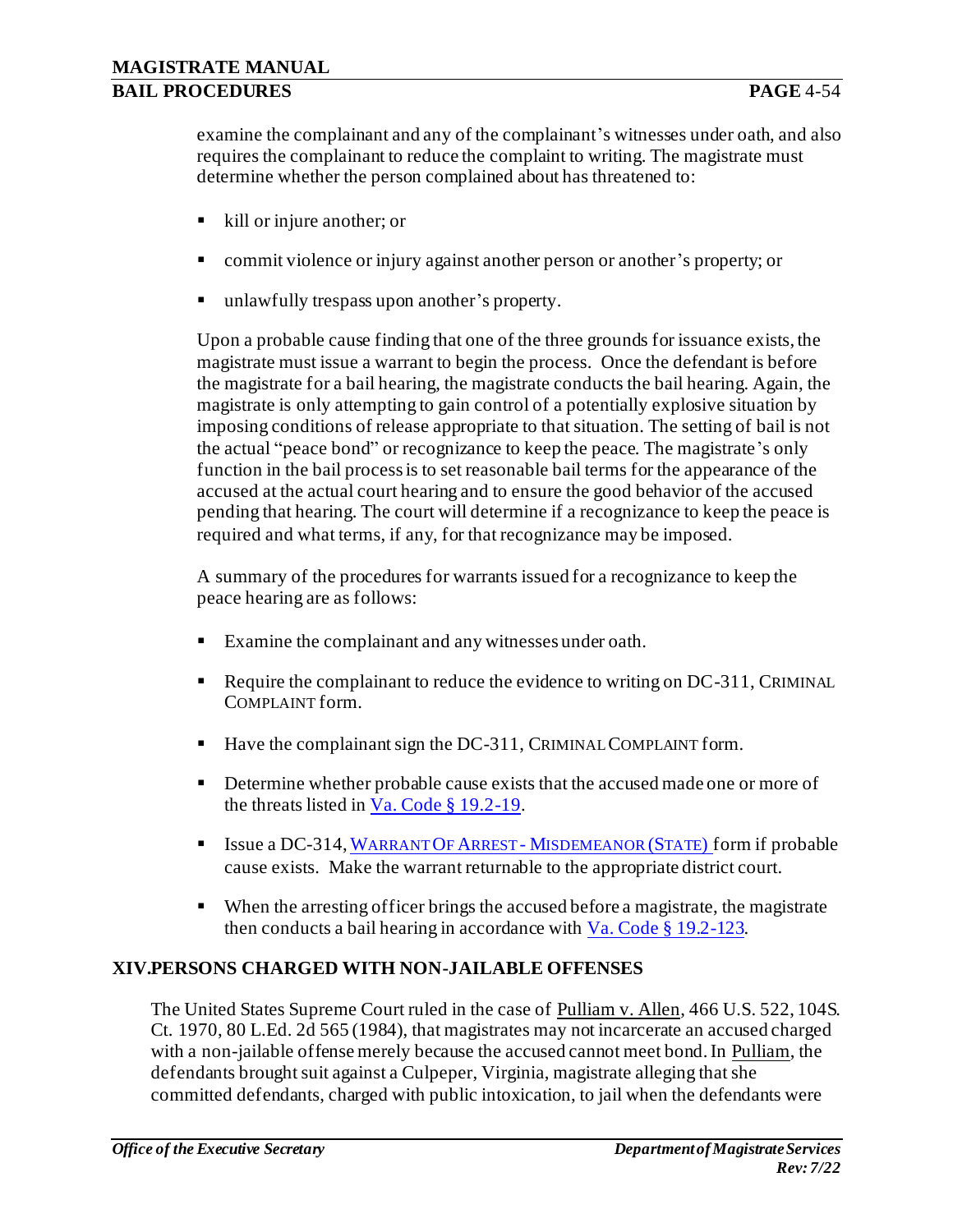examine the complainant and any of the complainant's witnesses under oath, and also requires the complainant to reduce the complaint to writing. The magistrate must determine whether the person complained about has threatened to:

- kill or injure another; or
- commit violence or injury against another person or another's property; or
- unlawfully trespass upon another's property.

Upon a probable cause finding that one of the three grounds for issuance exists, the magistrate must issue a warrant to begin the process. Once the defendant is before the magistrate for a bail hearing, the magistrate conducts the bail hearing. Again, the magistrate is only attempting to gain control of a potentially explosive situation by imposing conditions of release appropriate to that situation. The setting of bail is not the actual "peace bond" or recognizance to keep the peace. The magistrate's only function in the bail process is to set reasonable bail terms for the appearance of the accused at the actual court hearing and to ensure the good behavior of the accused pending that hearing. The court will determine if a recognizance to keep the peace is required and what terms, if any, for that recognizance may be imposed.

A summary of the procedures for warrants issued for a recognizance to keep the peace hearing are as follows:

- Examine the complainant and any witnesses under oath.
- Require the complainant to reduce the evidence to writing on DC-311, CRIMINAL COMPLAINT form.
- Have the complainant sign the DC-311, CRIMINAL COMPLAINT form.
- Determine whether probable cause exists that the accused made one or more of the threats listed in [Va. Code § 19.2-19](#).
- Issue a DC-314, [WARRANT OF ARREST - MISDEMEANOR (STATE)](#) form if probable cause exists. Make the warrant returnable to the appropriate district court.
- When the arresting officer brings the accused before a magistrate, the magistrate then conducts a bail hearing in accordance with [Va. Code § 19.2-123](#).

## XIV. PERSONS CHARGED WITH NON-JAILABLE OFFENSES

The United States Supreme Court ruled in the case of Pulliam v. Allen, 466 U.S. 522, 104 S. Ct. 1970, 80 L.Ed. 2d 565 (1984), that magistrates may not incarcerate an accused charged with a non-jailable offense merely because the accused cannot meet bond. In Pulliam, the defendants brought suit against a Culpeper, Virginia, magistrate alleging that she committed defendants, charged with public intoxication, to jail when the defendants were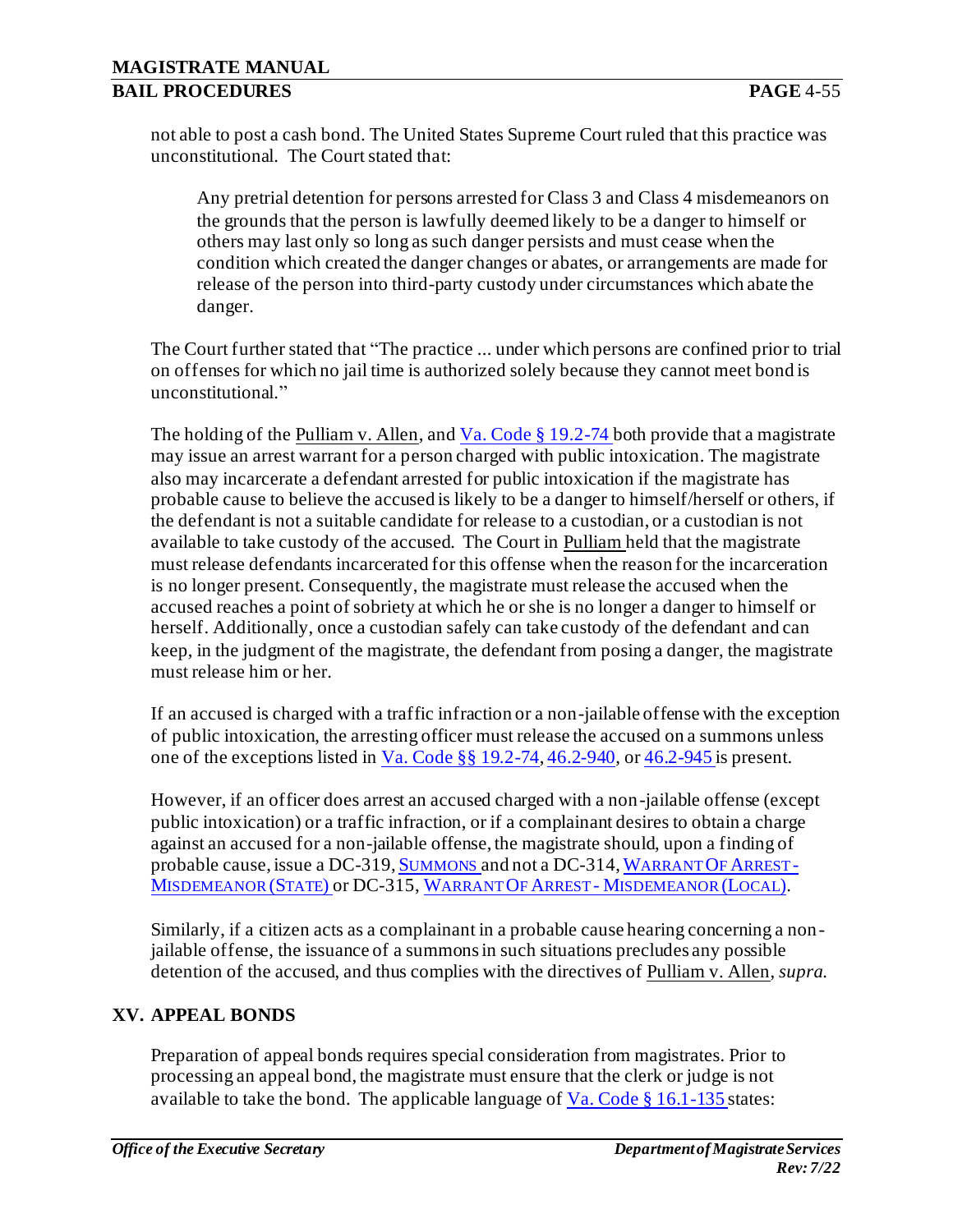not able to post a cash bond. The United States Supreme Court ruled that this practice was unconstitutional. The Court stated that:

> Any pretrial detention for persons arrested for Class 3 and Class 4 misdemeanors on the grounds that the person is lawfully deemed likely to be a danger to himself or others may last only so long as such danger persists and must cease when the condition which created the danger changes or abates, or arrangements are made for release of the person into third-party custody under circumstances which abate the danger.

The Court further stated that "The practice ... under which persons are confined prior to trial on offenses for which no jail time is authorized solely because they cannot meet bond is unconstitutional."

The holding of the Pulliam v. Allen, and Va. Code § 19.2-74 both provide that a magistrate may issue an arrest warrant for a person charged with public intoxication. The magistrate also may incarcerate a defendant arrested for public intoxication if the magistrate has probable cause to believe the accused is likely to be a danger to himself/herself or others, if the defendant is not a suitable candidate for release to a custodian, or a custodian is not available to take custody of the accused. The Court in Pulliam held that the magistrate must release defendants incarcerated for this offense when the reason for the incarceration is no longer present. Consequently, the magistrate must release the accused when the accused reaches a point of sobriety at which he or she is no longer a danger to himself or herself. Additionally, once a custodian safely can take custody of the defendant and can keep, in the judgment of the magistrate, the defendant from posing a danger, the magistrate must release him or her.

If an accused is charged with a traffic infraction or a non-jailable offense with the exception of public intoxication, the arresting officer must release the accused on a summons unless one of the exceptions listed in Va. Code §§ 19.2-74, 46.2-940, or 46.2-945 is present.

However, if an officer does arrest an accused charged with a non-jailable offense (except public intoxication) or a traffic infraction, or if a complainant desires to obtain a charge against an accused for a non-jailable offense, the magistrate should, upon a finding of probable cause, issue a DC-319, SUMMONS and not a DC-314, WARRANT OF ARREST - MISDEMEANOR (STATE) or DC-315, WARRANT OF ARREST - MISDEMEANOR (LOCAL).

Similarly, if a citizen acts as a complainant in a probable cause hearing concerning a non-jailable offense, the issuance of a summons in such situations precludes any possible detention of the accused, and thus complies with the directives of Pulliam v. Allen, *supra.*

## XV. APPEAL BONDS

Preparation of appeal bonds requires special consideration from magistrates. Prior to processing an appeal bond, the magistrate must ensure that the clerk or judge is not available to take the bond. The applicable language of Va. Code § 16.1-135 states: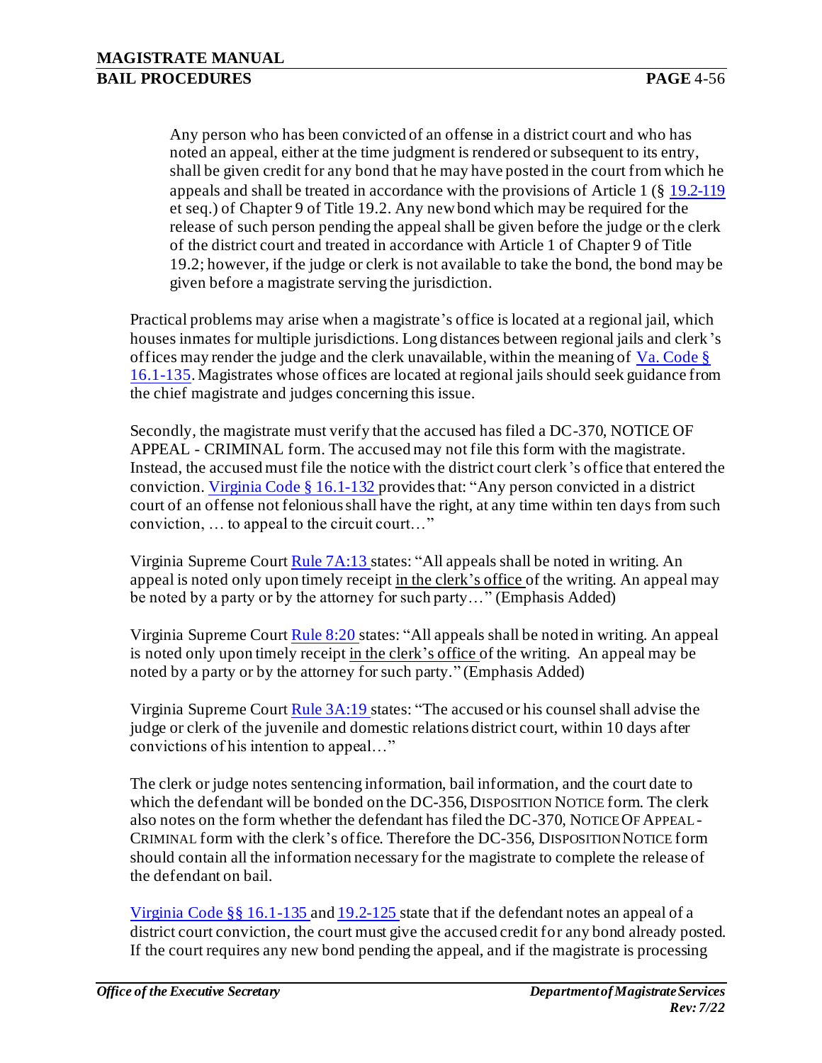> Any person who has been convicted of an offense in a district court and who has noted an appeal, either at the time judgment is rendered or subsequent to its entry, shall be given credit for any bond that he may have posted in the court from which he appeals and shall be treated in accordance with the provisions of Article 1 (§ 19.2-119 et seq.) of Chapter 9 of Title 19.2. Any new bond which may be required for the release of such person pending the appeal shall be given before the judge or the clerk of the district court and treated in accordance with Article 1 of Chapter 9 of Title 19.2; however, if the judge or clerk is not available to take the bond, the bond may be given before a magistrate serving the jurisdiction.

Practical problems may arise when a magistrate's office is located at a regional jail, which houses inmates for multiple jurisdictions. Long distances between regional jails and clerk's offices may render the judge and the clerk unavailable, within the meaning of Va. Code § 16.1-135. Magistrates whose offices are located at regional jails should seek guidance from the chief magistrate and judges concerning this issue.

Secondly, the magistrate must verify that the accused has filed a DC-370, NOTICE OF APPEAL - CRIMINAL form. The accused may not file this form with the magistrate. Instead, the accused must file the notice with the district court clerk's office that entered the conviction. Virginia Code § 16.1-132 provides that: "Any person convicted in a district court of an offense not felonious shall have the right, at any time within ten days from such conviction, … to appeal to the circuit court…"

Virginia Supreme Court Rule 7A:13 states: "All appeals shall be noted in writing. An appeal is noted only upon timely receipt <u>in the clerk's office</u> of the writing. An appeal may be noted by a party or by the attorney for such party…" (Emphasis Added)

Virginia Supreme Court Rule 8:20 states: "All appeals shall be noted in writing. An appeal is noted only upon timely receipt <u>in the clerk's office</u> of the writing. An appeal may be noted by a party or by the attorney for such party." (Emphasis Added)

Virginia Supreme Court Rule 3A:19 states: "The accused or his counsel shall advise the judge or clerk of the juvenile and domestic relations district court, within 10 days after convictions of his intention to appeal…"

The clerk or judge notes sentencing information, bail information, and the court date to which the defendant will be bonded on the DC-356, DISPOSITION NOTICE form. The clerk also notes on the form whether the defendant has filed the DC-370, NOTICE OF APPEAL - CRIMINAL form with the clerk's office. Therefore the DC-356, DISPOSITION NOTICE form should contain all the information necessary for the magistrate to complete the release of the defendant on bail.

Virginia Code §§ 16.1-135 and 19.2-125 state that if the defendant notes an appeal of a district court conviction, the court must give the accused credit for any bond already posted. If the court requires any new bond pending the appeal, and if the magistrate is processing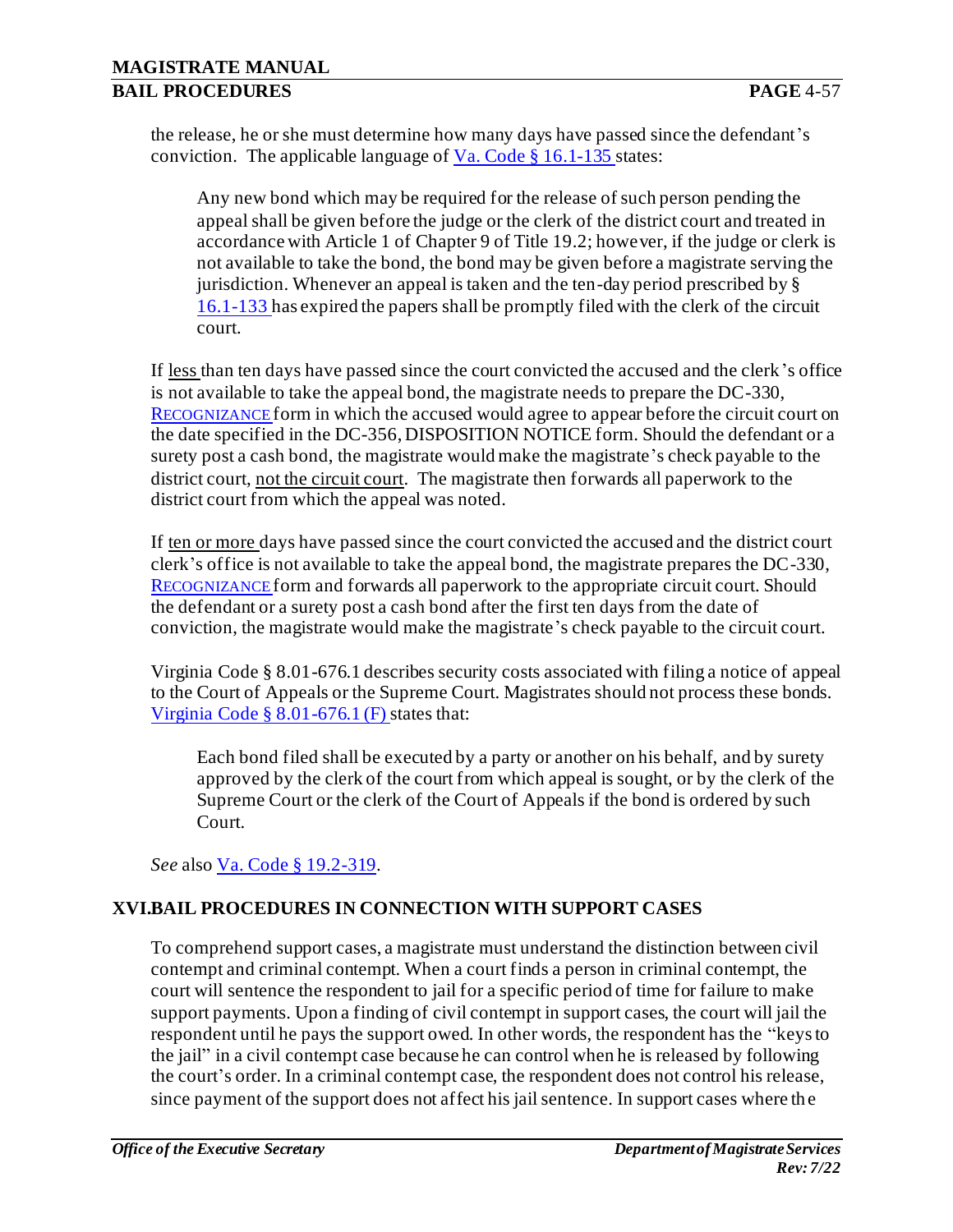the release, he or she must determine how many days have passed since the defendant's conviction. The applicable language of Va. Code § 16.1-135 states:

> Any new bond which may be required for the release of such person pending the appeal shall be given before the judge or the clerk of the district court and treated in accordance with Article 1 of Chapter 9 of Title 19.2; however, if the judge or clerk is not available to take the bond, the bond may be given before a magistrate serving the jurisdiction. Whenever an appeal is taken and the ten-day period prescribed by § 16.1-133 has expired the papers shall be promptly filed with the clerk of the circuit court.

If <u>less</u> than ten days have passed since the court convicted the accused and the clerk's office is not available to take the appeal bond, the magistrate needs to prepare the DC-330, RECOGNIZANCE form in which the accused would agree to appear before the circuit court on the date specified in the DC-356, DISPOSITION NOTICE form. Should the defendant or a surety post a cash bond, the magistrate would make the magistrate's check payable to the district court, <u>not the circuit court</u>. The magistrate then forwards all paperwork to the district court from which the appeal was noted.

If <u>ten or more</u> days have passed since the court convicted the accused and the district court clerk's office is not available to take the appeal bond, the magistrate prepares the DC-330, RECOGNIZANCE form and forwards all paperwork to the appropriate circuit court. Should the defendant or a surety post a cash bond after the first ten days from the date of conviction, the magistrate would make the magistrate's check payable to the circuit court.

Virginia Code § 8.01-676.1 describes security costs associated with filing a notice of appeal to the Court of Appeals or the Supreme Court. Magistrates should not process these bonds. Virginia Code § 8.01-676.1 (F) states that:

> Each bond filed shall be executed by a party or another on his behalf, and by surety approved by the clerk of the court from which appeal is sought, or by the clerk of the Supreme Court or the clerk of the Court of Appeals if the bond is ordered by such Court.

*See* also Va. Code § 19.2-319.

## XVI. BAIL PROCEDURES IN CONNECTION WITH SUPPORT CASES

To comprehend support cases, a magistrate must understand the distinction between civil contempt and criminal contempt. When a court finds a person in criminal contempt, the court will sentence the respondent to jail for a specific period of time for failure to make support payments. Upon a finding of civil contempt in support cases, the court will jail the respondent until he pays the support owed. In other words, the respondent has the "keys to the jail" in a civil contempt case because he can control when he is released by following the court's order. In a criminal contempt case, the respondent does not control his release, since payment of the support does not affect his jail sentence. In support cases where the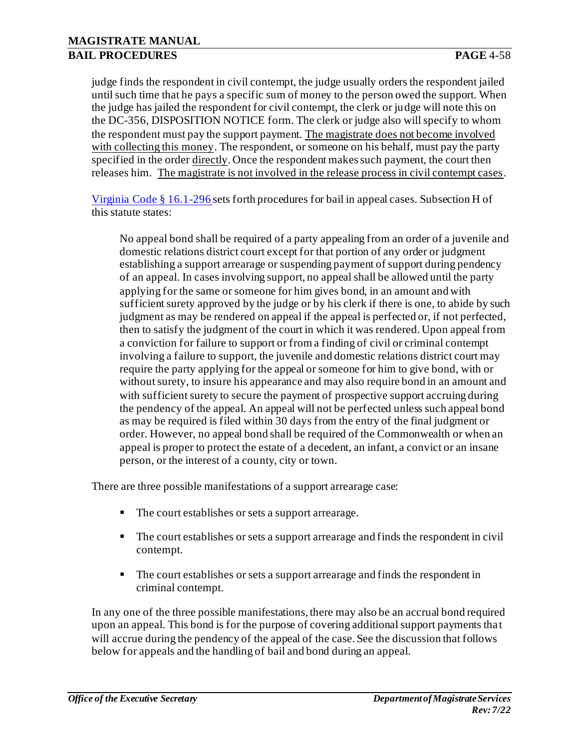judge finds the respondent in civil contempt, the judge usually orders the respondent jailed until such time that he pays a specific sum of money to the person owed the support. When the judge has jailed the respondent for civil contempt, the clerk or judge will note this on the DC-356, DISPOSITION NOTICE form. The clerk or judge also will specify to whom the respondent must pay the support payment. <u>The magistrate does not become involved with collecting this money</u>. The respondent, or someone on his behalf, must pay the party specified in the order <u>directly</u>. Once the respondent makes such payment, the court then releases him. <u>The magistrate is not involved in the release process in civil contempt cases</u>.

[Virginia Code § 16.1-296](#) sets forth procedures for bail in appeal cases. Subsection H of this statute states:

> No appeal bond shall be required of a party appealing from an order of a juvenile and domestic relations district court except for that portion of any order or judgment establishing a support arrearage or suspending payment of support during pendency of an appeal. In cases involving support, no appeal shall be allowed until the party applying for the same or someone for him gives bond, in an amount and with sufficient surety approved by the judge or by his clerk if there is one, to abide by such judgment as may be rendered on appeal if the appeal is perfected or, if not perfected, then to satisfy the judgment of the court in which it was rendered. Upon appeal from a conviction for failure to support or from a finding of civil or criminal contempt involving a failure to support, the juvenile and domestic relations district court may require the party applying for the appeal or someone for him to give bond, with or without surety, to insure his appearance and may also require bond in an amount and with sufficient surety to secure the payment of prospective support accruing during the pendency of the appeal. An appeal will not be perfected unless such appeal bond as may be required is filed within 30 days from the entry of the final judgment or order. However, no appeal bond shall be required of the Commonwealth or when an appeal is proper to protect the estate of a decedent, an infant, a convict or an insane person, or the interest of a county, city or town.

There are three possible manifestations of a support arrearage case:

- The court establishes or sets a support arrearage.
- The court establishes or sets a support arrearage and finds the respondent in civil contempt.
- The court establishes or sets a support arrearage and finds the respondent in criminal contempt.

In any one of the three possible manifestations, there may also be an accrual bond required upon an appeal. This bond is for the purpose of covering additional support payments that will accrue during the pendency of the appeal of the case. See the discussion that follows below for appeals and the handling of bail and bond during an appeal.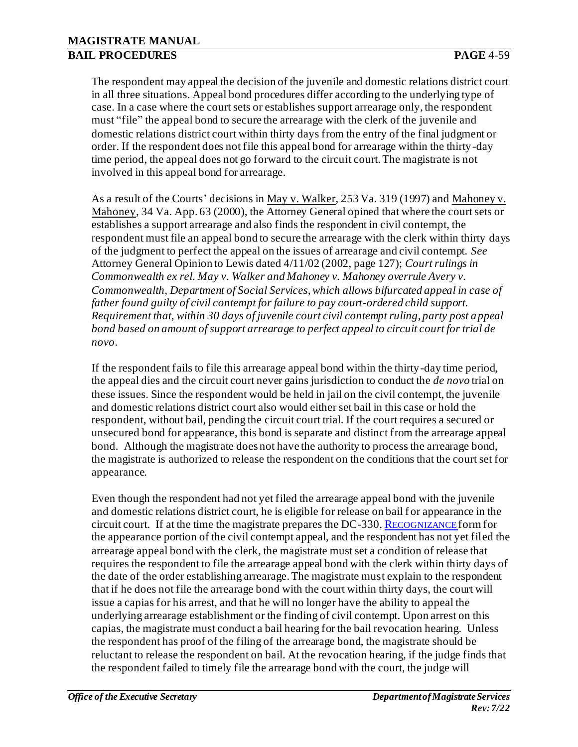The respondent may appeal the decision of the juvenile and domestic relations district court in all three situations. Appeal bond procedures differ according to the underlying type of case. In a case where the court sets or establishes support arrearage only, the respondent must "file" the appeal bond to secure the arrearage with the clerk of the juvenile and domestic relations district court within thirty days from the entry of the final judgment or order. If the respondent does not file this appeal bond for arrearage within the thirty-day time period, the appeal does not go forward to the circuit court. The magistrate is not involved in this appeal bond for arrearage.

As a result of the Courts' decisions in May v. Walker, 253 Va. 319 (1997) and Mahoney v. Mahoney, 34 Va. App. 63 (2000), the Attorney General opined that where the court sets or establishes a support arrearage and also finds the respondent in civil contempt, the respondent must file an appeal bond to secure the arrearage with the clerk within thirty days of the judgment to perfect the appeal on the issues of arrearage and civil contempt. *See* Attorney General Opinion to Lewis dated 4/11/02 (2002, page 127); *Court rulings in Commonwealth ex rel. May v. Walker and Mahoney v. Mahoney overrule Avery v. Commonwealth, Department of Social Services, which allows bifurcated appeal in case of father found guilty of civil contempt for failure to pay court-ordered child support. Requirement that, within 30 days of juvenile court civil contempt ruling, party post appeal bond based on amount of support arrearage to perfect appeal to circuit court for trial de novo*.

If the respondent fails to file this arrearage appeal bond within the thirty-day time period, the appeal dies and the circuit court never gains jurisdiction to conduct the *de novo* trial on these issues. Since the respondent would be held in jail on the civil contempt, the juvenile and domestic relations district court also would either set bail in this case or hold the respondent, without bail, pending the circuit court trial. If the court requires a secured or unsecured bond for appearance, this bond is separate and distinct from the arrearage appeal bond. Although the magistrate does not have the authority to process the arrearage bond, the magistrate is authorized to release the respondent on the conditions that the court set for appearance.

Even though the respondent had not yet filed the arrearage appeal bond with the juvenile and domestic relations district court, he is eligible for release on bail for appearance in the circuit court. If at the time the magistrate prepares the DC-330, RECOGNIZANCE form for the appearance portion of the civil contempt appeal, and the respondent has not yet filed the arrearage appeal bond with the clerk, the magistrate must set a condition of release that requires the respondent to file the arrearage appeal bond with the clerk within thirty days of the date of the order establishing arrearage. The magistrate must explain to the respondent that if he does not file the arrearage bond with the court within thirty days, the court will issue a capias for his arrest, and that he will no longer have the ability to appeal the underlying arrearage establishment or the finding of civil contempt. Upon arrest on this capias, the magistrate must conduct a bail hearing for the bail revocation hearing. Unless the respondent has proof of the filing of the arrearage bond, the magistrate should be reluctant to release the respondent on bail. At the revocation hearing, if the judge finds that the respondent failed to timely file the arrearage bond with the court, the judge will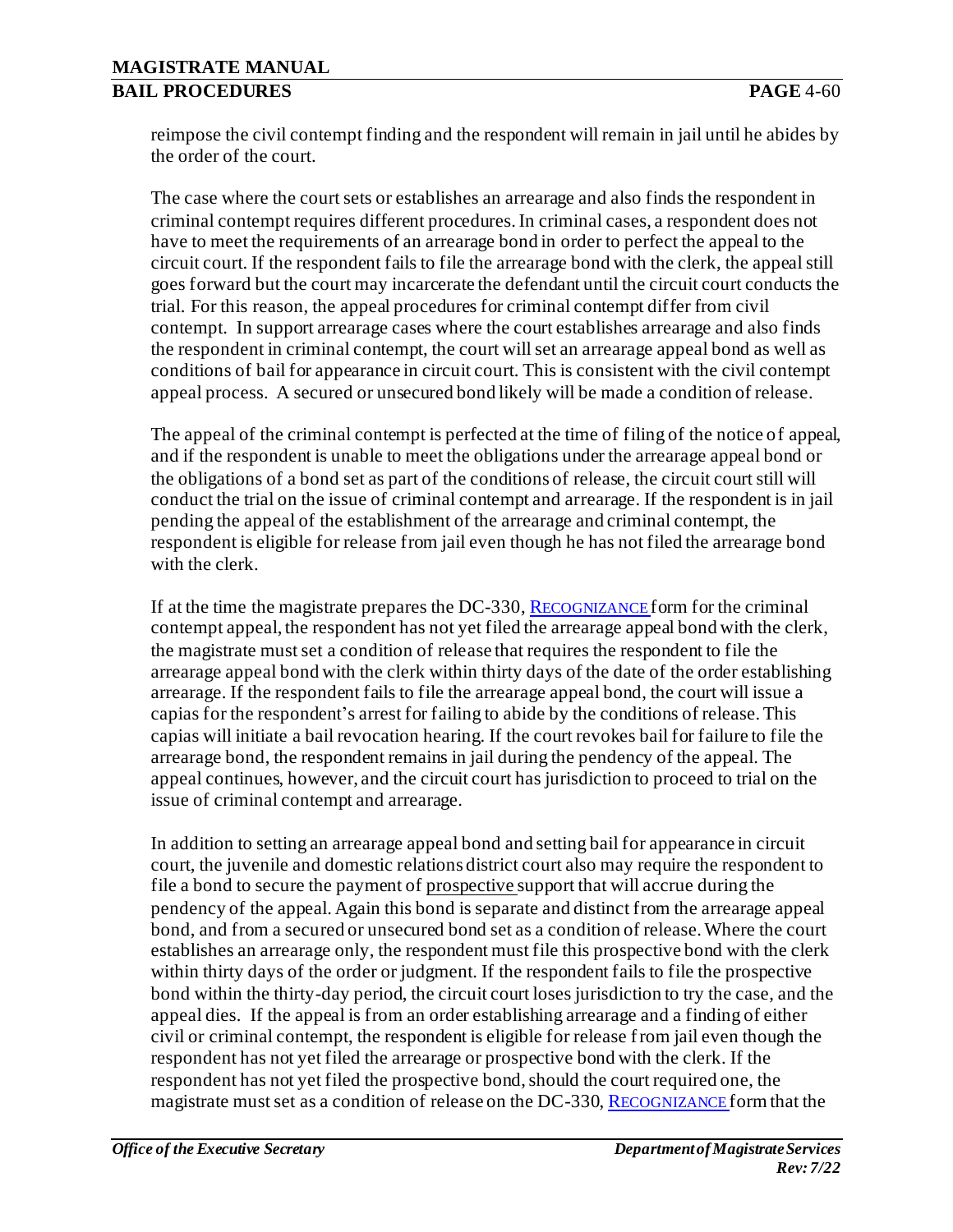reimpose the civil contempt finding and the respondent will remain in jail until he abides by the order of the court.

The case where the court sets or establishes an arrearage and also finds the respondent in criminal contempt requires different procedures. In criminal cases, a respondent does not have to meet the requirements of an arrearage bond in order to perfect the appeal to the circuit court. If the respondent fails to file the arrearage bond with the clerk, the appeal still goes forward but the court may incarcerate the defendant until the circuit court conducts the trial. For this reason, the appeal procedures for criminal contempt differ from civil contempt. In support arrearage cases where the court establishes arrearage and also finds the respondent in criminal contempt, the court will set an arrearage appeal bond as well as conditions of bail for appearance in circuit court. This is consistent with the civil contempt appeal process. A secured or unsecured bond likely will be made a condition of release.

The appeal of the criminal contempt is perfected at the time of filing of the notice of appeal, and if the respondent is unable to meet the obligations under the arrearage appeal bond or the obligations of a bond set as part of the conditions of release, the circuit court still will conduct the trial on the issue of criminal contempt and arrearage. If the respondent is in jail pending the appeal of the establishment of the arrearage and criminal contempt, the respondent is eligible for release from jail even though he has not filed the arrearage bond with the clerk.

If at the time the magistrate prepares the DC-330, RECOGNIZANCE form for the criminal contempt appeal, the respondent has not yet filed the arrearage appeal bond with the clerk, the magistrate must set a condition of release that requires the respondent to file the arrearage appeal bond with the clerk within thirty days of the date of the order establishing arrearage. If the respondent fails to file the arrearage appeal bond, the court will issue a capias for the respondent's arrest for failing to abide by the conditions of release. This capias will initiate a bail revocation hearing. If the court revokes bail for failure to file the arrearage bond, the respondent remains in jail during the pendency of the appeal. The appeal continues, however, and the circuit court has jurisdiction to proceed to trial on the issue of criminal contempt and arrearage.

In addition to setting an arrearage appeal bond and setting bail for appearance in circuit court, the juvenile and domestic relations district court also may require the respondent to file a bond to secure the payment of <u>prospective</u> support that will accrue during the pendency of the appeal. Again this bond is separate and distinct from the arrearage appeal bond, and from a secured or unsecured bond set as a condition of release. Where the court establishes an arrearage only, the respondent must file this prospective bond with the clerk within thirty days of the order or judgment. If the respondent fails to file the prospective bond within the thirty-day period, the circuit court loses jurisdiction to try the case, and the appeal dies. If the appeal is from an order establishing arrearage and a finding of either civil or criminal contempt, the respondent is eligible for release from jail even though the respondent has not yet filed the arrearage or prospective bond with the clerk. If the respondent has not yet filed the prospective bond, should the court required one, the magistrate must set as a condition of release on the DC-330, RECOGNIZANCE form that the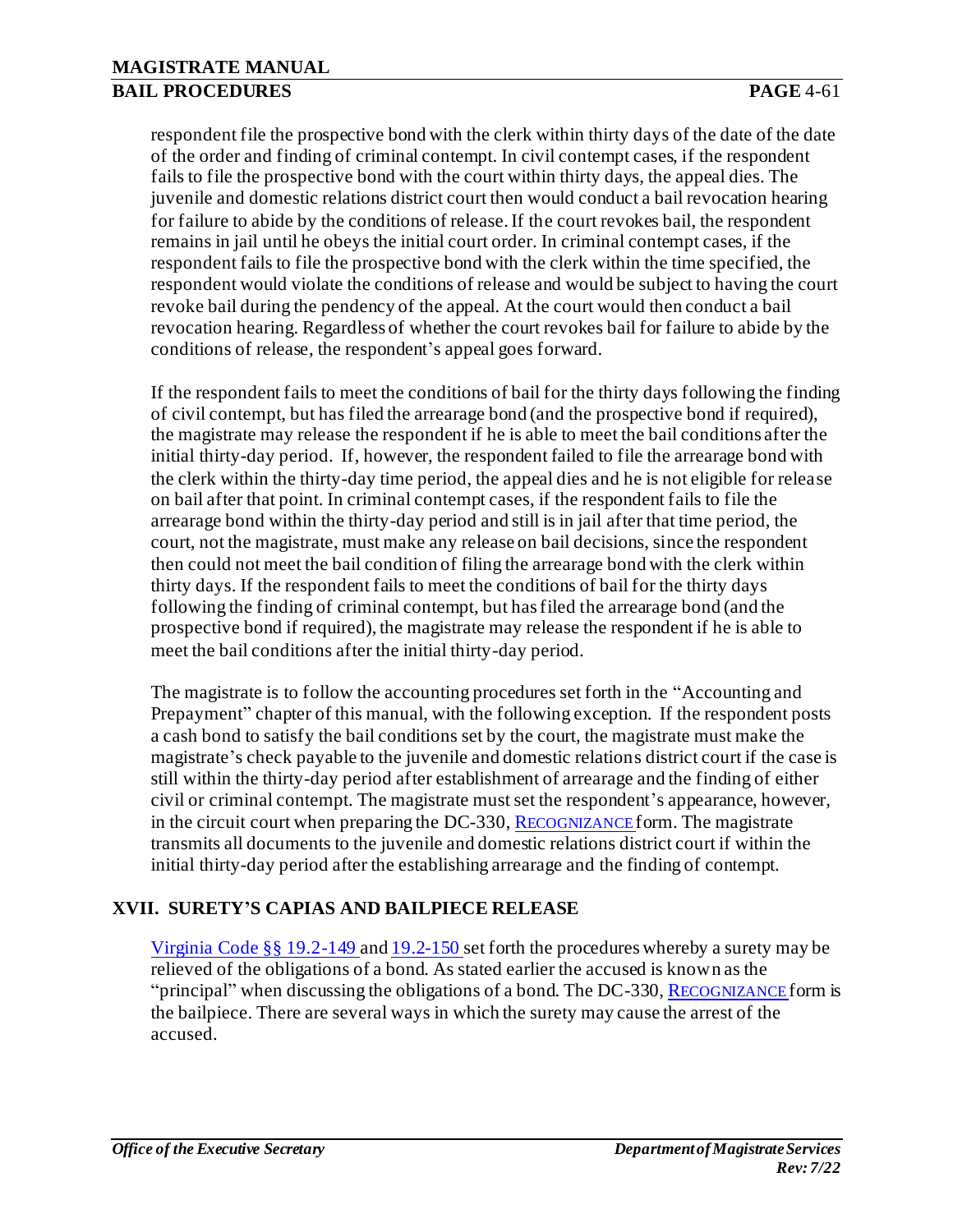respondent file the prospective bond with the clerk within thirty days of the date of the date of the order and finding of criminal contempt. In civil contempt cases, if the respondent fails to file the prospective bond with the court within thirty days, the appeal dies. The juvenile and domestic relations district court then would conduct a bail revocation hearing for failure to abide by the conditions of release. If the court revokes bail, the respondent remains in jail until he obeys the initial court order. In criminal contempt cases, if the respondent fails to file the prospective bond with the clerk within the time specified, the respondent would violate the conditions of release and would be subject to having the court revoke bail during the pendency of the appeal. At the court would then conduct a bail revocation hearing. Regardless of whether the court revokes bail for failure to abide by the conditions of release, the respondent's appeal goes forward.

If the respondent fails to meet the conditions of bail for the thirty days following the finding of civil contempt, but has filed the arrearage bond (and the prospective bond if required), the magistrate may release the respondent if he is able to meet the bail conditions after the initial thirty-day period. If, however, the respondent failed to file the arrearage bond with the clerk within the thirty-day time period, the appeal dies and he is not eligible for release on bail after that point. In criminal contempt cases, if the respondent fails to file the arrearage bond within the thirty-day period and still is in jail after that time period, the court, not the magistrate, must make any release on bail decisions, since the respondent then could not meet the bail condition of filing the arrearage bond with the clerk within thirty days. If the respondent fails to meet the conditions of bail for the thirty days following the finding of criminal contempt, but has filed the arrearage bond (and the prospective bond if required), the magistrate may release the respondent if he is able to meet the bail conditions after the initial thirty-day period.

The magistrate is to follow the accounting procedures set forth in the "Accounting and Prepayment" chapter of this manual, with the following exception. If the respondent posts a cash bond to satisfy the bail conditions set by the court, the magistrate must make the magistrate's check payable to the juvenile and domestic relations district court if the case is still within the thirty-day period after establishment of arrearage and the finding of either civil or criminal contempt. The magistrate must set the respondent's appearance, however, in the circuit court when preparing the DC-330, RECOGNIZANCE form. The magistrate transmits all documents to the juvenile and domestic relations district court if within the initial thirty-day period after the establishing arrearage and the finding of contempt.

## XVII. SURETY'S CAPIAS AND BAILPIECE RELEASE

Virginia Code §§ 19.2-149 and 19.2-150 set forth the procedures whereby a surety may be relieved of the obligations of a bond. As stated earlier the accused is known as the "principal" when discussing the obligations of a bond. The DC-330, RECOGNIZANCE form is the bailpiece. There are several ways in which the surety may cause the arrest of the accused.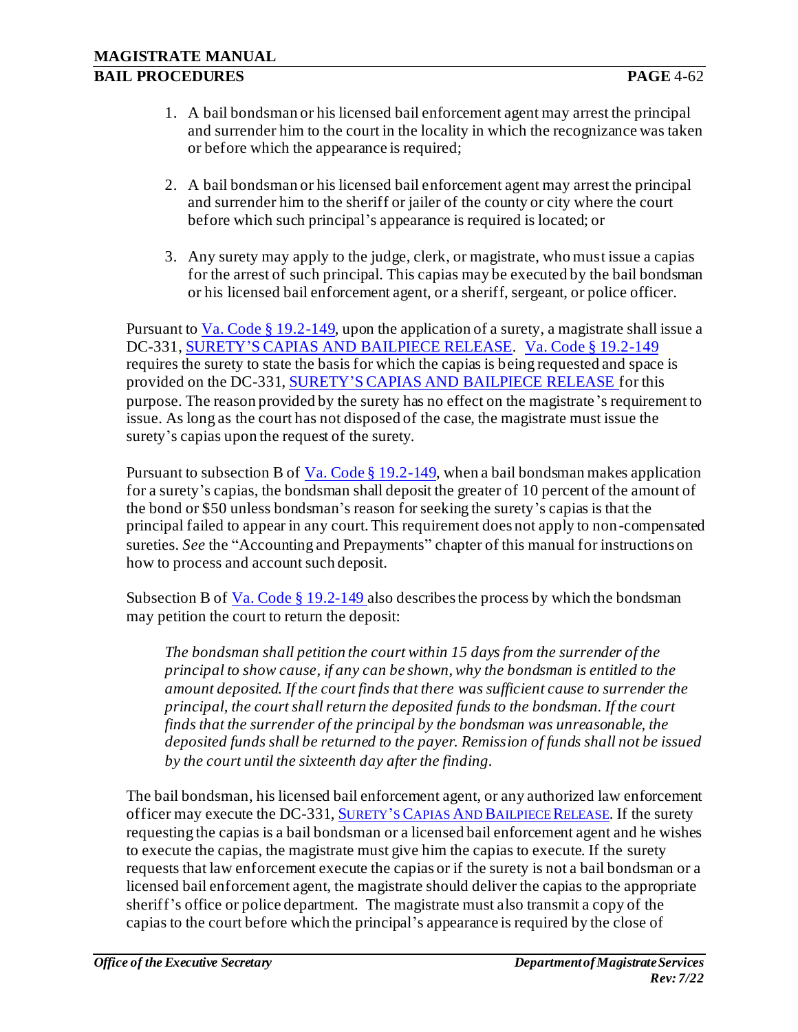1. A bail bondsman or his licensed bail enforcement agent may arrest the principal and surrender him to the court in the locality in which the recognizance was taken or before which the appearance is required;

2. A bail bondsman or his licensed bail enforcement agent may arrest the principal and surrender him to the sheriff or jailer of the county or city where the court before which such principal's appearance is required is located; or

3. Any surety may apply to the judge, clerk, or magistrate, who must issue a capias for the arrest of such principal. This capias may be executed by the bail bondsman or his licensed bail enforcement agent, or a sheriff, sergeant, or police officer.

Pursuant to Va. Code § 19.2-149, upon the application of a surety, a magistrate shall issue a DC-331, SURETY'S CAPIAS AND BAILPIECE RELEASE. Va. Code § 19.2-149 requires the surety to state the basis for which the capias is being requested and space is provided on the DC-331, SURETY'S CAPIAS AND BAILPIECE RELEASE for this purpose. The reason provided by the surety has no effect on the magistrate's requirement to issue. As long as the court has not disposed of the case, the magistrate must issue the surety's capias upon the request of the surety.

Pursuant to subsection B of Va. Code § 19.2-149, when a bail bondsman makes application for a surety's capias, the bondsman shall deposit the greater of 10 percent of the amount of the bond or $50 unless bondsman's reason for seeking the surety's capias is that the principal failed to appear in any court. This requirement does not apply to non-compensated sureties. *See* the "Accounting and Prepayments" chapter of this manual for instructions on how to process and account such deposit.

Subsection B of Va. Code § 19.2-149 also describes the process by which the bondsman may petition the court to return the deposit:

> *The bondsman shall petition the court within 15 days from the surrender of the principal to show cause, if any can be shown, why the bondsman is entitled to the amount deposited. If the court finds that there was sufficient cause to surrender the principal, the court shall return the deposited funds to the bondsman. If the court finds that the surrender of the principal by the bondsman was unreasonable, the deposited funds shall be returned to the payer. Remission of funds shall not be issued by the court until the sixteenth day after the finding.*

The bail bondsman, his licensed bail enforcement agent, or any authorized law enforcement officer may execute the DC-331, SURETY'S CAPIAS AND BAILPIECE RELEASE. If the surety requesting the capias is a bail bondsman or a licensed bail enforcement agent and he wishes to execute the capias, the magistrate must give him the capias to execute. If the surety requests that law enforcement execute the capias or if the surety is not a bail bondsman or a licensed bail enforcement agent, the magistrate should deliver the capias to the appropriate sheriff's office or police department. The magistrate must also transmit a copy of the capias to the court before which the principal's appearance is required by the close of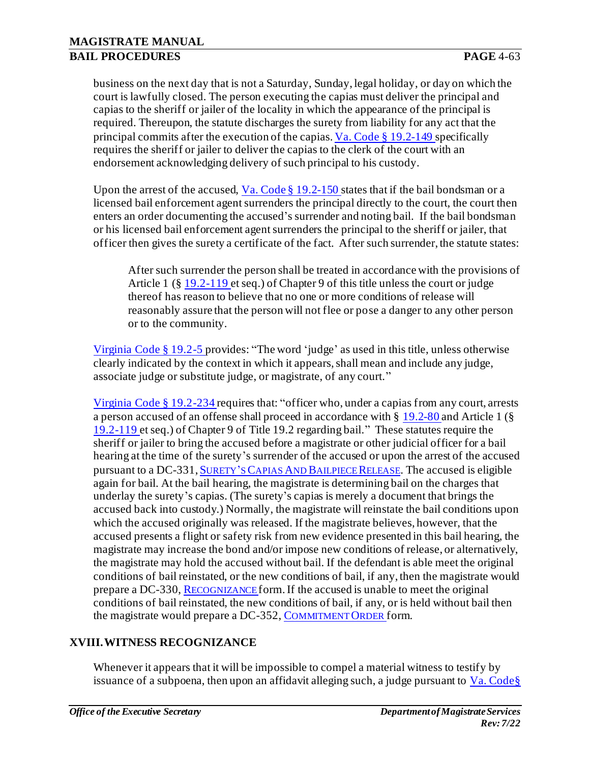business on the next day that is not a Saturday, Sunday, legal holiday, or day on which the court is lawfully closed. The person executing the capias must deliver the principal and capias to the sheriff or jailer of the locality in which the appearance of the principal is required. Thereupon, the statute discharges the surety from liability for any act that the principal commits after the execution of the capias. Va. Code § 19.2-149 specifically requires the sheriff or jailer to deliver the capias to the clerk of the court with an endorsement acknowledging delivery of such principal to his custody.

Upon the arrest of the accused, Va. Code § 19.2-150 states that if the bail bondsman or a licensed bail enforcement agent surrenders the principal directly to the court, the court then enters an order documenting the accused's surrender and noting bail. If the bail bondsman or his licensed bail enforcement agent surrenders the principal to the sheriff or jailer, that officer then gives the surety a certificate of the fact. After such surrender, the statute states:

> After such surrender the person shall be treated in accordance with the provisions of Article 1 (§ 19.2-119 et seq.) of Chapter 9 of this title unless the court or judge thereof has reason to believe that no one or more conditions of release will reasonably assure that the person will not flee or pose a danger to any other person or to the community.

Virginia Code § 19.2-5 provides: "The word 'judge' as used in this title, unless otherwise clearly indicated by the context in which it appears, shall mean and include any judge, associate judge or substitute judge, or magistrate, of any court."

Virginia Code § 19.2-234 requires that: "officer who, under a capias from any court, arrests a person accused of an offense shall proceed in accordance with § 19.2-80 and Article 1 (§ 19.2-119 et seq.) of Chapter 9 of Title 19.2 regarding bail." These statutes require the sheriff or jailer to bring the accused before a magistrate or other judicial officer for a bail hearing at the time of the surety's surrender of the accused or upon the arrest of the accused pursuant to a DC-331, SURETY'S CAPIAS AND BAILPIECE RELEASE. The accused is eligible again for bail. At the bail hearing, the magistrate is determining bail on the charges that underlay the surety's capias. (The surety's capias is merely a document that brings the accused back into custody.) Normally, the magistrate will reinstate the bail conditions upon which the accused originally was released. If the magistrate believes, however, that the accused presents a flight or safety risk from new evidence presented in this bail hearing, the magistrate may increase the bond and/or impose new conditions of release, or alternatively, the magistrate may hold the accused without bail. If the defendant is able meet the original conditions of bail reinstated, or the new conditions of bail, if any, then the magistrate would prepare a DC-330, RECOGNIZANCE form. If the accused is unable to meet the original conditions of bail reinstated, the new conditions of bail, if any, or is held without bail then the magistrate would prepare a DC-352, COMMITMENT ORDER form.

## XVIII. WITNESS RECOGNIZANCE

Whenever it appears that it will be impossible to compel a material witness to testify by issuance of a subpoena, then upon an affidavit alleging such, a judge pursuant to Va. Code §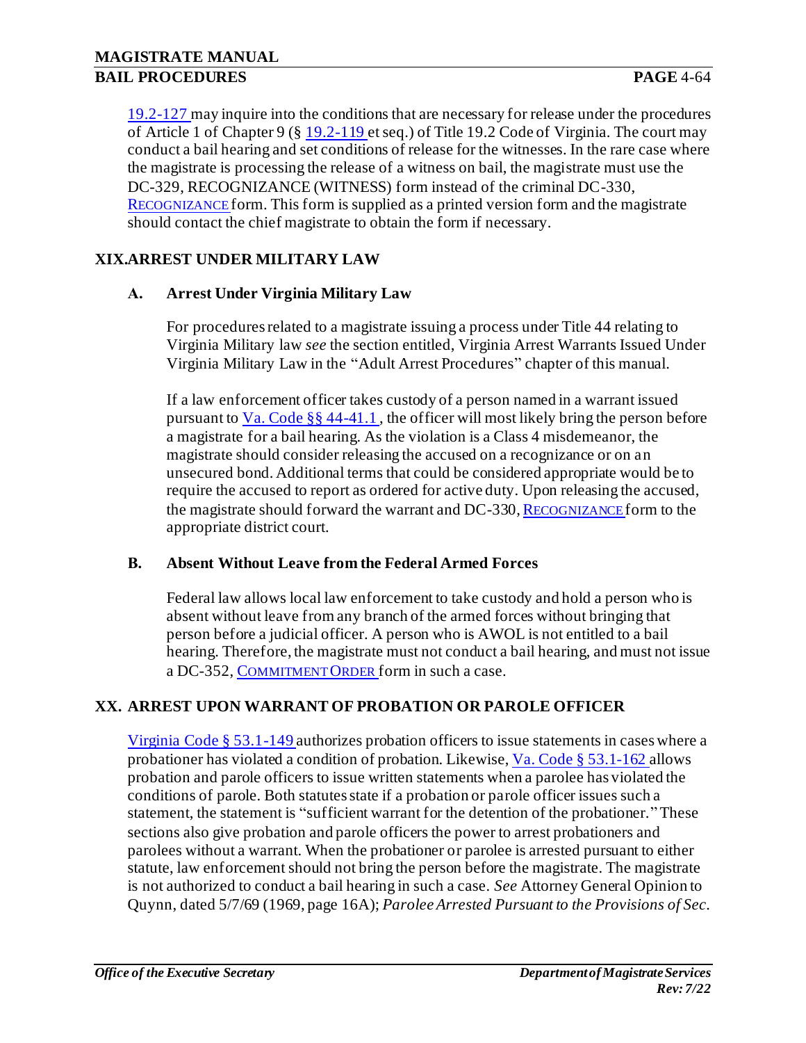19.2-127 may inquire into the conditions that are necessary for release under the procedures of Article 1 of Chapter 9 (§ 19.2-119 et seq.) of Title 19.2 Code of Virginia. The court may conduct a bail hearing and set conditions of release for the witnesses. In the rare case where the magistrate is processing the release of a witness on bail, the magistrate must use the DC-329, RECOGNIZANCE (WITNESS) form instead of the criminal DC-330, RECOGNIZANCE form. This form is supplied as a printed version form and the magistrate should contact the chief magistrate to obtain the form if necessary.

## XIX. ARREST UNDER MILITARY LAW

### A. Arrest Under Virginia Military Law

For procedures related to a magistrate issuing a process under Title 44 relating to Virginia Military law *see* the section entitled, Virginia Arrest Warrants Issued Under Virginia Military Law in the "Adult Arrest Procedures" chapter of this manual.

If a law enforcement officer takes custody of a person named in a warrant issued pursuant to Va. Code §§ 44-41.1, the officer will most likely bring the person before a magistrate for a bail hearing. As the violation is a Class 4 misdemeanor, the magistrate should consider releasing the accused on a recognizance or on an unsecured bond. Additional terms that could be considered appropriate would be to require the accused to report as ordered for active duty. Upon releasing the accused, the magistrate should forward the warrant and DC-330, RECOGNIZANCE form to the appropriate district court.

### B. Absent Without Leave from the Federal Armed Forces

Federal law allows local law enforcement to take custody and hold a person who is absent without leave from any branch of the armed forces without bringing that person before a judicial officer. A person who is AWOL is not entitled to a bail hearing. Therefore, the magistrate must not conduct a bail hearing, and must not issue a DC-352, COMMITMENT ORDER form in such a case.

## XX. ARREST UPON WARRANT OF PROBATION OR PAROLE OFFICER

Virginia Code § 53.1-149 authorizes probation officers to issue statements in cases where a probationer has violated a condition of probation. Likewise, Va. Code § 53.1-162 allows probation and parole officers to issue written statements when a parolee has violated the conditions of parole. Both statutes state if a probation or parole officer issues such a statement, the statement is "sufficient warrant for the detention of the probationer." These sections also give probation and parole officers the power to arrest probationers and parolees without a warrant. When the probationer or parolee is arrested pursuant to either statute, law enforcement should not bring the person before the magistrate. The magistrate is not authorized to conduct a bail hearing in such a case. *See* Attorney General Opinion to Quynn, dated 5/7/69 (1969, page 16A); *Parolee Arrested Pursuant to the Provisions of Sec.*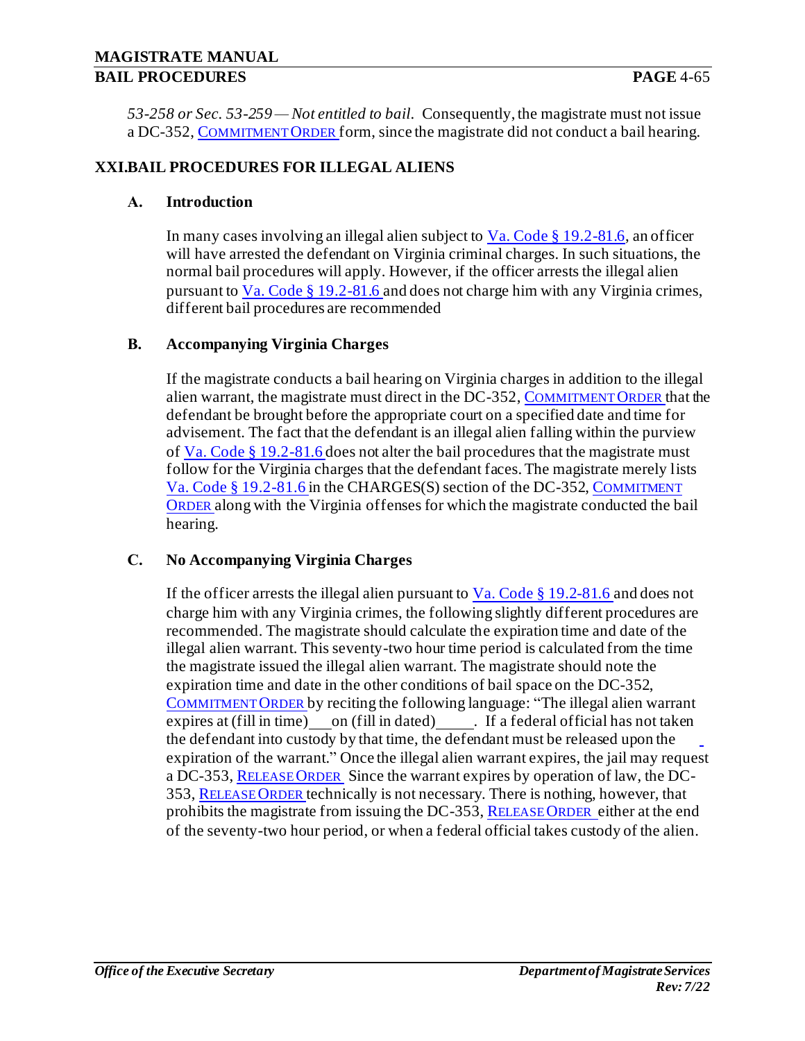*53-258 or Sec. 53-259 — Not entitled to bail.* Consequently, the magistrate must not issue a DC-352, COMMITMENT ORDER form, since the magistrate did not conduct a bail hearing.

## XXI. BAIL PROCEDURES FOR ILLEGAL ALIENS

### A. Introduction

In many cases involving an illegal alien subject to Va. Code § 19.2-81.6, an officer will have arrested the defendant on Virginia criminal charges. In such situations, the normal bail procedures will apply. However, if the officer arrests the illegal alien pursuant to Va. Code § 19.2-81.6 and does not charge him with any Virginia crimes, different bail procedures are recommended

### B. Accompanying Virginia Charges

If the magistrate conducts a bail hearing on Virginia charges in addition to the illegal alien warrant, the magistrate must direct in the DC-352, COMMITMENT ORDER that the defendant be brought before the appropriate court on a specified date and time for advisement. The fact that the defendant is an illegal alien falling within the purview of Va. Code § 19.2-81.6 does not alter the bail procedures that the magistrate must follow for the Virginia charges that the defendant faces. The magistrate merely lists Va. Code § 19.2-81.6 in the CHARGES(S) section of the DC-352, COMMITMENT ORDER along with the Virginia offenses for which the magistrate conducted the bail hearing.

### C. No Accompanying Virginia Charges

If the officer arrests the illegal alien pursuant to Va. Code § 19.2-81.6 and does not charge him with any Virginia crimes, the following slightly different procedures are recommended. The magistrate should calculate the expiration time and date of the illegal alien warrant. This seventy-two hour time period is calculated from the time the magistrate issued the illegal alien warrant. The magistrate should note the expiration time and date in the other conditions of bail space on the DC-352, COMMITMENT ORDER by reciting the following language: "The illegal alien warrant expires at (fill in time)\_\_\_on (fill in dated)\_\_\_\_\_. If a federal official has not taken the defendant into custody by that time, the defendant must be released upon the expiration of the warrant." Once the illegal alien warrant expires, the jail may request a DC-353, RELEASE ORDER Since the warrant expires by operation of law, the DC-353, RELEASE ORDER technically is not necessary. There is nothing, however, that prohibits the magistrate from issuing the DC-353, RELEASE ORDER either at the end of the seventy-two hour period, or when a federal official takes custody of the alien.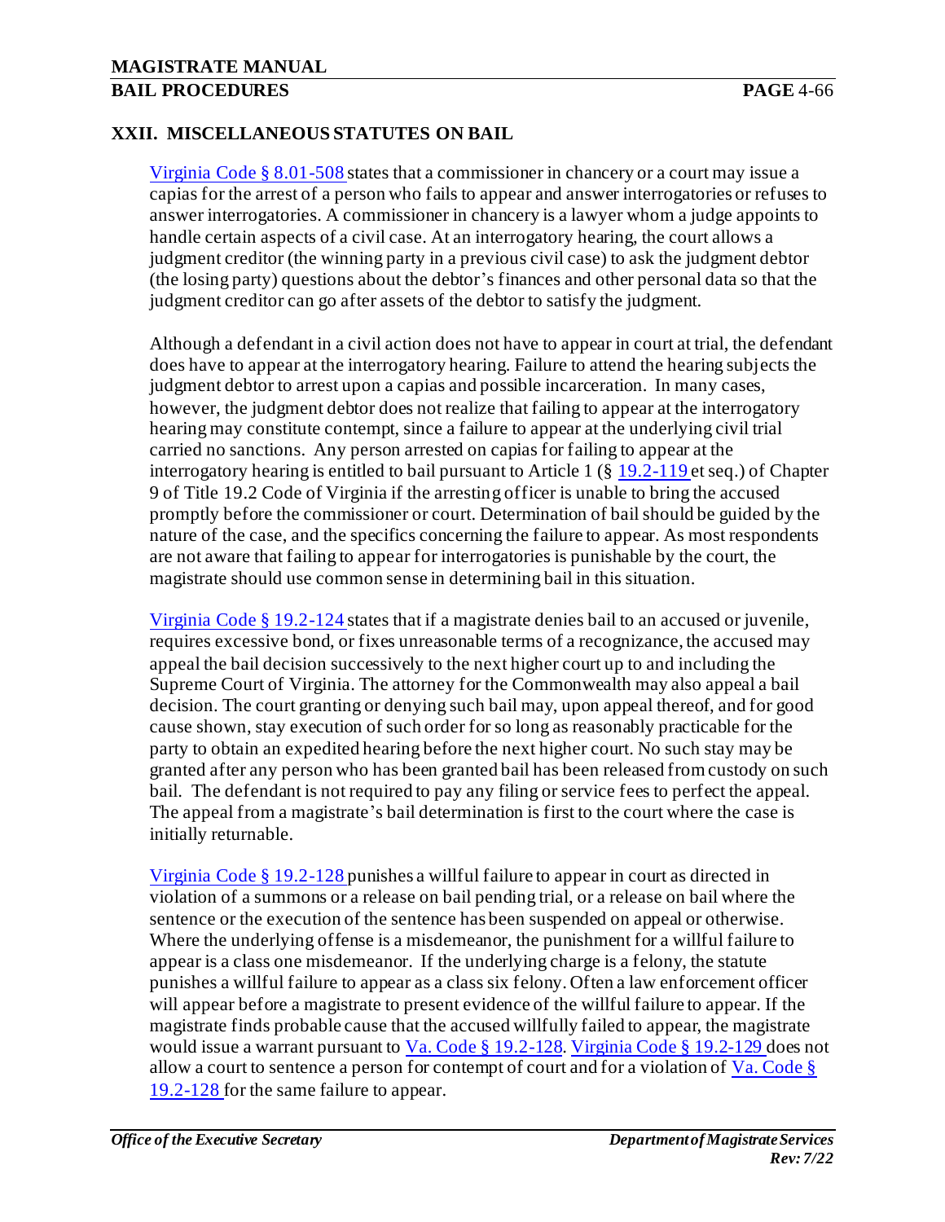## XXII. MISCELLANEOUS STATUTES ON BAIL

Virginia Code § 8.01-508 states that a commissioner in chancery or a court may issue a capias for the arrest of a person who fails to appear and answer interrogatories or refuses to answer interrogatories. A commissioner in chancery is a lawyer whom a judge appoints to handle certain aspects of a civil case. At an interrogatory hearing, the court allows a judgment creditor (the winning party in a previous civil case) to ask the judgment debtor (the losing party) questions about the debtor's finances and other personal data so that the judgment creditor can go after assets of the debtor to satisfy the judgment.

Although a defendant in a civil action does not have to appear in court at trial, the defendant does have to appear at the interrogatory hearing. Failure to attend the hearing subjects the judgment debtor to arrest upon a capias and possible incarceration. In many cases, however, the judgment debtor does not realize that failing to appear at the interrogatory hearing may constitute contempt, since a failure to appear at the underlying civil trial carried no sanctions. Any person arrested on capias for failing to appear at the interrogatory hearing is entitled to bail pursuant to Article 1 (§ 19.2-119 et seq.) of Chapter 9 of Title 19.2 Code of Virginia if the arresting officer is unable to bring the accused promptly before the commissioner or court. Determination of bail should be guided by the nature of the case, and the specifics concerning the failure to appear. As most respondents are not aware that failing to appear for interrogatories is punishable by the court, the magistrate should use common sense in determining bail in this situation.

Virginia Code § 19.2-124 states that if a magistrate denies bail to an accused or juvenile, requires excessive bond, or fixes unreasonable terms of a recognizance, the accused may appeal the bail decision successively to the next higher court up to and including the Supreme Court of Virginia. The attorney for the Commonwealth may also appeal a bail decision. The court granting or denying such bail may, upon appeal thereof, and for good cause shown, stay execution of such order for so long as reasonably practicable for the party to obtain an expedited hearing before the next higher court. No such stay may be granted after any person who has been granted bail has been released from custody on such bail. The defendant is not required to pay any filing or service fees to perfect the appeal. The appeal from a magistrate's bail determination is first to the court where the case is initially returnable.

Virginia Code § 19.2-128 punishes a willful failure to appear in court as directed in violation of a summons or a release on bail pending trial, or a release on bail where the sentence or the execution of the sentence has been suspended on appeal or otherwise. Where the underlying offense is a misdemeanor, the punishment for a willful failure to appear is a class one misdemeanor. If the underlying charge is a felony, the statute punishes a willful failure to appear as a class six felony. Often a law enforcement officer will appear before a magistrate to present evidence of the willful failure to appear. If the magistrate finds probable cause that the accused willfully failed to appear, the magistrate would issue a warrant pursuant to Va. Code § 19.2-128. Virginia Code § 19.2-129 does not allow a court to sentence a person for contempt of court and for a violation of Va. Code § 19.2-128 for the same failure to appear.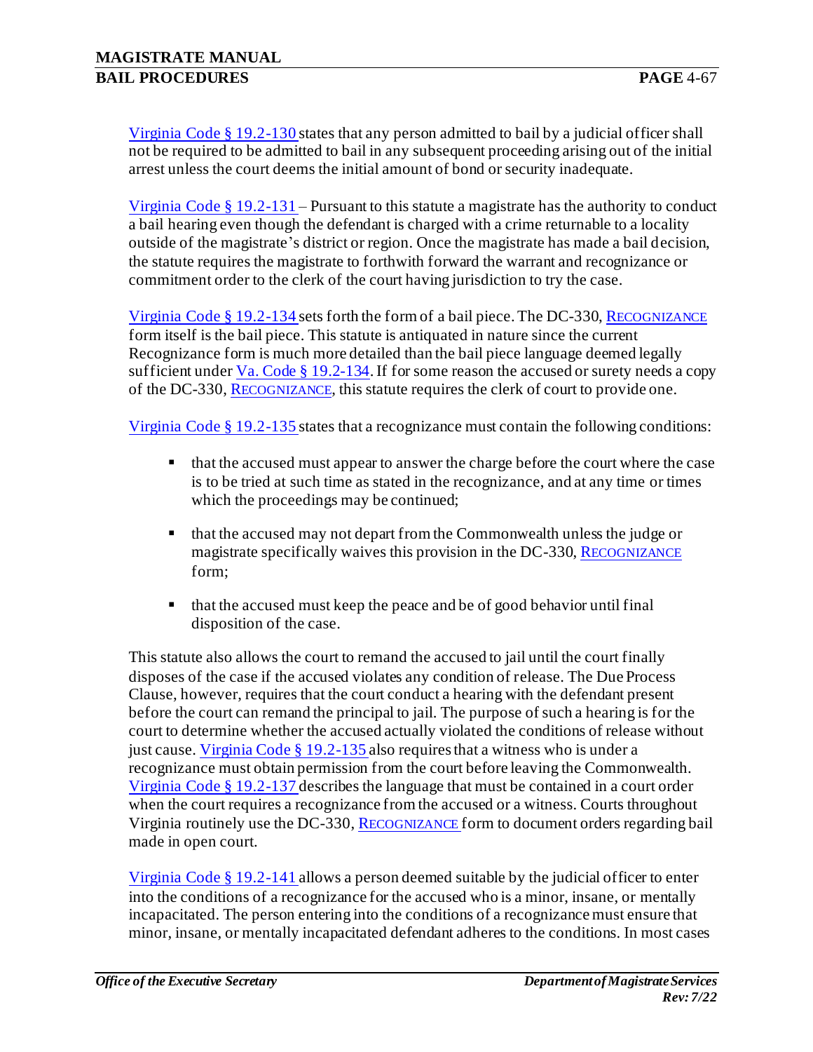Virginia Code § 19.2-130 states that any person admitted to bail by a judicial officer shall not be required to be admitted to bail in any subsequent proceeding arising out of the initial arrest unless the court deems the initial amount of bond or security inadequate.

Virginia Code § 19.2-131 – Pursuant to this statute a magistrate has the authority to conduct a bail hearing even though the defendant is charged with a crime returnable to a locality outside of the magistrate's district or region. Once the magistrate has made a bail decision, the statute requires the magistrate to forthwith forward the warrant and recognizance or commitment order to the clerk of the court having jurisdiction to try the case.

Virginia Code § 19.2-134 sets forth the form of a bail piece. The DC-330, RECOGNIZANCE form itself is the bail piece. This statute is antiquated in nature since the current Recognizance form is much more detailed than the bail piece language deemed legally sufficient under Va. Code § 19.2-134. If for some reason the accused or surety needs a copy of the DC-330, RECOGNIZANCE, this statute requires the clerk of court to provide one.

Virginia Code § 19.2-135 states that a recognizance must contain the following conditions:

- that the accused must appear to answer the charge before the court where the case is to be tried at such time as stated in the recognizance, and at any time or times which the proceedings may be continued;
- that the accused may not depart from the Commonwealth unless the judge or magistrate specifically waives this provision in the DC-330, RECOGNIZANCE form;
- that the accused must keep the peace and be of good behavior until final disposition of the case.

This statute also allows the court to remand the accused to jail until the court finally disposes of the case if the accused violates any condition of release. The Due Process Clause, however, requires that the court conduct a hearing with the defendant present before the court can remand the principal to jail. The purpose of such a hearing is for the court to determine whether the accused actually violated the conditions of release without just cause. Virginia Code § 19.2-135 also requires that a witness who is under a recognizance must obtain permission from the court before leaving the Commonwealth. Virginia Code § 19.2-137 describes the language that must be contained in a court order when the court requires a recognizance from the accused or a witness. Courts throughout Virginia routinely use the DC-330, RECOGNIZANCE form to document orders regarding bail made in open court.

Virginia Code § 19.2-141 allows a person deemed suitable by the judicial officer to enter into the conditions of a recognizance for the accused who is a minor, insane, or mentally incapacitated. The person entering into the conditions of a recognizance must ensure that minor, insane, or mentally incapacitated defendant adheres to the conditions. In most cases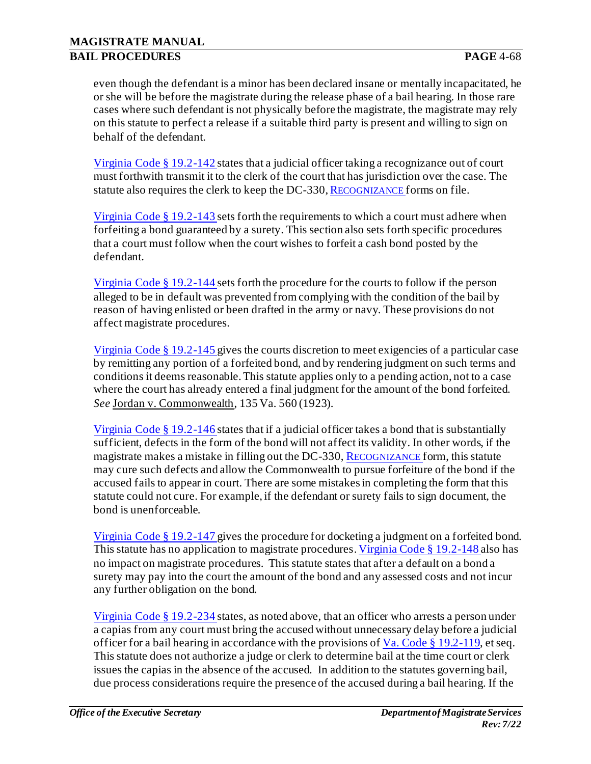even though the defendant is a minor has been declared insane or mentally incapacitated, he or she will be before the magistrate during the release phase of a bail hearing. In those rare cases where such defendant is not physically before the magistrate, the magistrate may rely on this statute to perfect a release if a suitable third party is present and willing to sign on behalf of the defendant.

Virginia Code § 19.2-142 states that a judicial officer taking a recognizance out of court must forthwith transmit it to the clerk of the court that has jurisdiction over the case. The statute also requires the clerk to keep the DC-330, RECOGNIZANCE forms on file.

Virginia Code § 19.2-143 sets forth the requirements to which a court must adhere when forfeiting a bond guaranteed by a surety. This section also sets forth specific procedures that a court must follow when the court wishes to forfeit a cash bond posted by the defendant.

Virginia Code § 19.2-144 sets forth the procedure for the courts to follow if the person alleged to be in default was prevented from complying with the condition of the bail by reason of having enlisted or been drafted in the army or navy. These provisions do not affect magistrate procedures.

Virginia Code § 19.2-145 gives the courts discretion to meet exigencies of a particular case by remitting any portion of a forfeited bond, and by rendering judgment on such terms and conditions it deems reasonable. This statute applies only to a pending action, not to a case where the court has already entered a final judgment for the amount of the bond forfeited. *See* Jordan v. Commonwealth, 135 Va. 560 (1923).

Virginia Code § 19.2-146 states that if a judicial officer takes a bond that is substantially sufficient, defects in the form of the bond will not affect its validity. In other words, if the magistrate makes a mistake in filling out the DC-330, RECOGNIZANCE form, this statute may cure such defects and allow the Commonwealth to pursue forfeiture of the bond if the accused fails to appear in court. There are some mistakes in completing the form that this statute could not cure. For example, if the defendant or surety fails to sign document, the bond is unenforceable.

Virginia Code § 19.2-147 gives the procedure for docketing a judgment on a forfeited bond. This statute has no application to magistrate procedures. Virginia Code § 19.2-148 also has no impact on magistrate procedures. This statute states that after a default on a bond a surety may pay into the court the amount of the bond and any assessed costs and not incur any further obligation on the bond.

Virginia Code § 19.2-234 states, as noted above, that an officer who arrests a person under a capias from any court must bring the accused without unnecessary delay before a judicial officer for a bail hearing in accordance with the provisions of Va. Code § 19.2-119, et seq. This statute does not authorize a judge or clerk to determine bail at the time court or clerk issues the capias in the absence of the accused. In addition to the statutes governing bail, due process considerations require the presence of the accused during a bail hearing. If the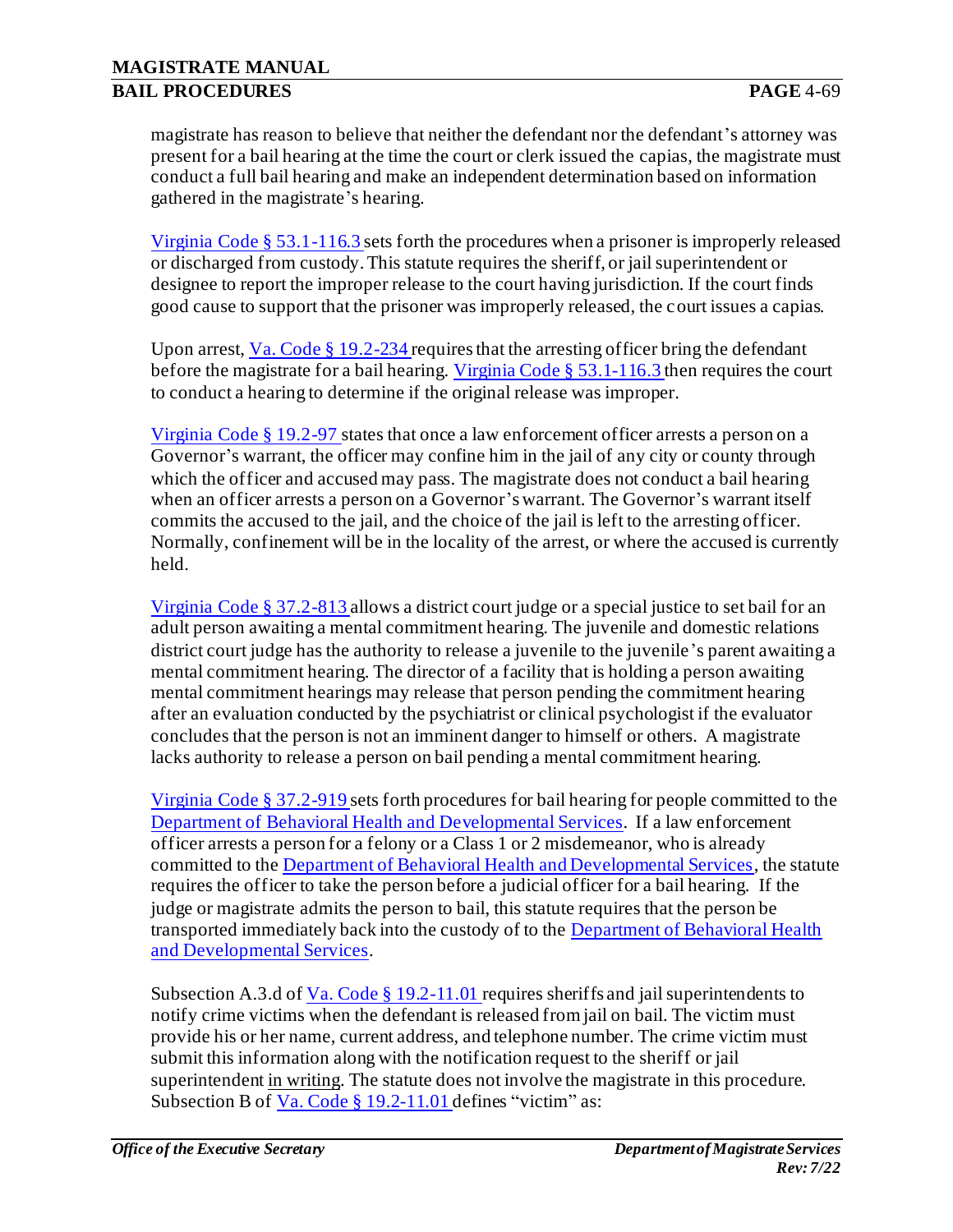magistrate has reason to believe that neither the defendant nor the defendant's attorney was present for a bail hearing at the time the court or clerk issued the capias, the magistrate must conduct a full bail hearing and make an independent determination based on information gathered in the magistrate's hearing.

Virginia Code § 53.1-116.3 sets forth the procedures when a prisoner is improperly released or discharged from custody. This statute requires the sheriff, or jail superintendent or designee to report the improper release to the court having jurisdiction. If the court finds good cause to support that the prisoner was improperly released, the court issues a capias.

Upon arrest, Va. Code § 19.2-234 requires that the arresting officer bring the defendant before the magistrate for a bail hearing. Virginia Code § 53.1-116.3 then requires the court to conduct a hearing to determine if the original release was improper.

Virginia Code § 19.2-97 states that once a law enforcement officer arrests a person on a Governor's warrant, the officer may confine him in the jail of any city or county through which the officer and accused may pass. The magistrate does not conduct a bail hearing when an officer arrests a person on a Governor's warrant. The Governor's warrant itself commits the accused to the jail, and the choice of the jail is left to the arresting officer. Normally, confinement will be in the locality of the arrest, or where the accused is currently held.

Virginia Code § 37.2-813 allows a district court judge or a special justice to set bail for an adult person awaiting a mental commitment hearing. The juvenile and domestic relations district court judge has the authority to release a juvenile to the juvenile's parent awaiting a mental commitment hearing. The director of a facility that is holding a person awaiting mental commitment hearings may release that person pending the commitment hearing after an evaluation conducted by the psychiatrist or clinical psychologist if the evaluator concludes that the person is not an imminent danger to himself or others. A magistrate lacks authority to release a person on bail pending a mental commitment hearing.

Virginia Code § 37.2-919 sets forth procedures for bail hearing for people committed to the Department of Behavioral Health and Developmental Services. If a law enforcement officer arrests a person for a felony or a Class 1 or 2 misdemeanor, who is already committed to the Department of Behavioral Health and Developmental Services, the statute requires the officer to take the person before a judicial officer for a bail hearing. If the judge or magistrate admits the person to bail, this statute requires that the person be transported immediately back into the custody of to the Department of Behavioral Health and Developmental Services.

Subsection A.3.d of Va. Code § 19.2-11.01 requires sheriffs and jail superintendents to notify crime victims when the defendant is released from jail on bail. The victim must provide his or her name, current address, and telephone number. The crime victim must submit this information along with the notification request to the sheriff or jail superintendent <u>in writing</u>. The statute does not involve the magistrate in this procedure. Subsection B of Va. Code § 19.2-11.01 defines "victim" as: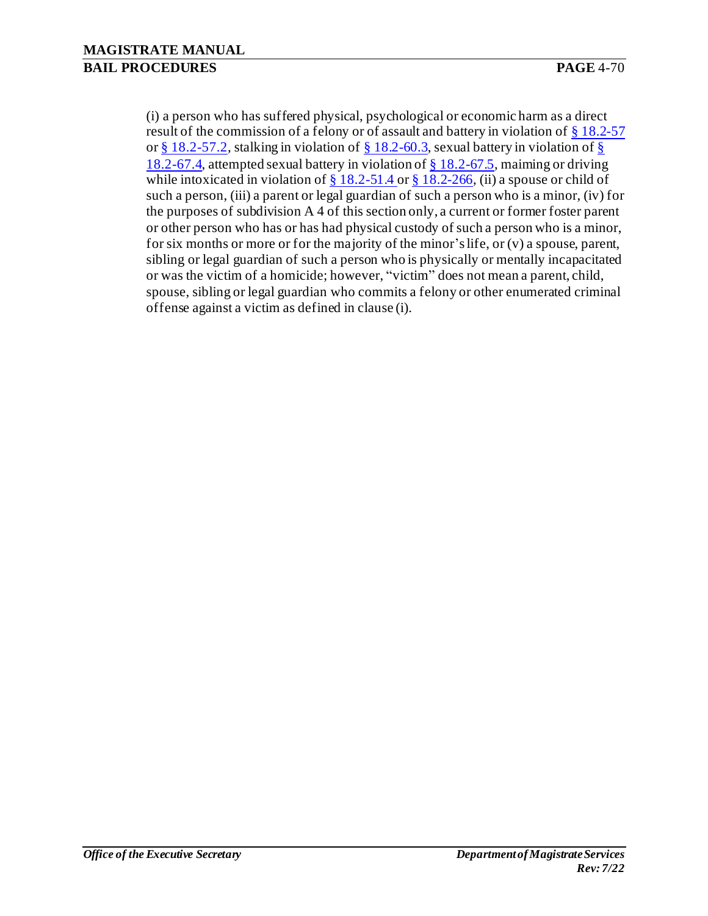(i) a person who has suffered physical, psychological or economic harm as a direct result of the commission of a felony or of assault and battery in violation of § 18.2-57 or § 18.2-57.2, stalking in violation of § 18.2-60.3, sexual battery in violation of § 18.2-67.4, attempted sexual battery in violation of § 18.2-67.5, maiming or driving while intoxicated in violation of § 18.2-51.4 or § 18.2-266, (ii) a spouse or child of such a person, (iii) a parent or legal guardian of such a person who is a minor, (iv) for the purposes of subdivision A 4 of this section only, a current or former foster parent or other person who has or has had physical custody of such a person who is a minor, for six months or more or for the majority of the minor's life, or (v) a spouse, parent, sibling or legal guardian of such a person who is physically or mentally incapacitated or was the victim of a homicide; however, "victim" does not mean a parent, child, spouse, sibling or legal guardian who commits a felony or other enumerated criminal offense against a victim as defined in clause (i).